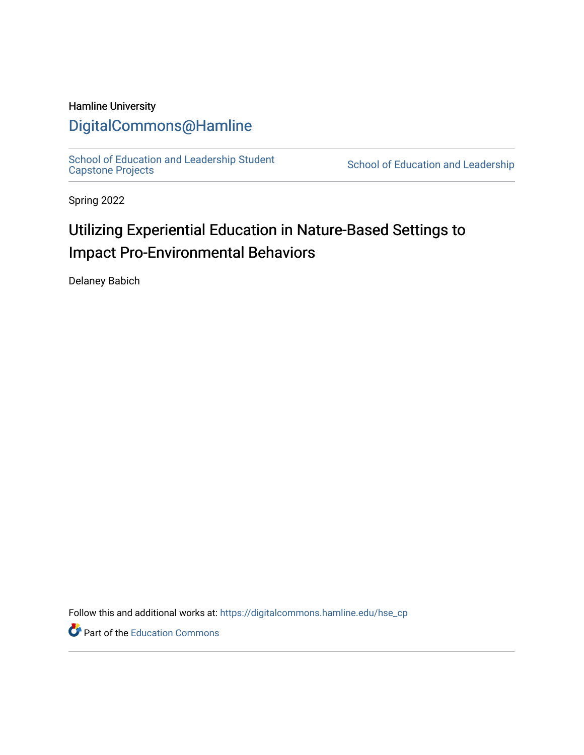Hamline University

# DigitalCommons@Hamline

School of Education and Leadership Student Capstone Projects | School of Education and Leadership

Spring 2022

## Utilizing Experiential Education in Nature-Based Settings to Impact Pro-Environmental Behaviors

Delaney Babich

Follow this and additional works at: https://digitalcommons.hamline.edu/hse_cp

Part of the Education Commons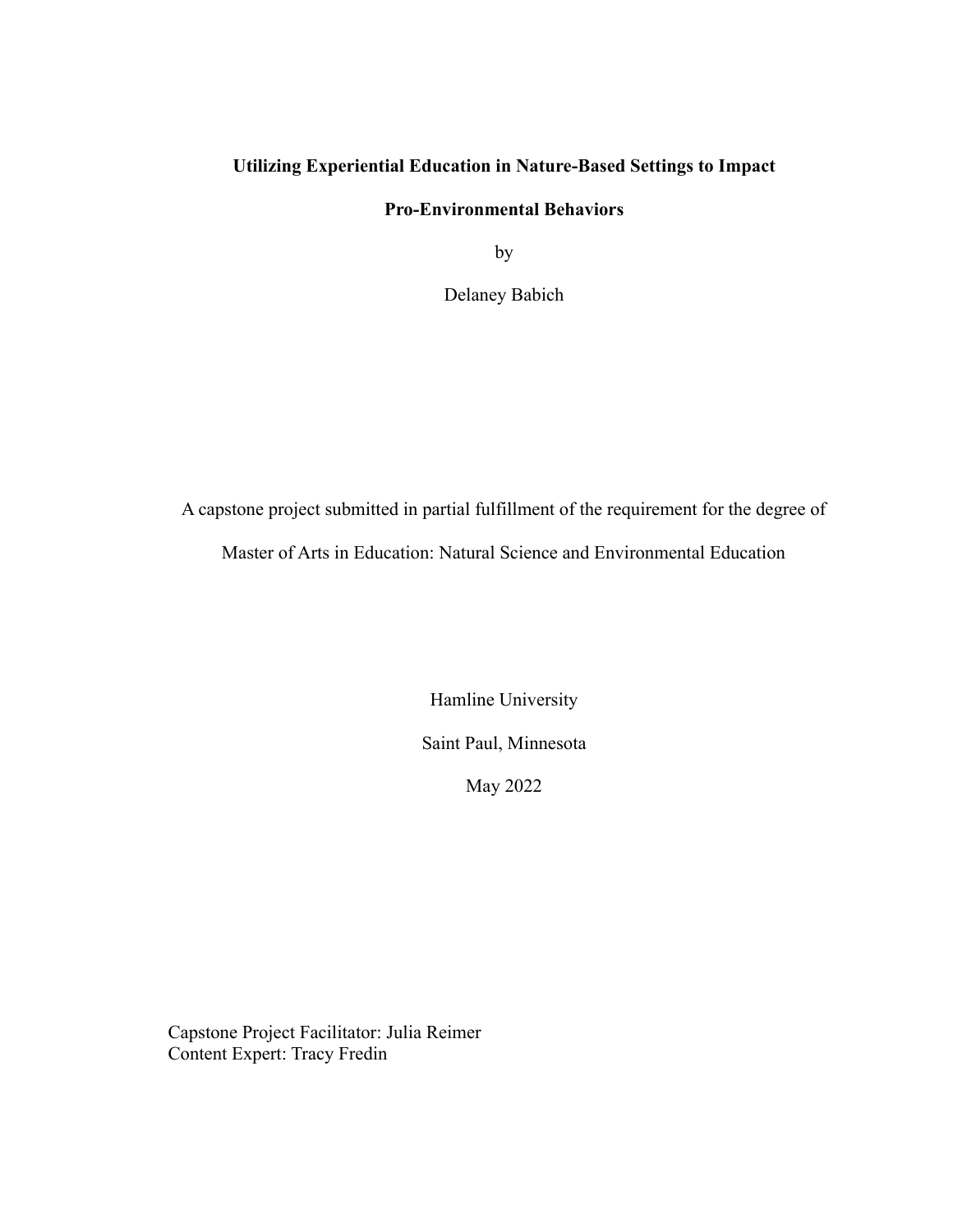**Utilizing Experiential Education in Nature-Based Settings to Impact**

**Pro-Environmental Behaviors**

by

Delaney Babich

A capstone project submitted in partial fulfillment of the requirement for the degree of

Master of Arts in Education: Natural Science and Environmental Education

Hamline University

Saint Paul, Minnesota

May 2022

Capstone Project Facilitator: Julia Reimer
Content Expert: Tracy Fredin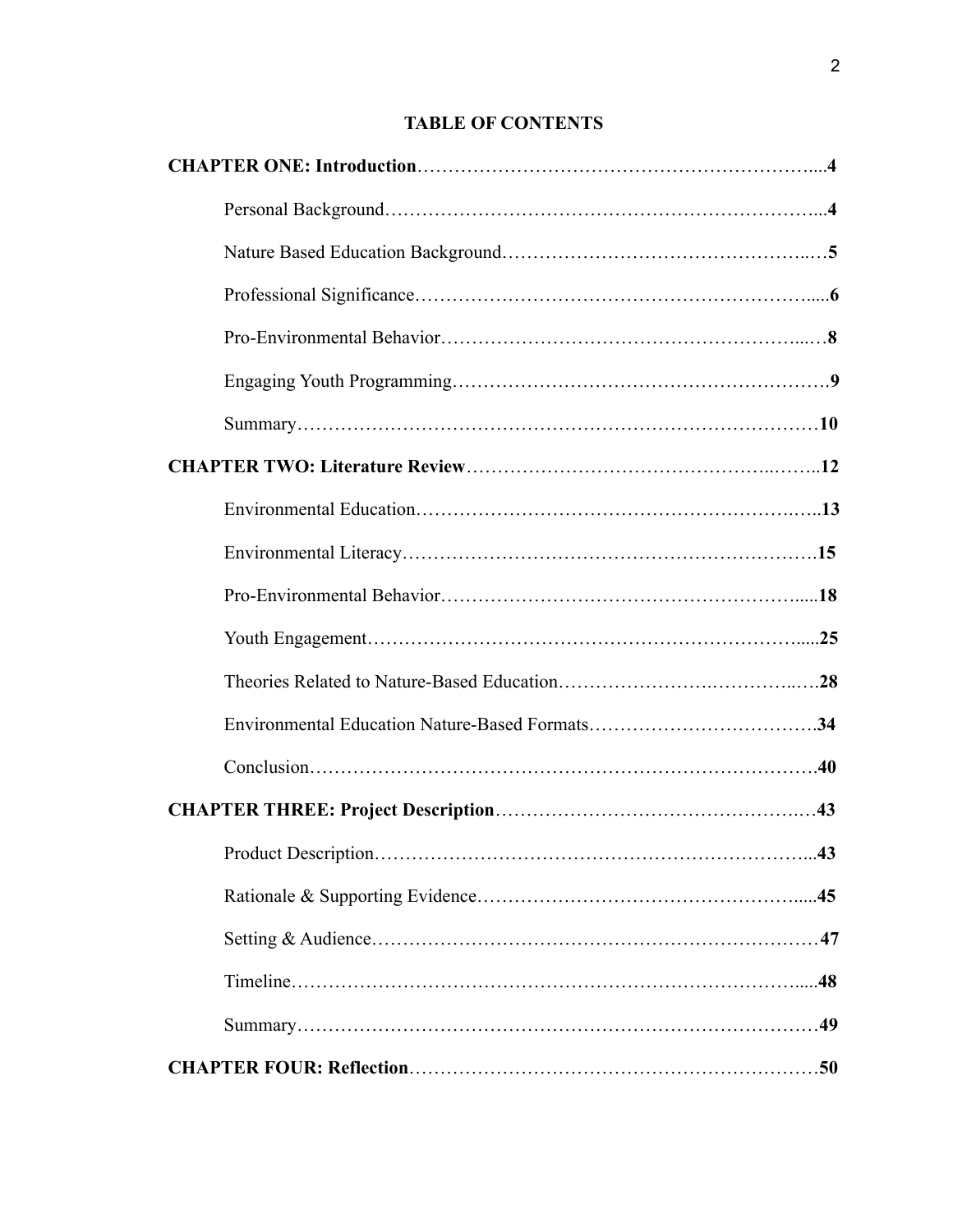**TABLE OF CONTENTS**

**CHAPTER ONE: Introduction**……………………………………………………….....**4**

Personal Background…………………………………………………………….....**4**

Nature Based Education Background………………………………………….…**5**

Professional Significance………………………………………………………......**6**

Pro-Environmental Behavior……………………………………………….....…**8**

Engaging Youth Programming………………………………………………….**9**

Summary…………………………………………………………………………**10**

**CHAPTER TWO: Literature Review**……………………………………….……..**12**

Environmental Education………………………………………………….…..**13**

Environmental Literacy………………………………………………………….**15**

Pro-Environmental Behavior……………………………………………….....**18**

Youth Engagement……………………………………………………….....**25**

Theories Related to Nature-Based Education…………………….…………..….**28**

Environmental Education Nature-Based Formats……………………………….**34**

Conclusion…………………………………………………………….………….**40**

**CHAPTER THREE: Project Description**…………………………………….……**43**

Product Description……………………………………………….…………...**43**

Rationale & Supporting Evidence………………………………………….....**45**

Setting & Audience………………………………………….………….………**47**

Timeline……………………………………………………………………….....**48**

Summary…………………………………………………………………………**49**

**CHAPTER FOUR: Reflection**…………………………………………………………**50**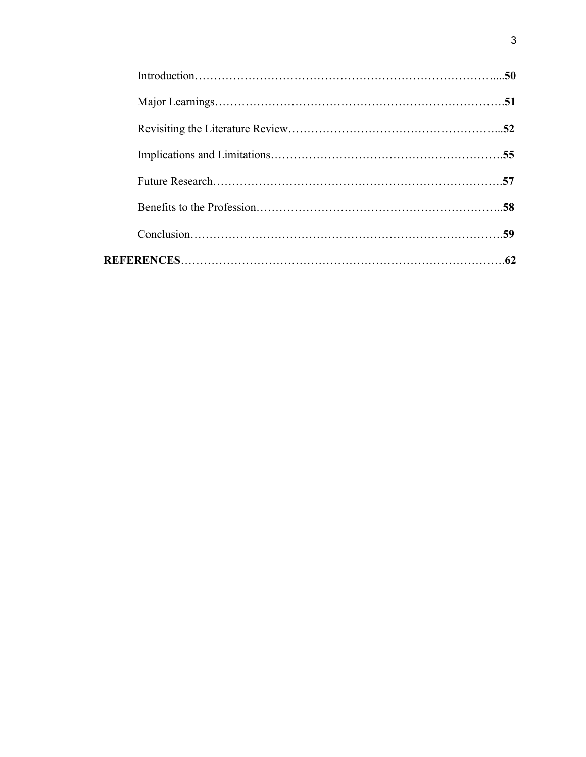Introduction……………………………………………………………………....**50**

Major Learnings…………………………………………………………………**51**

Revisiting the Literature Review………………………………………………...**52**

Implications and Limitations…………………………………………………….**55**

Future Research………………………………………………………………….**57**

Benefits to the Profession………………………………………………………..**58**

Conclusion……………………………………………………………………….**59**

**REFERENCES**………………………………………………………………………….**62**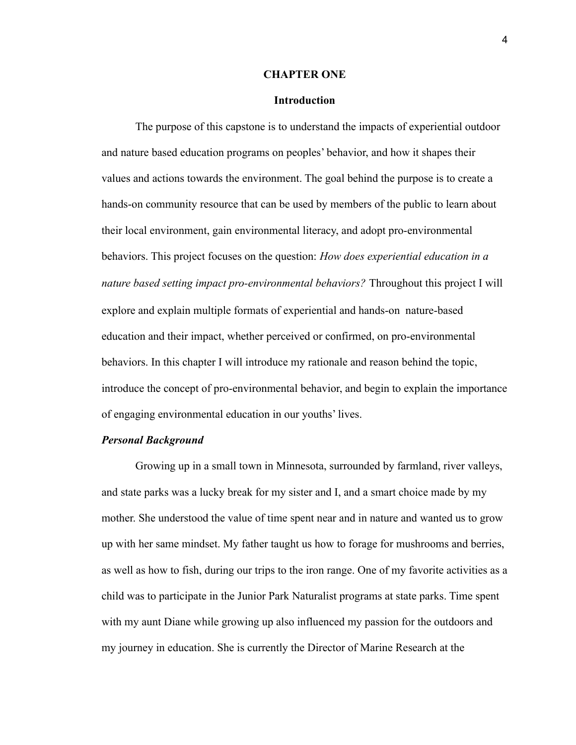# CHAPTER ONE

## Introduction

The purpose of this capstone is to understand the impacts of experiential outdoor and nature based education programs on peoples' behavior, and how it shapes their values and actions towards the environment. The goal behind the purpose is to create a hands-on community resource that can be used by members of the public to learn about their local environment, gain environmental literacy, and adopt pro-environmental behaviors. This project focuses on the question: *How does experiential education in a nature based setting impact pro-environmental behaviors?* Throughout this project I will explore and explain multiple formats of experiential and hands-on nature-based education and their impact, whether perceived or confirmed, on pro-environmental behaviors. In this chapter I will introduce my rationale and reason behind the topic, introduce the concept of pro-environmental behavior, and begin to explain the importance of engaging environmental education in our youths' lives.

### *Personal Background*

Growing up in a small town in Minnesota, surrounded by farmland, river valleys, and state parks was a lucky break for my sister and I, and a smart choice made by my mother. She understood the value of time spent near and in nature and wanted us to grow up with her same mindset. My father taught us how to forage for mushrooms and berries, as well as how to fish, during our trips to the iron range. One of my favorite activities as a child was to participate in the Junior Park Naturalist programs at state parks. Time spent with my aunt Diane while growing up also influenced my passion for the outdoors and my journey in education. She is currently the Director of Marine Research at the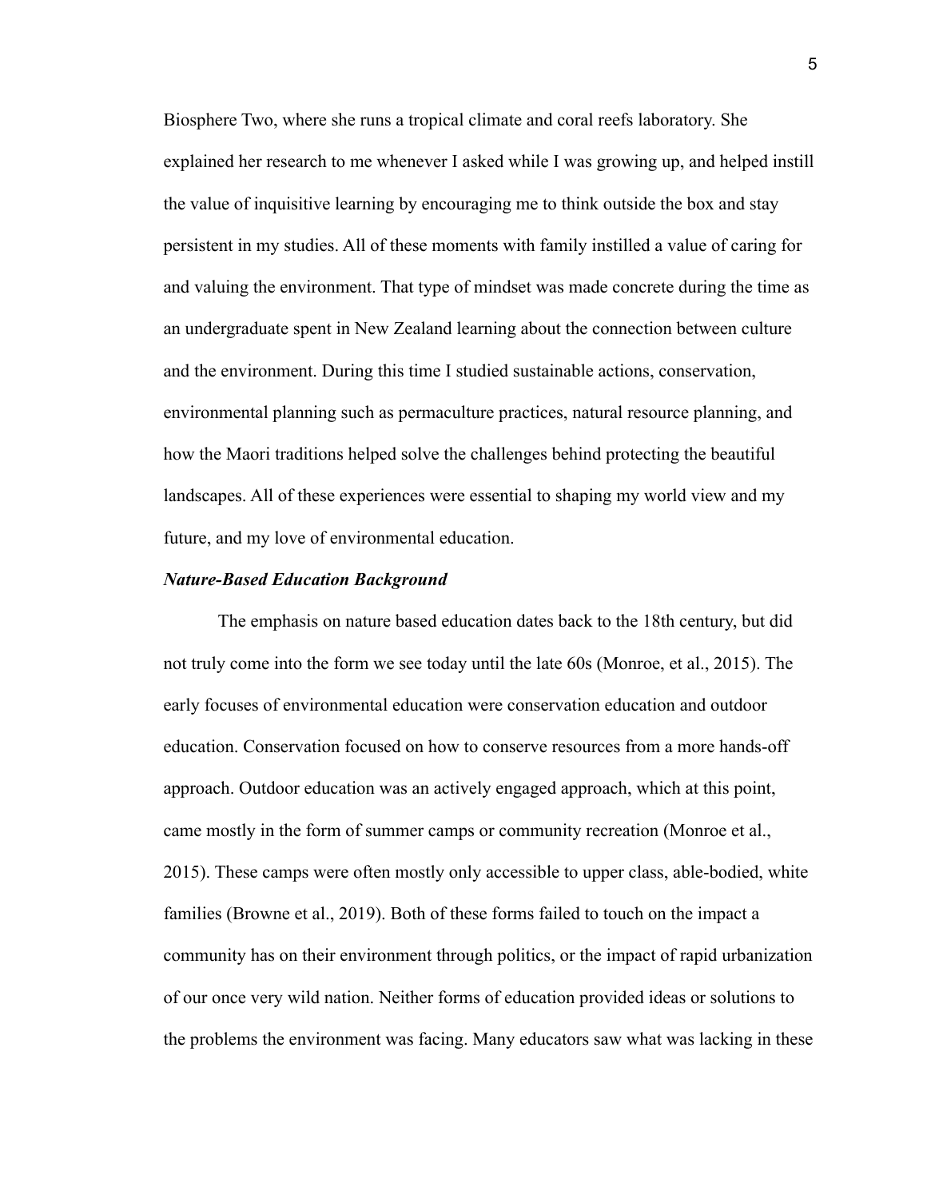Biosphere Two, where she runs a tropical climate and coral reefs laboratory. She explained her research to me whenever I asked while I was growing up, and helped instill the value of inquisitive learning by encouraging me to think outside the box and stay persistent in my studies. All of these moments with family instilled a value of caring for and valuing the environment. That type of mindset was made concrete during the time as an undergraduate spent in New Zealand learning about the connection between culture and the environment. During this time I studied sustainable actions, conservation, environmental planning such as permaculture practices, natural resource planning, and how the Maori traditions helped solve the challenges behind protecting the beautiful landscapes. All of these experiences were essential to shaping my world view and my future, and my love of environmental education.

### ***Nature-Based Education Background***

The emphasis on nature based education dates back to the 18th century, but did not truly come into the form we see today until the late 60s (Monroe, et al., 2015). The early focuses of environmental education were conservation education and outdoor education. Conservation focused on how to conserve resources from a more hands-off approach. Outdoor education was an actively engaged approach, which at this point, came mostly in the form of summer camps or community recreation (Monroe et al., 2015). These camps were often mostly only accessible to upper class, able-bodied, white families (Browne et al., 2019). Both of these forms failed to touch on the impact a community has on their environment through politics, or the impact of rapid urbanization of our once very wild nation. Neither forms of education provided ideas or solutions to the problems the environment was facing. Many educators saw what was lacking in these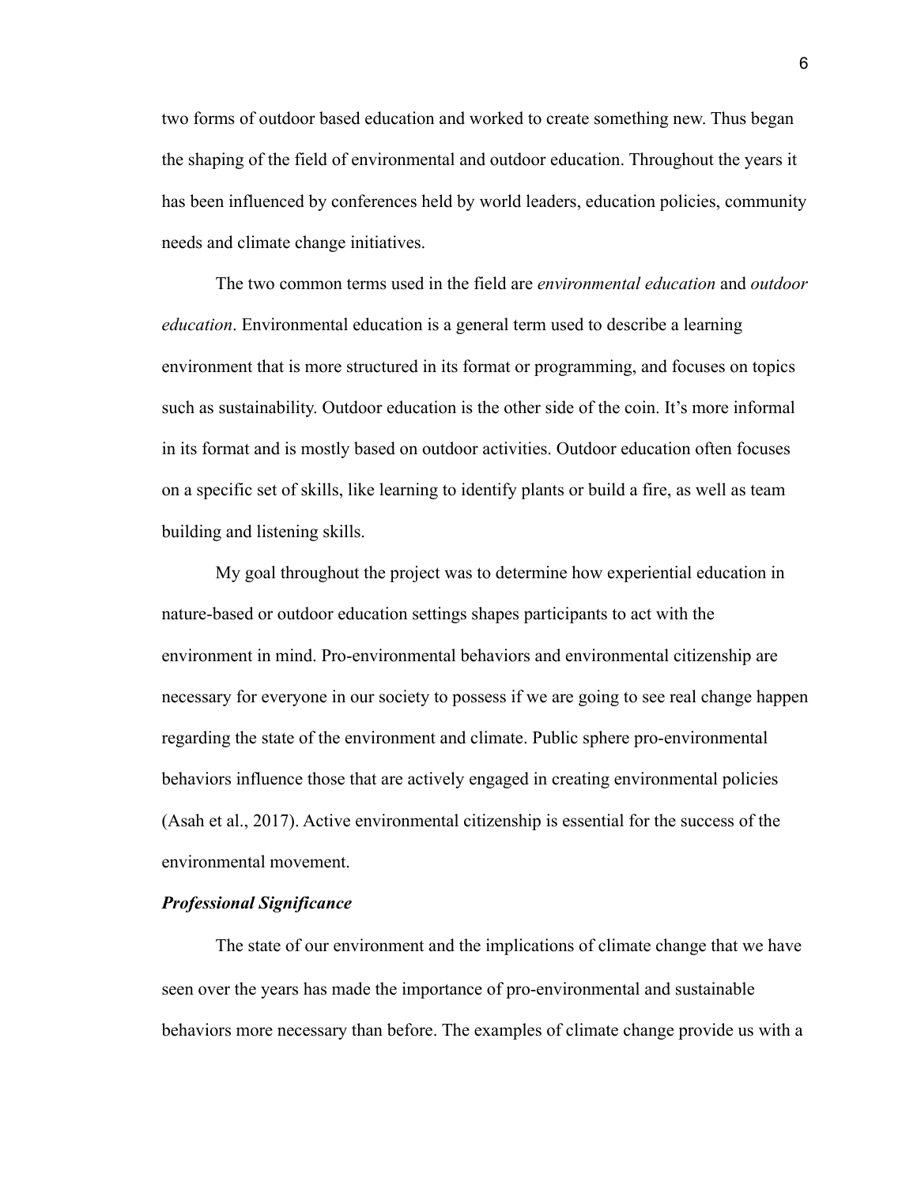two forms of outdoor based education and worked to create something new. Thus began the shaping of the field of environmental and outdoor education. Throughout the years it has been influenced by conferences held by world leaders, education policies, community needs and climate change initiatives.

The two common terms used in the field are *environmental education* and *outdoor education*. Environmental education is a general term used to describe a learning environment that is more structured in its format or programming, and focuses on topics such as sustainability. Outdoor education is the other side of the coin. It's more informal in its format and is mostly based on outdoor activities. Outdoor education often focuses on a specific set of skills, like learning to identify plants or build a fire, as well as team building and listening skills.

My goal throughout the project was to determine how experiential education in nature-based or outdoor education settings shapes participants to act with the environment in mind. Pro-environmental behaviors and environmental citizenship are necessary for everyone in our society to possess if we are going to see real change happen regarding the state of the environment and climate. Public sphere pro-environmental behaviors influence those that are actively engaged in creating environmental policies (Asah et al., 2017). Active environmental citizenship is essential for the success of the environmental movement.

***Professional Significance***

The state of our environment and the implications of climate change that we have seen over the years has made the importance of pro-environmental and sustainable behaviors more necessary than before. The examples of climate change provide us with a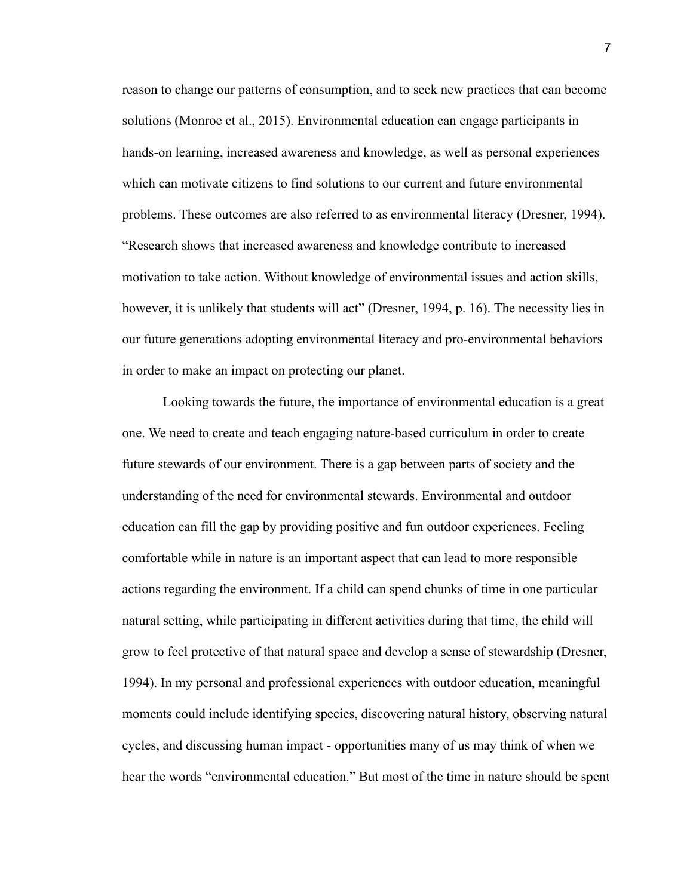reason to change our patterns of consumption, and to seek new practices that can become solutions (Monroe et al., 2015). Environmental education can engage participants in hands-on learning, increased awareness and knowledge, as well as personal experiences which can motivate citizens to find solutions to our current and future environmental problems. These outcomes are also referred to as environmental literacy (Dresner, 1994). "Research shows that increased awareness and knowledge contribute to increased motivation to take action. Without knowledge of environmental issues and action skills, however, it is unlikely that students will act" (Dresner, 1994, p. 16). The necessity lies in our future generations adopting environmental literacy and pro-environmental behaviors in order to make an impact on protecting our planet.

Looking towards the future, the importance of environmental education is a great one. We need to create and teach engaging nature-based curriculum in order to create future stewards of our environment. There is a gap between parts of society and the understanding of the need for environmental stewards. Environmental and outdoor education can fill the gap by providing positive and fun outdoor experiences. Feeling comfortable while in nature is an important aspect that can lead to more responsible actions regarding the environment. If a child can spend chunks of time in one particular natural setting, while participating in different activities during that time, the child will grow to feel protective of that natural space and develop a sense of stewardship (Dresner, 1994). In my personal and professional experiences with outdoor education, meaningful moments could include identifying species, discovering natural history, observing natural cycles, and discussing human impact - opportunities many of us may think of when we hear the words "environmental education." But most of the time in nature should be spent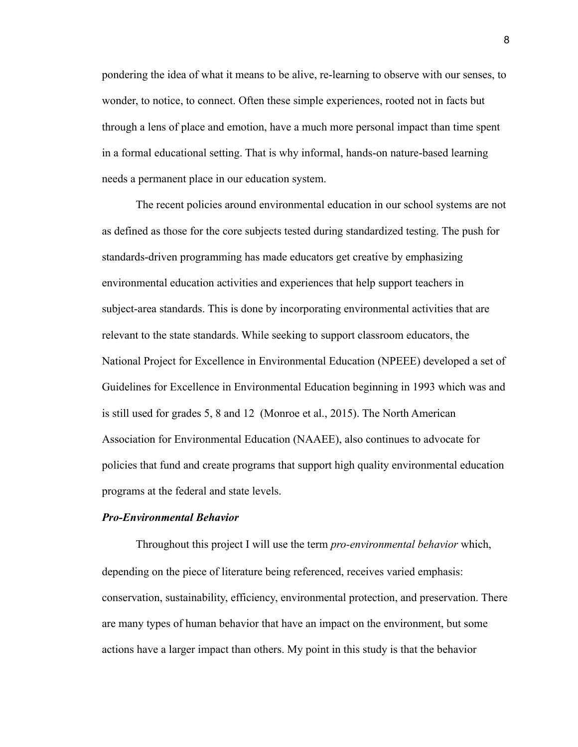pondering the idea of what it means to be alive, re-learning to observe with our senses, to wonder, to notice, to connect. Often these simple experiences, rooted not in facts but through a lens of place and emotion, have a much more personal impact than time spent in a formal educational setting. That is why informal, hands-on nature-based learning needs a permanent place in our education system.

The recent policies around environmental education in our school systems are not as defined as those for the core subjects tested during standardized testing. The push for standards-driven programming has made educators get creative by emphasizing environmental education activities and experiences that help support teachers in subject-area standards. This is done by incorporating environmental activities that are relevant to the state standards. While seeking to support classroom educators, the National Project for Excellence in Environmental Education (NPEEE) developed a set of Guidelines for Excellence in Environmental Education beginning in 1993 which was and is still used for grades 5, 8 and 12 (Monroe et al., 2015). The North American Association for Environmental Education (NAAEE), also continues to advocate for policies that fund and create programs that support high quality environmental education programs at the federal and state levels.

### *Pro-Environmental Behavior*

Throughout this project I will use the term *pro-environmental behavior* which, depending on the piece of literature being referenced, receives varied emphasis: conservation, sustainability, efficiency, environmental protection, and preservation. There are many types of human behavior that have an impact on the environment, but some actions have a larger impact than others. My point in this study is that the behavior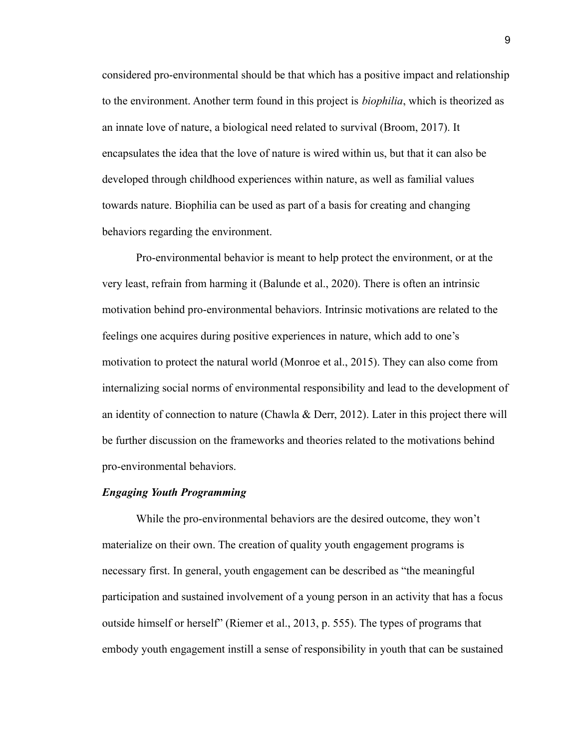considered pro-environmental should be that which has a positive impact and relationship to the environment. Another term found in this project is *biophilia*, which is theorized as an innate love of nature, a biological need related to survival (Broom, 2017). It encapsulates the idea that the love of nature is wired within us, but that it can also be developed through childhood experiences within nature, as well as familial values towards nature. Biophilia can be used as part of a basis for creating and changing behaviors regarding the environment.

Pro-environmental behavior is meant to help protect the environment, or at the very least, refrain from harming it (Balunde et al., 2020). There is often an intrinsic motivation behind pro-environmental behaviors. Intrinsic motivations are related to the feelings one acquires during positive experiences in nature, which add to one's motivation to protect the natural world (Monroe et al., 2015). They can also come from internalizing social norms of environmental responsibility and lead to the development of an identity of connection to nature (Chawla & Derr, 2012). Later in this project there will be further discussion on the frameworks and theories related to the motivations behind pro-environmental behaviors.

### *Engaging Youth Programming*

While the pro-environmental behaviors are the desired outcome, they won't materialize on their own. The creation of quality youth engagement programs is necessary first. In general, youth engagement can be described as "the meaningful participation and sustained involvement of a young person in an activity that has a focus outside himself or herself" (Riemer et al., 2013, p. 555). The types of programs that embody youth engagement instill a sense of responsibility in youth that can be sustained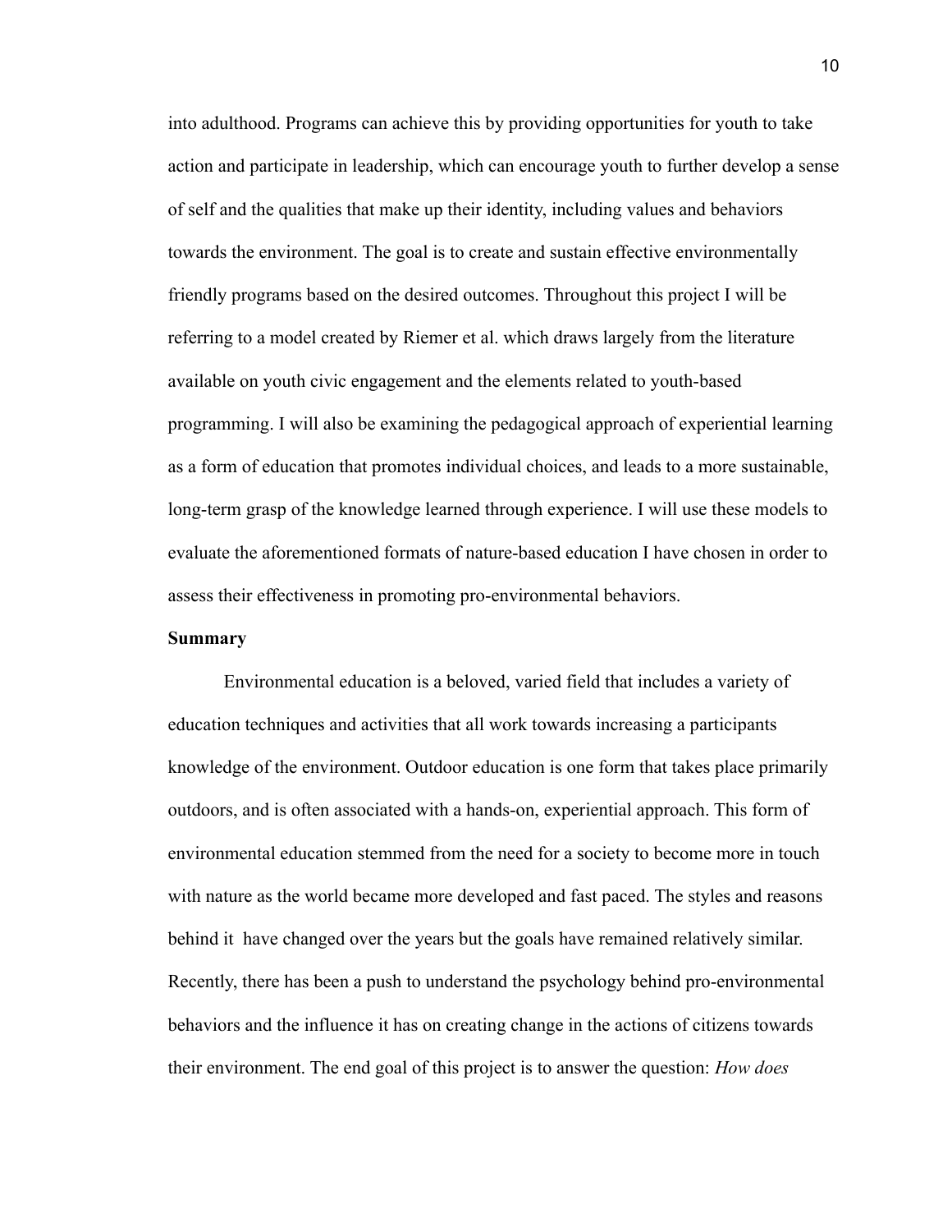into adulthood. Programs can achieve this by providing opportunities for youth to take action and participate in leadership, which can encourage youth to further develop a sense of self and the qualities that make up their identity, including values and behaviors towards the environment. The goal is to create and sustain effective environmentally friendly programs based on the desired outcomes. Throughout this project I will be referring to a model created by Riemer et al. which draws largely from the literature available on youth civic engagement and the elements related to youth-based programming. I will also be examining the pedagogical approach of experiential learning as a form of education that promotes individual choices, and leads to a more sustainable, long-term grasp of the knowledge learned through experience. I will use these models to evaluate the aforementioned formats of nature-based education I have chosen in order to assess their effectiveness in promoting pro-environmental behaviors.

**Summary**

Environmental education is a beloved, varied field that includes a variety of education techniques and activities that all work towards increasing a participants knowledge of the environment. Outdoor education is one form that takes place primarily outdoors, and is often associated with a hands-on, experiential approach. This form of environmental education stemmed from the need for a society to become more in touch with nature as the world became more developed and fast paced. The styles and reasons behind it have changed over the years but the goals have remained relatively similar. Recently, there has been a push to understand the psychology behind pro-environmental behaviors and the influence it has on creating change in the actions of citizens towards their environment. The end goal of this project is to answer the question: *How does*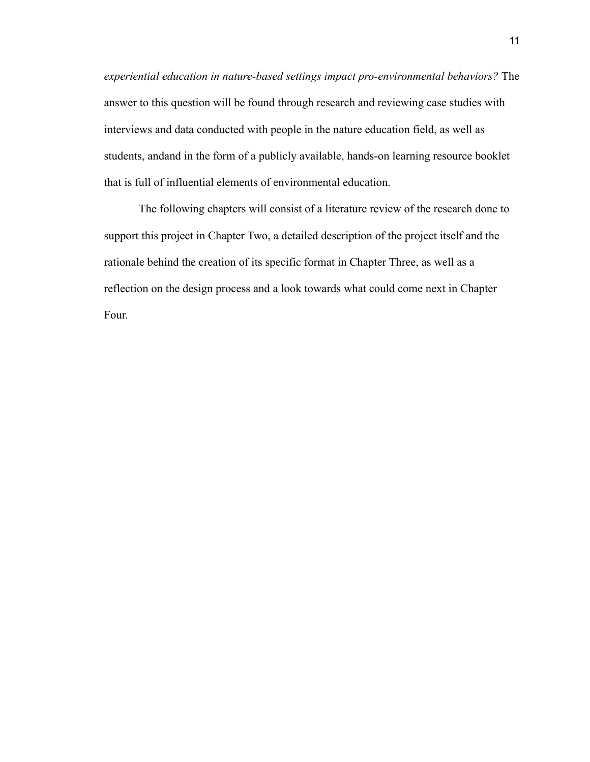*experiential education in nature-based settings impact pro-environmental behaviors?* The answer to this question will be found through research and reviewing case studies with interviews and data conducted with people in the nature education field, as well as students, andand in the form of a publicly available, hands-on learning resource booklet that is full of influential elements of environmental education.

The following chapters will consist of a literature review of the research done to support this project in Chapter Two, a detailed description of the project itself and the rationale behind the creation of its specific format in Chapter Three, as well as a reflection on the design process and a look towards what could come next in Chapter Four.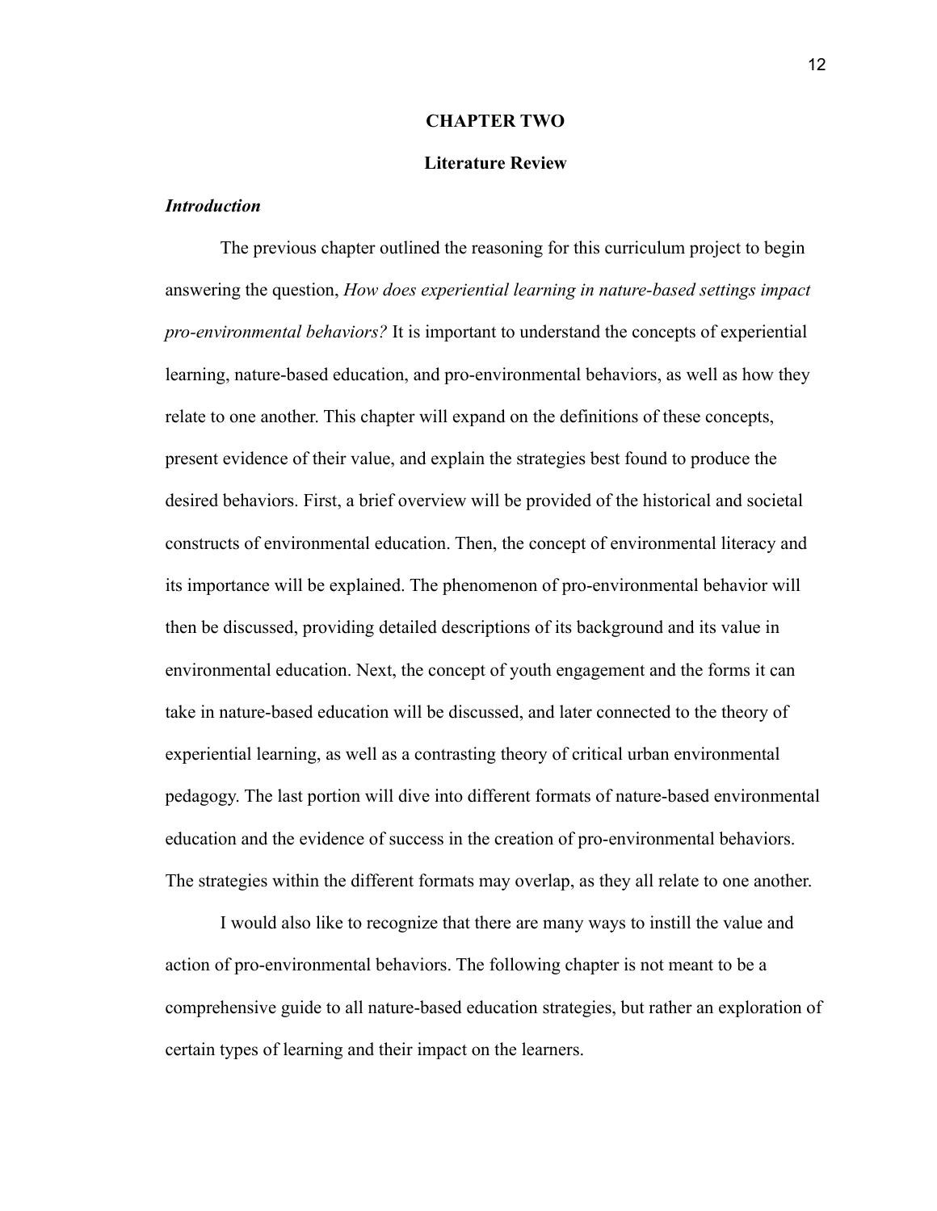# CHAPTER TWO

## Literature Review

### *Introduction*

The previous chapter outlined the reasoning for this curriculum project to begin answering the question, *How does experiential learning in nature-based settings impact pro-environmental behaviors?* It is important to understand the concepts of experiential learning, nature-based education, and pro-environmental behaviors, as well as how they relate to one another. This chapter will expand on the definitions of these concepts, present evidence of their value, and explain the strategies best found to produce the desired behaviors. First, a brief overview will be provided of the historical and societal constructs of environmental education. Then, the concept of environmental literacy and its importance will be explained. The phenomenon of pro-environmental behavior will then be discussed, providing detailed descriptions of its background and its value in environmental education. Next, the concept of youth engagement and the forms it can take in nature-based education will be discussed, and later connected to the theory of experiential learning, as well as a contrasting theory of critical urban environmental pedagogy. The last portion will dive into different formats of nature-based environmental education and the evidence of success in the creation of pro-environmental behaviors. The strategies within the different formats may overlap, as they all relate to one another.

I would also like to recognize that there are many ways to instill the value and action of pro-environmental behaviors. The following chapter is not meant to be a comprehensive guide to all nature-based education strategies, but rather an exploration of certain types of learning and their impact on the learners.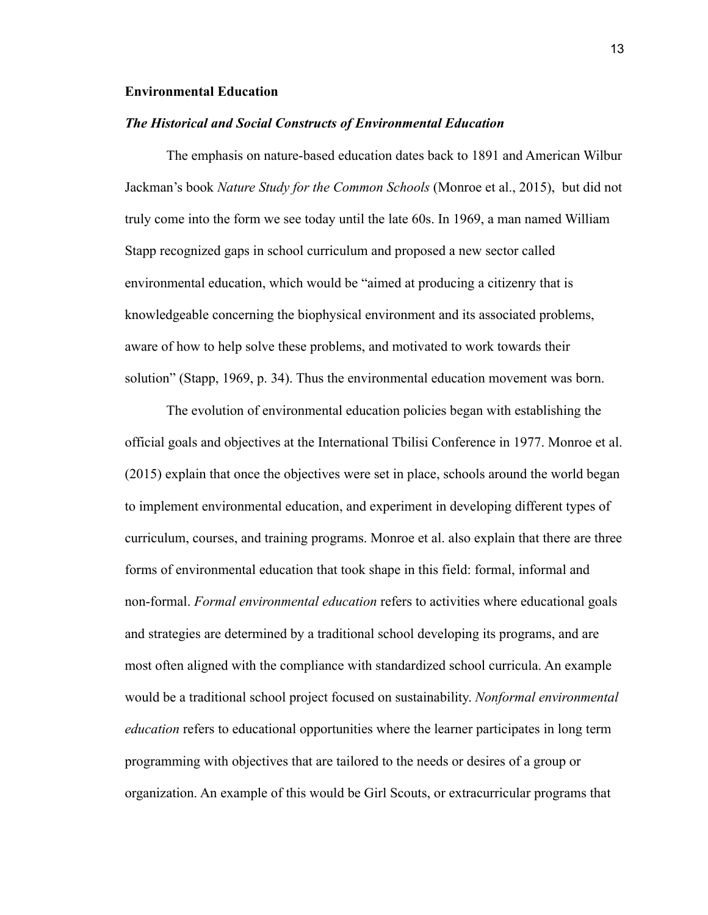## Environmental Education

### *The Historical and Social Constructs of Environmental Education*

The emphasis on nature-based education dates back to 1891 and American Wilbur Jackman's book *Nature Study for the Common Schools* (Monroe et al., 2015), but did not truly come into the form we see today until the late 60s. In 1969, a man named William Stapp recognized gaps in school curriculum and proposed a new sector called environmental education, which would be "aimed at producing a citizenry that is knowledgeable concerning the biophysical environment and its associated problems, aware of how to help solve these problems, and motivated to work towards their solution" (Stapp, 1969, p. 34). Thus the environmental education movement was born.

The evolution of environmental education policies began with establishing the official goals and objectives at the International Tbilisi Conference in 1977. Monroe et al. (2015) explain that once the objectives were set in place, schools around the world began to implement environmental education, and experiment in developing different types of curriculum, courses, and training programs. Monroe et al. also explain that there are three forms of environmental education that took shape in this field: formal, informal and non-formal. *Formal environmental education* refers to activities where educational goals and strategies are determined by a traditional school developing its programs, and are most often aligned with the compliance with standardized school curricula. An example would be a traditional school project focused on sustainability. *Nonformal environmental education* refers to educational opportunities where the learner participates in long term programming with objectives that are tailored to the needs or desires of a group or organization. An example of this would be Girl Scouts, or extracurricular programs that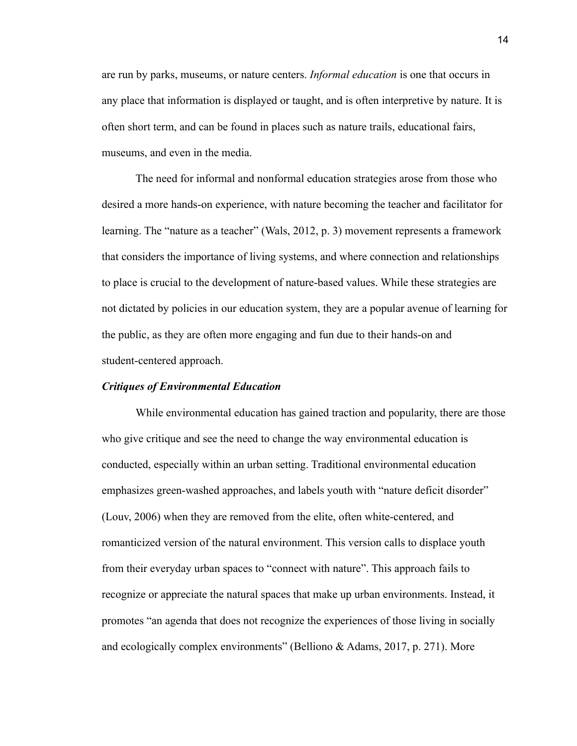are run by parks, museums, or nature centers. *Informal education* is one that occurs in any place that information is displayed or taught, and is often interpretive by nature. It is often short term, and can be found in places such as nature trails, educational fairs, museums, and even in the media.

The need for informal and nonformal education strategies arose from those who desired a more hands-on experience, with nature becoming the teacher and facilitator for learning. The "nature as a teacher" (Wals, 2012, p. 3) movement represents a framework that considers the importance of living systems, and where connection and relationships to place is crucial to the development of nature-based values. While these strategies are not dictated by policies in our education system, they are a popular avenue of learning for the public, as they are often more engaging and fun due to their hands-on and student-centered approach.

### *Critiques of Environmental Education*

While environmental education has gained traction and popularity, there are those who give critique and see the need to change the way environmental education is conducted, especially within an urban setting. Traditional environmental education emphasizes green-washed approaches, and labels youth with "nature deficit disorder" (Louv, 2006) when they are removed from the elite, often white-centered, and romanticized version of the natural environment. This version calls to displace youth from their everyday urban spaces to "connect with nature". This approach fails to recognize or appreciate the natural spaces that make up urban environments. Instead, it promotes "an agenda that does not recognize the experiences of those living in socially and ecologically complex environments" (Belliono & Adams, 2017, p. 271). More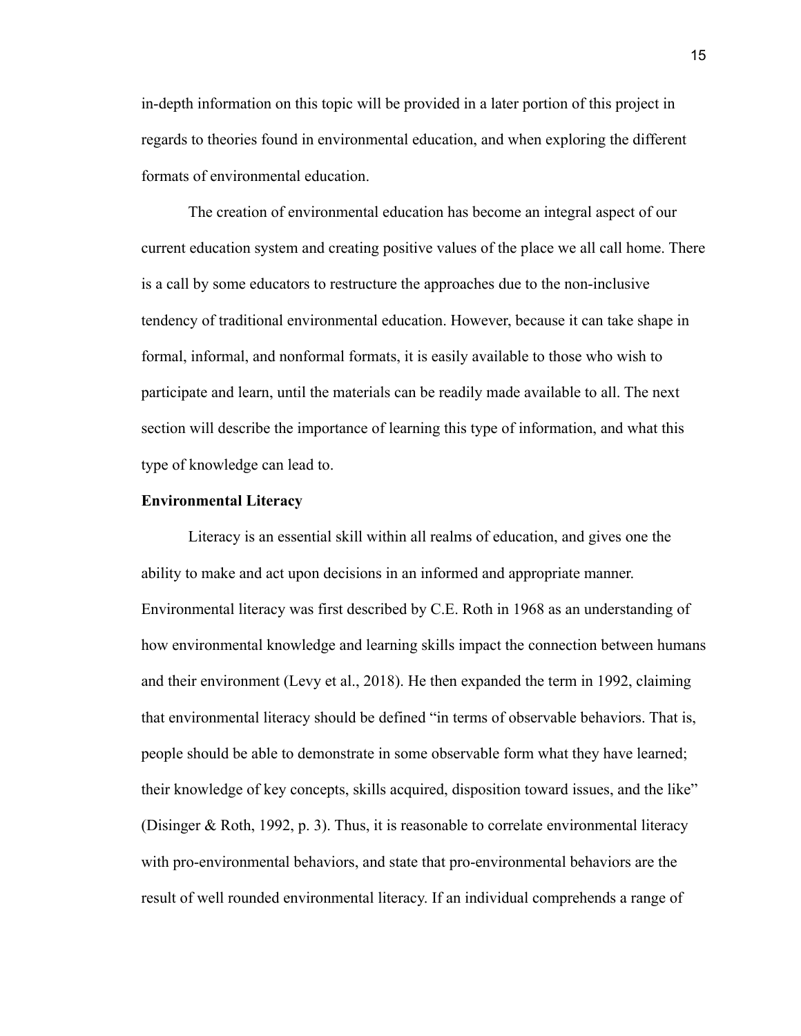in-depth information on this topic will be provided in a later portion of this project in regards to theories found in environmental education, and when exploring the different formats of environmental education.

The creation of environmental education has become an integral aspect of our current education system and creating positive values of the place we all call home. There is a call by some educators to restructure the approaches due to the non-inclusive tendency of traditional environmental education. However, because it can take shape in formal, informal, and nonformal formats, it is easily available to those who wish to participate and learn, until the materials can be readily made available to all. The next section will describe the importance of learning this type of information, and what this type of knowledge can lead to.

**Environmental Literacy**

Literacy is an essential skill within all realms of education, and gives one the ability to make and act upon decisions in an informed and appropriate manner. Environmental literacy was first described by C.E. Roth in 1968 as an understanding of how environmental knowledge and learning skills impact the connection between humans and their environment (Levy et al., 2018). He then expanded the term in 1992, claiming that environmental literacy should be defined "in terms of observable behaviors. That is, people should be able to demonstrate in some observable form what they have learned; their knowledge of key concepts, skills acquired, disposition toward issues, and the like" (Disinger & Roth, 1992, p. 3). Thus, it is reasonable to correlate environmental literacy with pro-environmental behaviors, and state that pro-environmental behaviors are the result of well rounded environmental literacy. If an individual comprehends a range of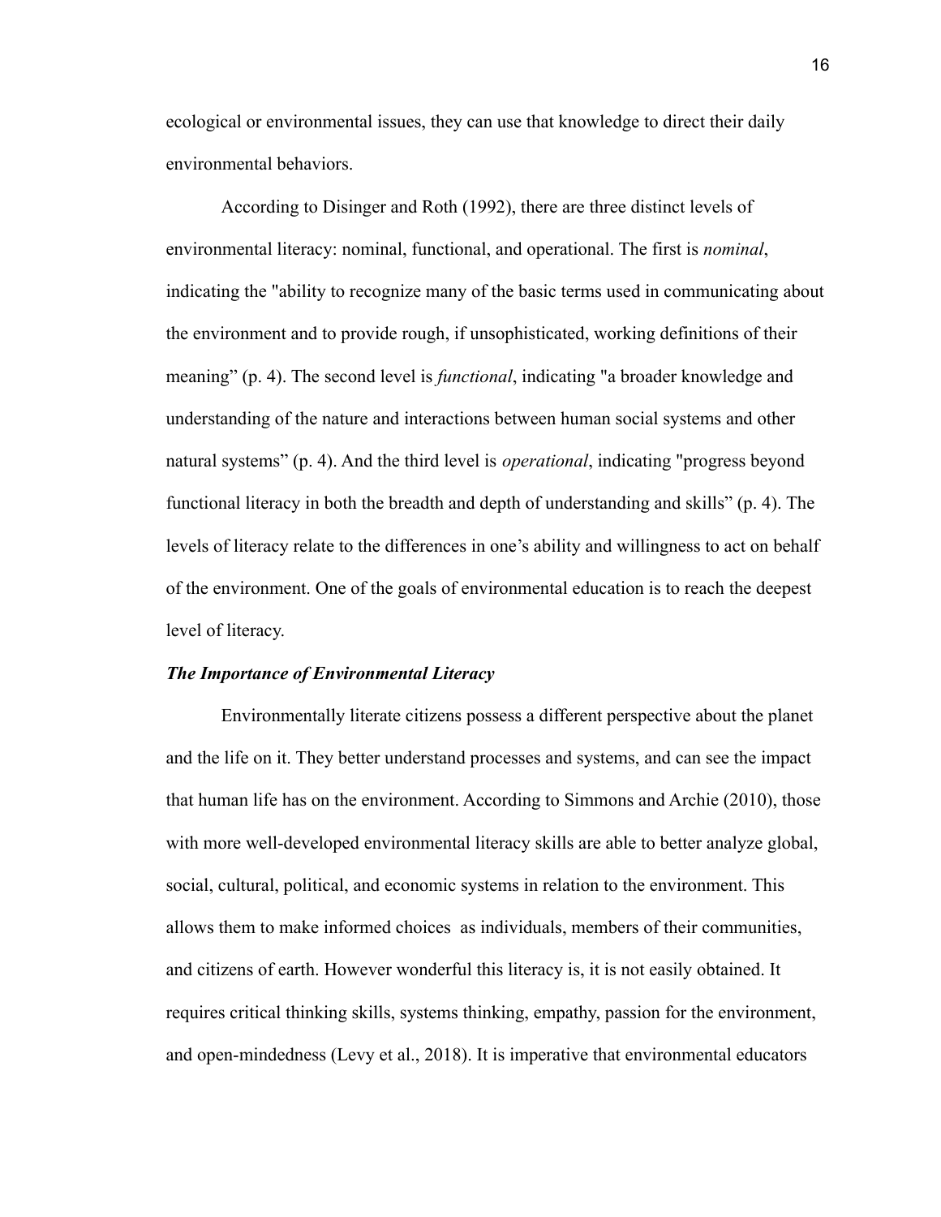ecological or environmental issues, they can use that knowledge to direct their daily environmental behaviors.

According to Disinger and Roth (1992), there are three distinct levels of environmental literacy: nominal, functional, and operational. The first is *nominal*, indicating the "ability to recognize many of the basic terms used in communicating about the environment and to provide rough, if unsophisticated, working definitions of their meaning" (p. 4). The second level is *functional*, indicating "a broader knowledge and understanding of the nature and interactions between human social systems and other natural systems" (p. 4). And the third level is *operational*, indicating "progress beyond functional literacy in both the breadth and depth of understanding and skills" (p. 4). The levels of literacy relate to the differences in one's ability and willingness to act on behalf of the environment. One of the goals of environmental education is to reach the deepest level of literacy.

### *The Importance of Environmental Literacy*

Environmentally literate citizens possess a different perspective about the planet and the life on it. They better understand processes and systems, and can see the impact that human life has on the environment. According to Simmons and Archie (2010), those with more well-developed environmental literacy skills are able to better analyze global, social, cultural, political, and economic systems in relation to the environment. This allows them to make informed choices as individuals, members of their communities, and citizens of earth. However wonderful this literacy is, it is not easily obtained. It requires critical thinking skills, systems thinking, empathy, passion for the environment, and open-mindedness (Levy et al., 2018). It is imperative that environmental educators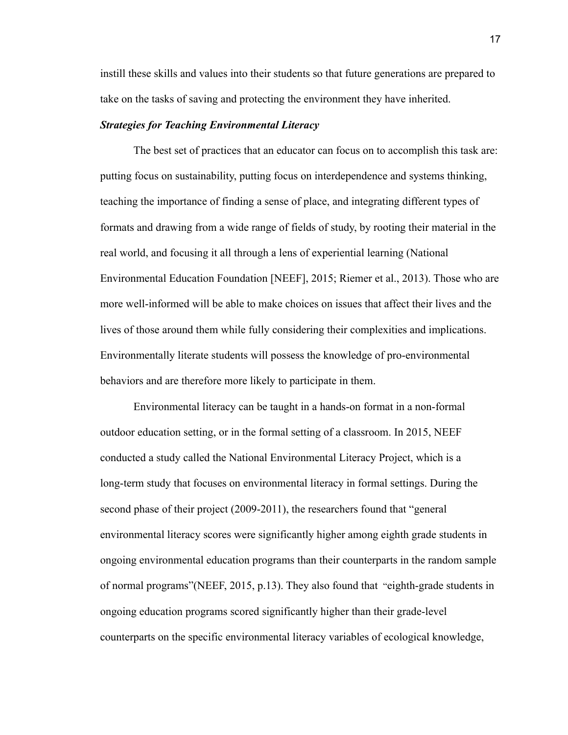instill these skills and values into their students so that future generations are prepared to take on the tasks of saving and protecting the environment they have inherited.

### ***Strategies for Teaching Environmental Literacy***

The best set of practices that an educator can focus on to accomplish this task are: putting focus on sustainability, putting focus on interdependence and systems thinking, teaching the importance of finding a sense of place, and integrating different types of formats and drawing from a wide range of fields of study, by rooting their material in the real world, and focusing it all through a lens of experiential learning (National Environmental Education Foundation [NEEF], 2015; Riemer et al., 2013). Those who are more well-informed will be able to make choices on issues that affect their lives and the lives of those around them while fully considering their complexities and implications. Environmentally literate students will possess the knowledge of pro-environmental behaviors and are therefore more likely to participate in them.

Environmental literacy can be taught in a hands-on format in a non-formal outdoor education setting, or in the formal setting of a classroom. In 2015, NEEF conducted a study called the National Environmental Literacy Project, which is a long-term study that focuses on environmental literacy in formal settings. During the second phase of their project (2009-2011), the researchers found that "general environmental literacy scores were significantly higher among eighth grade students in ongoing environmental education programs than their counterparts in the random sample of normal programs"(NEEF, 2015, p.13). They also found that "eighth-grade students in ongoing education programs scored significantly higher than their grade-level counterparts on the specific environmental literacy variables of ecological knowledge,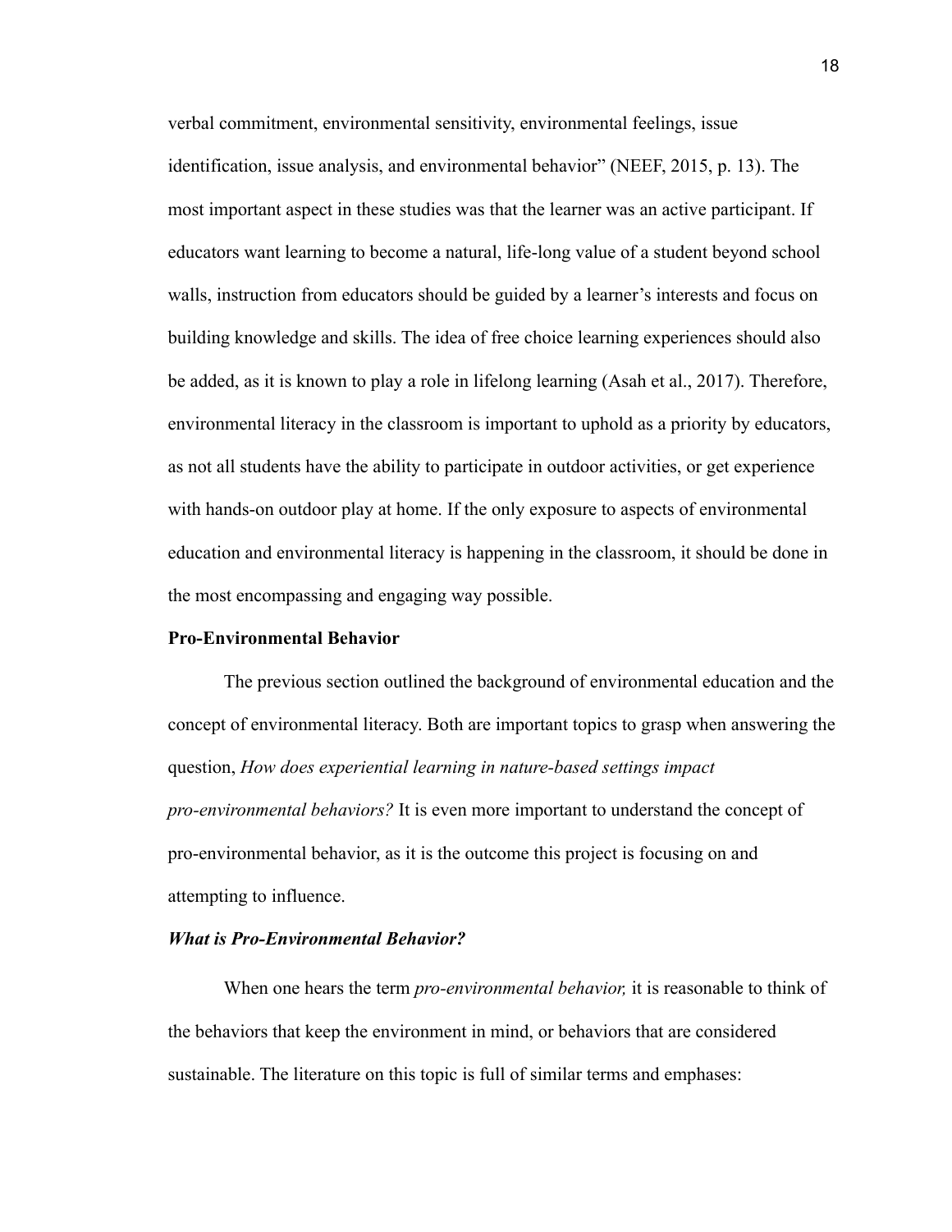verbal commitment, environmental sensitivity, environmental feelings, issue identification, issue analysis, and environmental behavior" (NEEF, 2015, p. 13). The most important aspect in these studies was that the learner was an active participant. If educators want learning to become a natural, life-long value of a student beyond school walls, instruction from educators should be guided by a learner's interests and focus on building knowledge and skills. The idea of free choice learning experiences should also be added, as it is known to play a role in lifelong learning (Asah et al., 2017). Therefore, environmental literacy in the classroom is important to uphold as a priority by educators, as not all students have the ability to participate in outdoor activities, or get experience with hands-on outdoor play at home. If the only exposure to aspects of environmental education and environmental literacy is happening in the classroom, it should be done in the most encompassing and engaging way possible.

## Pro-Environmental Behavior

The previous section outlined the background of environmental education and the concept of environmental literacy. Both are important topics to grasp when answering the question, *How does experiential learning in nature-based settings impact pro-environmental behaviors?* It is even more important to understand the concept of pro-environmental behavior, as it is the outcome this project is focusing on and attempting to influence.

### *What is Pro-Environmental Behavior?*

When one hears the term *pro-environmental behavior,* it is reasonable to think of the behaviors that keep the environment in mind, or behaviors that are considered sustainable. The literature on this topic is full of similar terms and emphases: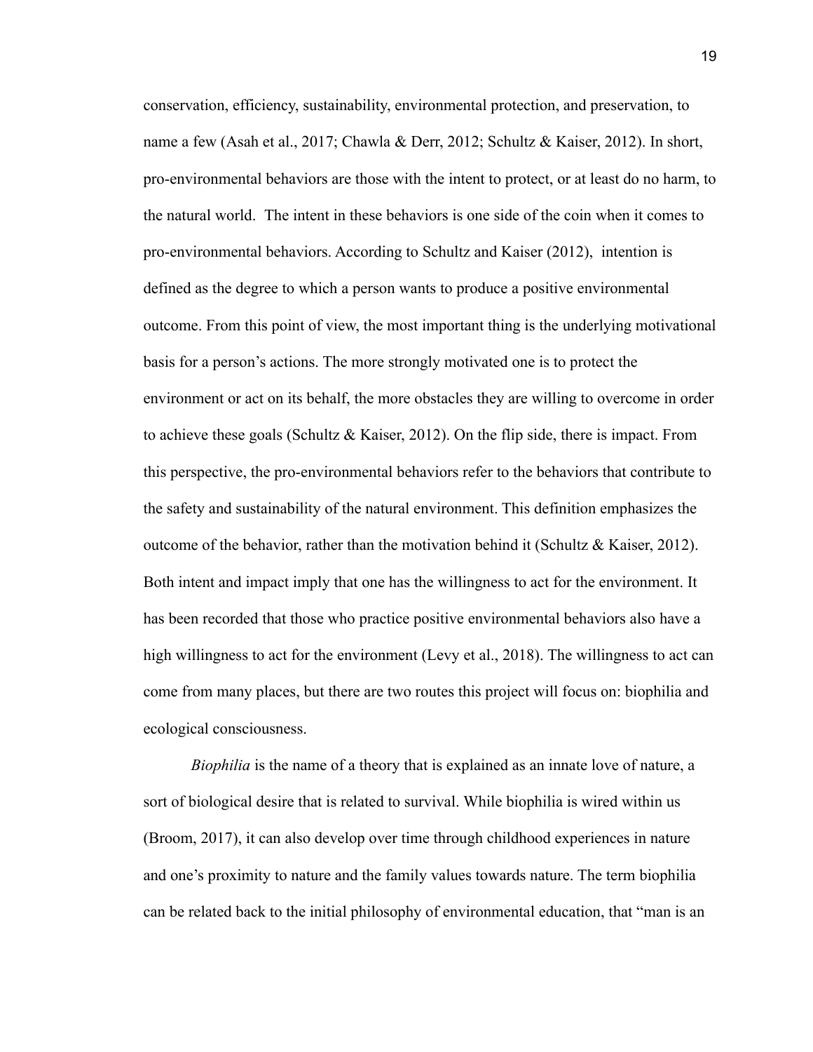conservation, efficiency, sustainability, environmental protection, and preservation, to name a few (Asah et al., 2017; Chawla & Derr, 2012; Schultz & Kaiser, 2012). In short, pro-environmental behaviors are those with the intent to protect, or at least do no harm, to the natural world. The intent in these behaviors is one side of the coin when it comes to pro-environmental behaviors. According to Schultz and Kaiser (2012), intention is defined as the degree to which a person wants to produce a positive environmental outcome. From this point of view, the most important thing is the underlying motivational basis for a person's actions. The more strongly motivated one is to protect the environment or act on its behalf, the more obstacles they are willing to overcome in order to achieve these goals (Schultz & Kaiser, 2012). On the flip side, there is impact. From this perspective, the pro-environmental behaviors refer to the behaviors that contribute to the safety and sustainability of the natural environment. This definition emphasizes the outcome of the behavior, rather than the motivation behind it (Schultz & Kaiser, 2012). Both intent and impact imply that one has the willingness to act for the environment. It has been recorded that those who practice positive environmental behaviors also have a high willingness to act for the environment (Levy et al., 2018). The willingness to act can come from many places, but there are two routes this project will focus on: biophilia and ecological consciousness.

*Biophilia* is the name of a theory that is explained as an innate love of nature, a sort of biological desire that is related to survival. While biophilia is wired within us (Broom, 2017), it can also develop over time through childhood experiences in nature and one's proximity to nature and the family values towards nature. The term biophilia can be related back to the initial philosophy of environmental education, that "man is an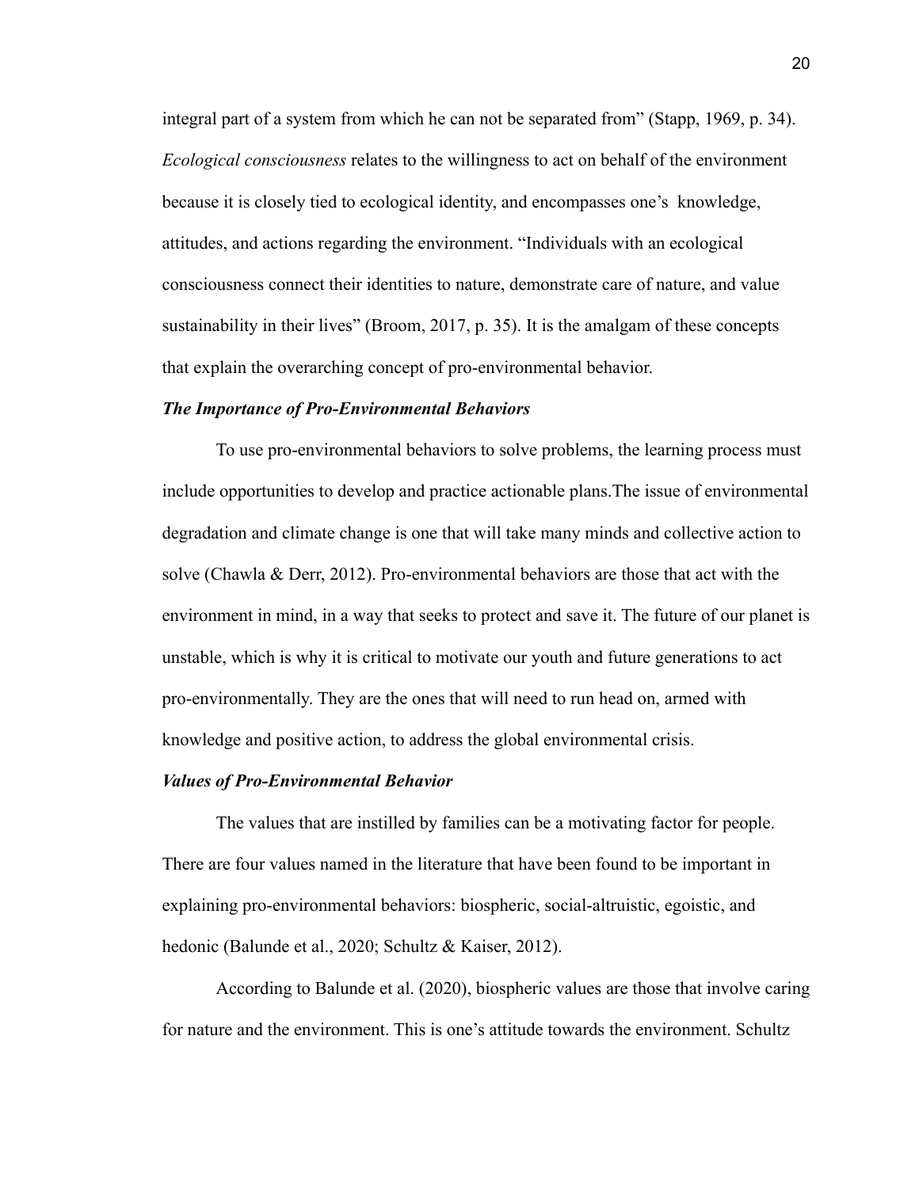integral part of a system from which he can not be separated from" (Stapp, 1969, p. 34). *Ecological consciousness* relates to the willingness to act on behalf of the environment because it is closely tied to ecological identity, and encompasses one's knowledge, attitudes, and actions regarding the environment. "Individuals with an ecological consciousness connect their identities to nature, demonstrate care of nature, and value sustainability in their lives" (Broom, 2017, p. 35). It is the amalgam of these concepts that explain the overarching concept of pro-environmental behavior.

### *The Importance of Pro-Environmental Behaviors*

To use pro-environmental behaviors to solve problems, the learning process must include opportunities to develop and practice actionable plans.The issue of environmental degradation and climate change is one that will take many minds and collective action to solve (Chawla & Derr, 2012). Pro-environmental behaviors are those that act with the environment in mind, in a way that seeks to protect and save it. The future of our planet is unstable, which is why it is critical to motivate our youth and future generations to act pro-environmentally. They are the ones that will need to run head on, armed with knowledge and positive action, to address the global environmental crisis.

### *Values of Pro-Environmental Behavior*

The values that are instilled by families can be a motivating factor for people. There are four values named in the literature that have been found to be important in explaining pro-environmental behaviors: biospheric, social-altruistic, egoistic, and hedonic (Balunde et al., 2020; Schultz & Kaiser, 2012).

According to Balunde et al. (2020), biospheric values are those that involve caring for nature and the environment. This is one's attitude towards the environment. Schultz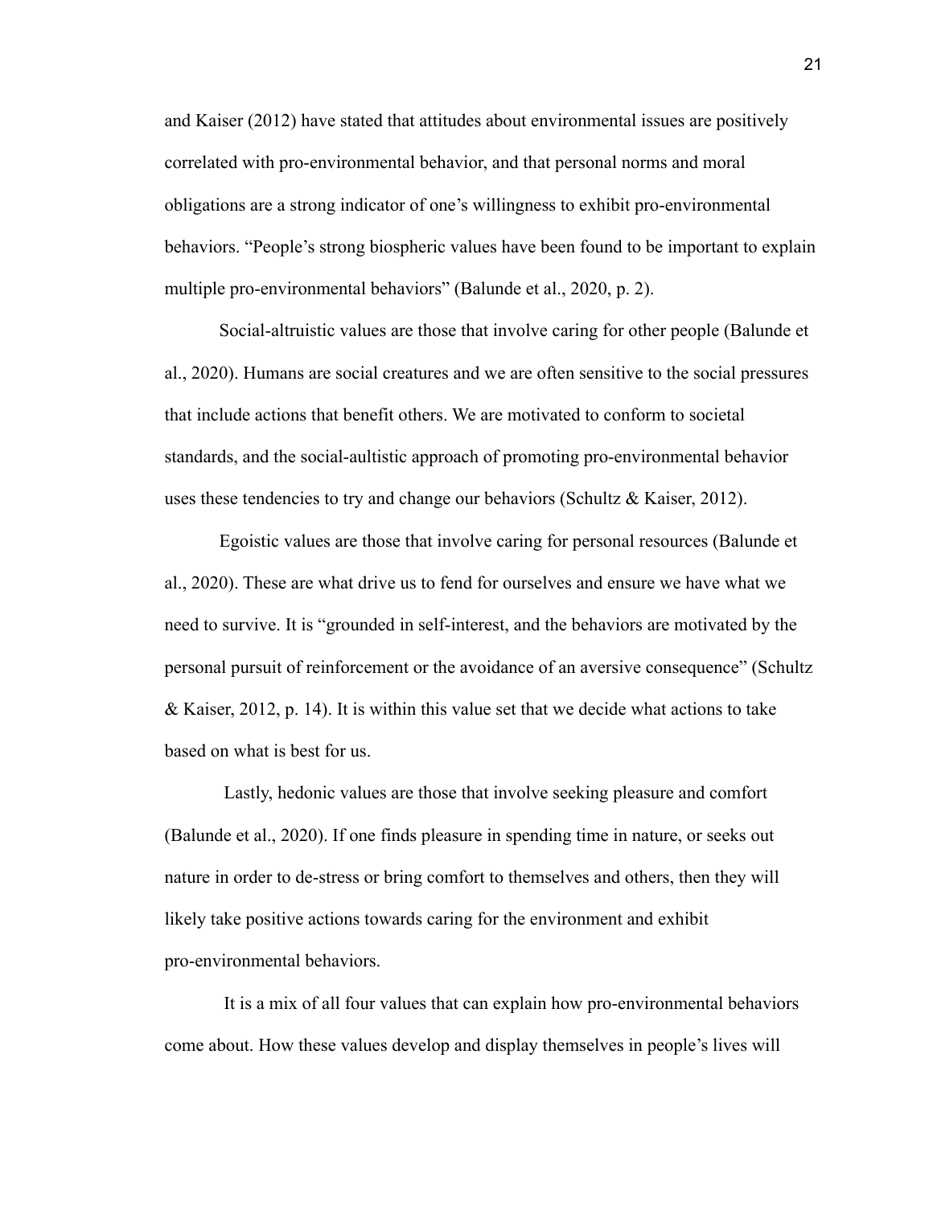and Kaiser (2012) have stated that attitudes about environmental issues are positively correlated with pro-environmental behavior, and that personal norms and moral obligations are a strong indicator of one's willingness to exhibit pro-environmental behaviors. "People's strong biospheric values have been found to be important to explain multiple pro-environmental behaviors" (Balunde et al., 2020, p. 2).

Social-altruistic values are those that involve caring for other people (Balunde et al., 2020). Humans are social creatures and we are often sensitive to the social pressures that include actions that benefit others. We are motivated to conform to societal standards, and the social-aultistic approach of promoting pro-environmental behavior uses these tendencies to try and change our behaviors (Schultz & Kaiser, 2012).

Egoistic values are those that involve caring for personal resources (Balunde et al., 2020). These are what drive us to fend for ourselves and ensure we have what we need to survive. It is "grounded in self-interest, and the behaviors are motivated by the personal pursuit of reinforcement or the avoidance of an aversive consequence" (Schultz & Kaiser, 2012, p. 14). It is within this value set that we decide what actions to take based on what is best for us.

Lastly, hedonic values are those that involve seeking pleasure and comfort (Balunde et al., 2020). If one finds pleasure in spending time in nature, or seeks out nature in order to de-stress or bring comfort to themselves and others, then they will likely take positive actions towards caring for the environment and exhibit pro-environmental behaviors.

It is a mix of all four values that can explain how pro-environmental behaviors come about. How these values develop and display themselves in people's lives will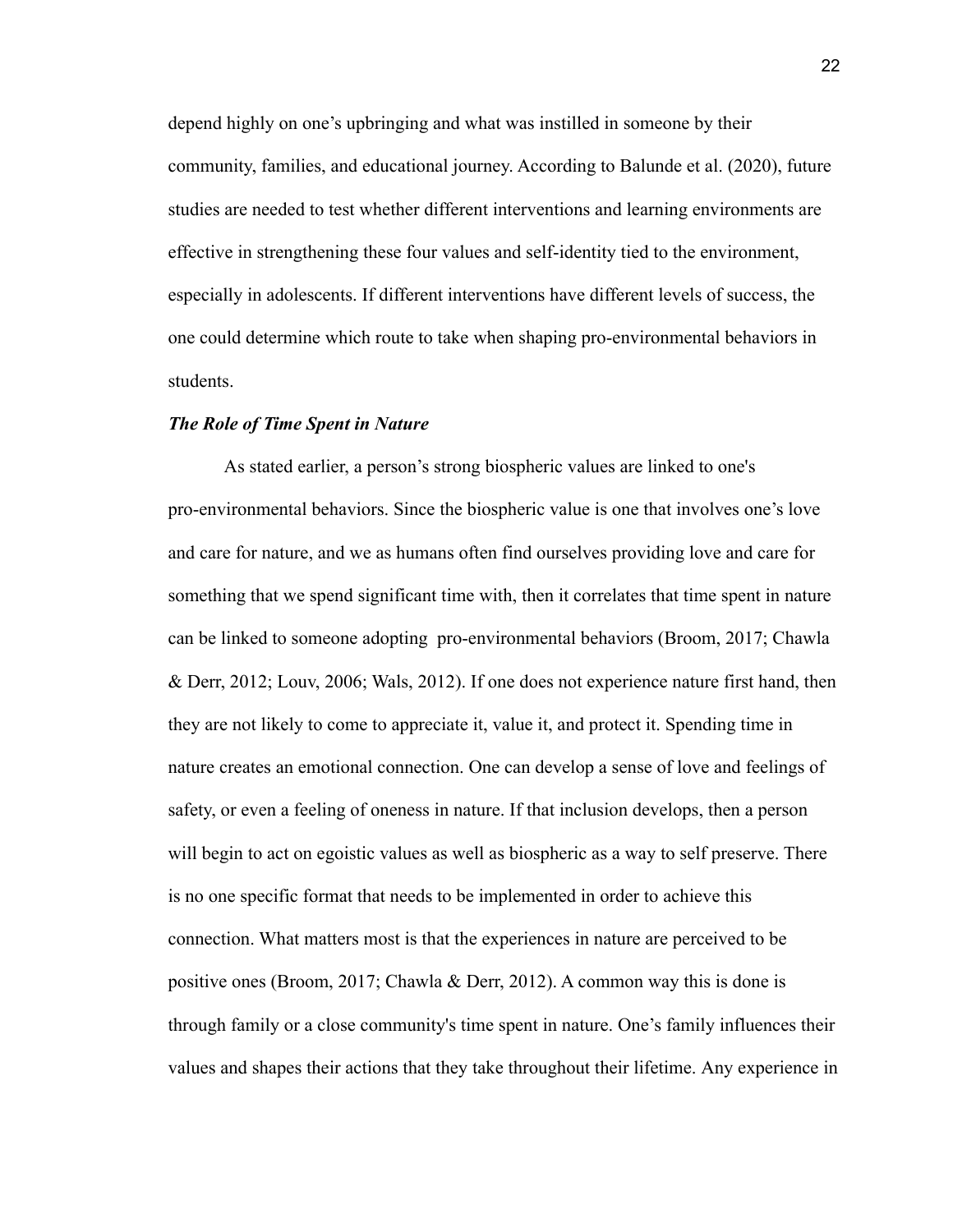depend highly on one's upbringing and what was instilled in someone by their community, families, and educational journey. According to Balunde et al. (2020), future studies are needed to test whether different interventions and learning environments are effective in strengthening these four values and self-identity tied to the environment, especially in adolescents. If different interventions have different levels of success, the one could determine which route to take when shaping pro-environmental behaviors in students.

***The Role of Time Spent in Nature***

As stated earlier, a person's strong biospheric values are linked to one's pro-environmental behaviors. Since the biospheric value is one that involves one's love and care for nature, and we as humans often find ourselves providing love and care for something that we spend significant time with, then it correlates that time spent in nature can be linked to someone adopting pro-environmental behaviors (Broom, 2017; Chawla & Derr, 2012; Louv, 2006; Wals, 2012). If one does not experience nature first hand, then they are not likely to come to appreciate it, value it, and protect it. Spending time in nature creates an emotional connection. One can develop a sense of love and feelings of safety, or even a feeling of oneness in nature. If that inclusion develops, then a person will begin to act on egoistic values as well as biospheric as a way to self preserve. There is no one specific format that needs to be implemented in order to achieve this connection. What matters most is that the experiences in nature are perceived to be positive ones (Broom, 2017; Chawla & Derr, 2012). A common way this is done is through family or a close community's time spent in nature. One's family influences their values and shapes their actions that they take throughout their lifetime. Any experience in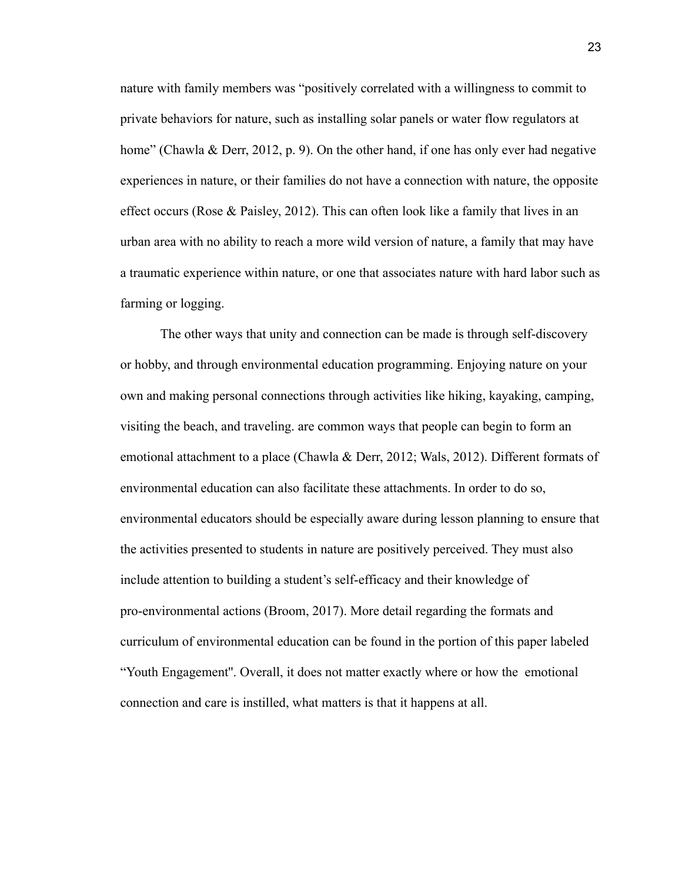nature with family members was "positively correlated with a willingness to commit to private behaviors for nature, such as installing solar panels or water flow regulators at home" (Chawla & Derr, 2012, p. 9). On the other hand, if one has only ever had negative experiences in nature, or their families do not have a connection with nature, the opposite effect occurs (Rose & Paisley, 2012). This can often look like a family that lives in an urban area with no ability to reach a more wild version of nature, a family that may have a traumatic experience within nature, or one that associates nature with hard labor such as farming or logging.

The other ways that unity and connection can be made is through self-discovery or hobby, and through environmental education programming. Enjoying nature on your own and making personal connections through activities like hiking, kayaking, camping, visiting the beach, and traveling. are common ways that people can begin to form an emotional attachment to a place (Chawla & Derr, 2012; Wals, 2012). Different formats of environmental education can also facilitate these attachments. In order to do so, environmental educators should be especially aware during lesson planning to ensure that the activities presented to students in nature are positively perceived. They must also include attention to building a student's self-efficacy and their knowledge of pro-environmental actions (Broom, 2017). More detail regarding the formats and curriculum of environmental education can be found in the portion of this paper labeled "Youth Engagement". Overall, it does not matter exactly where or how the emotional connection and care is instilled, what matters is that it happens at all.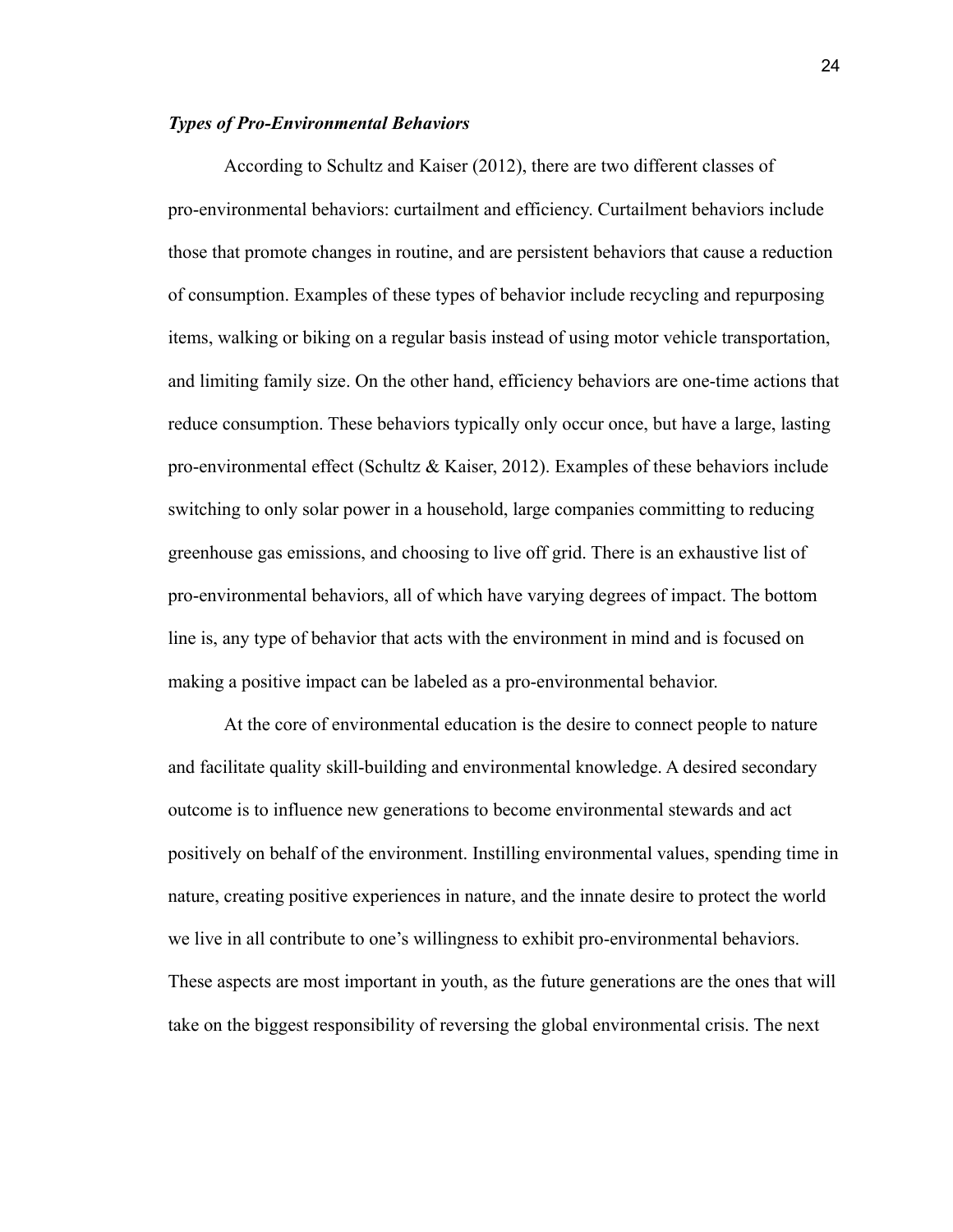### *Types of Pro-Environmental Behaviors*

According to Schultz and Kaiser (2012), there are two different classes of pro-environmental behaviors: curtailment and efficiency. Curtailment behaviors include those that promote changes in routine, and are persistent behaviors that cause a reduction of consumption. Examples of these types of behavior include recycling and repurposing items, walking or biking on a regular basis instead of using motor vehicle transportation, and limiting family size. On the other hand, efficiency behaviors are one-time actions that reduce consumption. These behaviors typically only occur once, but have a large, lasting pro-environmental effect (Schultz & Kaiser, 2012). Examples of these behaviors include switching to only solar power in a household, large companies committing to reducing greenhouse gas emissions, and choosing to live off grid. There is an exhaustive list of pro-environmental behaviors, all of which have varying degrees of impact. The bottom line is, any type of behavior that acts with the environment in mind and is focused on making a positive impact can be labeled as a pro-environmental behavior.

At the core of environmental education is the desire to connect people to nature and facilitate quality skill-building and environmental knowledge. A desired secondary outcome is to influence new generations to become environmental stewards and act positively on behalf of the environment. Instilling environmental values, spending time in nature, creating positive experiences in nature, and the innate desire to protect the world we live in all contribute to one's willingness to exhibit pro-environmental behaviors. These aspects are most important in youth, as the future generations are the ones that will take on the biggest responsibility of reversing the global environmental crisis. The next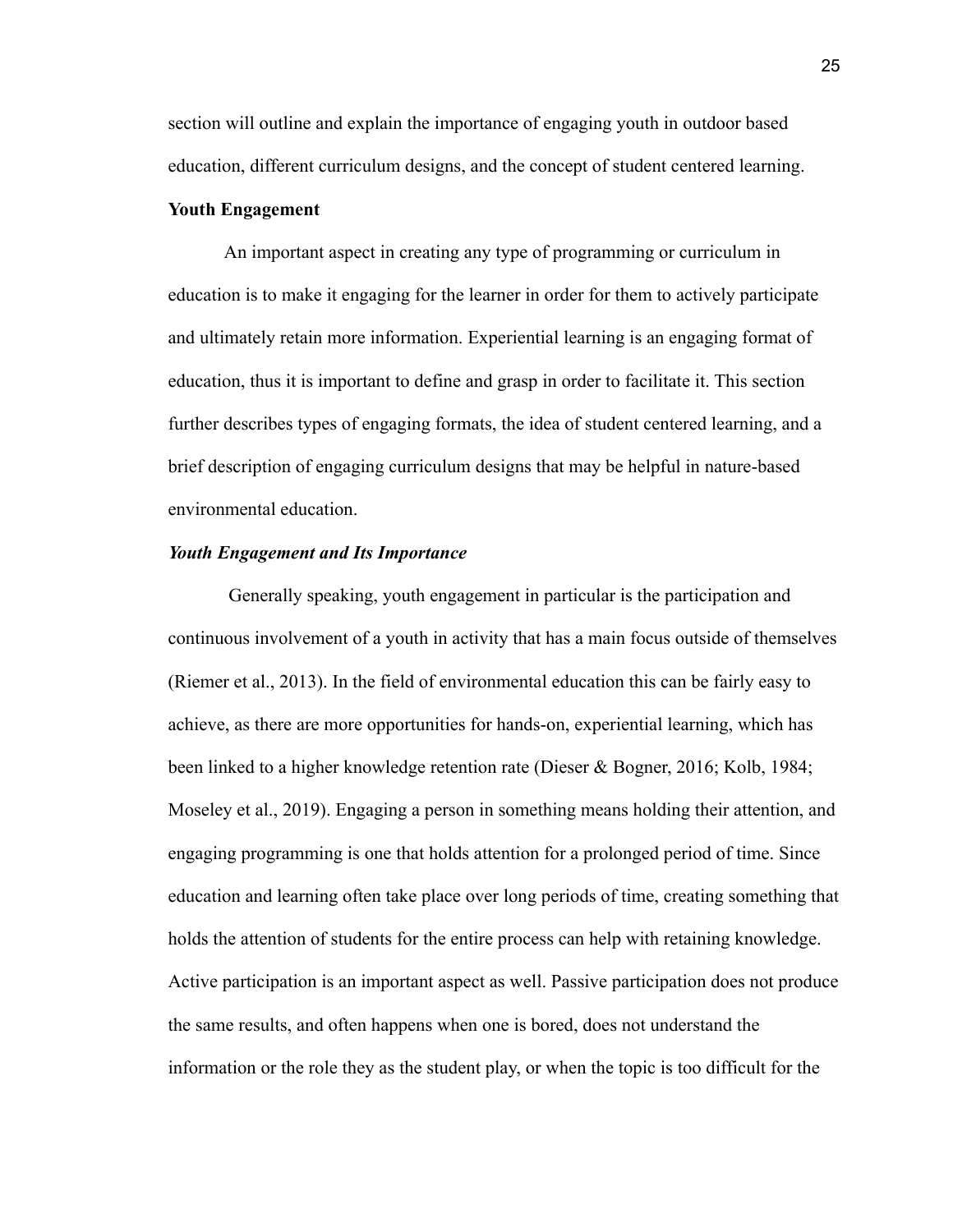section will outline and explain the importance of engaging youth in outdoor based education, different curriculum designs, and the concept of student centered learning.

## Youth Engagement

An important aspect in creating any type of programming or curriculum in education is to make it engaging for the learner in order for them to actively participate and ultimately retain more information. Experiential learning is an engaging format of education, thus it is important to define and grasp in order to facilitate it. This section further describes types of engaging formats, the idea of student centered learning, and a brief description of engaging curriculum designs that may be helpful in nature-based environmental education.

### *Youth Engagement and Its Importance*

Generally speaking, youth engagement in particular is the participation and continuous involvement of a youth in activity that has a main focus outside of themselves (Riemer et al., 2013). In the field of environmental education this can be fairly easy to achieve, as there are more opportunities for hands-on, experiential learning, which has been linked to a higher knowledge retention rate (Dieser & Bogner, 2016; Kolb, 1984; Moseley et al., 2019). Engaging a person in something means holding their attention, and engaging programming is one that holds attention for a prolonged period of time. Since education and learning often take place over long periods of time, creating something that holds the attention of students for the entire process can help with retaining knowledge. Active participation is an important aspect as well. Passive participation does not produce the same results, and often happens when one is bored, does not understand the information or the role they as the student play, or when the topic is too difficult for the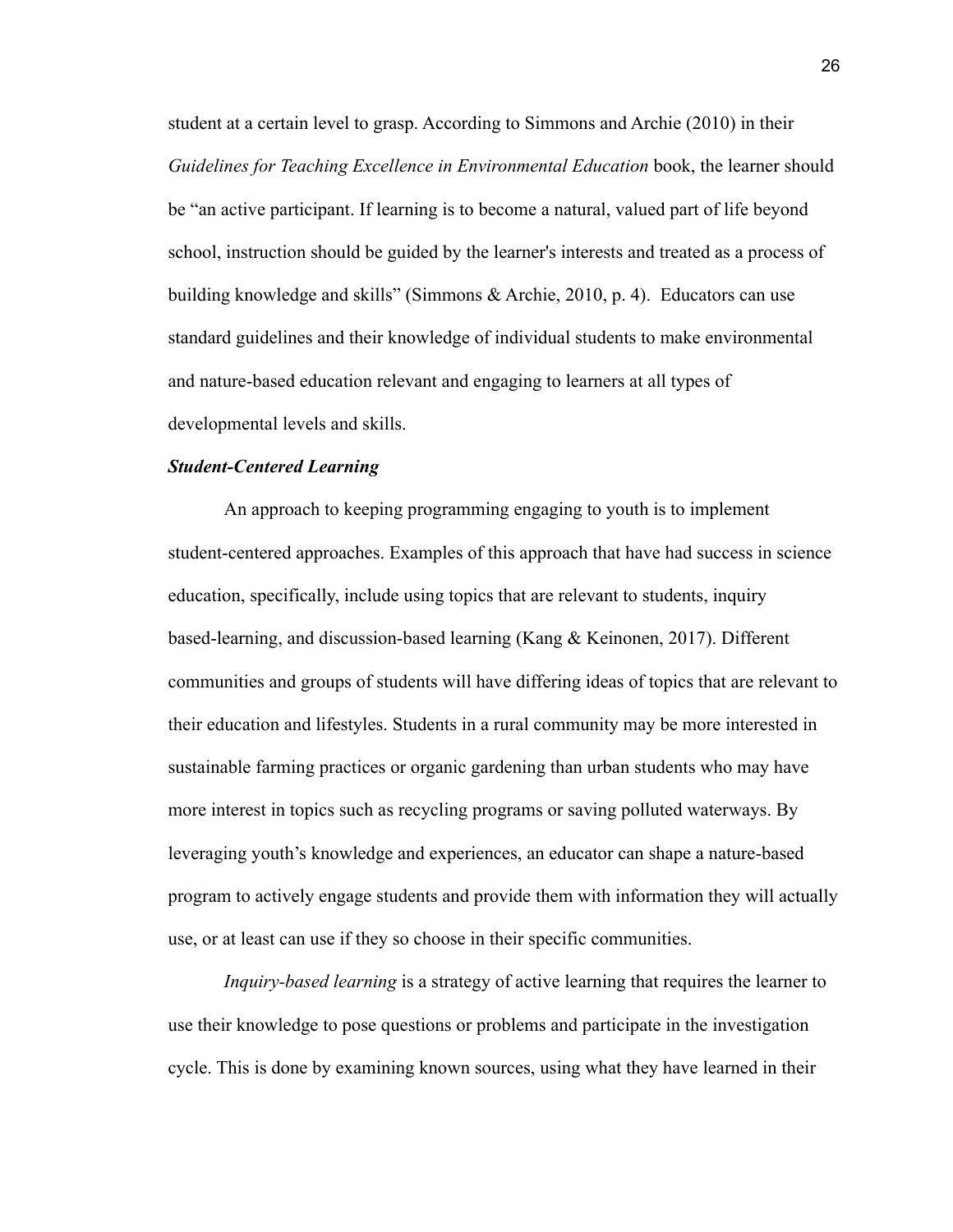student at a certain level to grasp. According to Simmons and Archie (2010) in their *Guidelines for Teaching Excellence in Environmental Education* book, the learner should be "an active participant. If learning is to become a natural, valued part of life beyond school, instruction should be guided by the learner's interests and treated as a process of building knowledge and skills" (Simmons & Archie, 2010, p. 4). Educators can use standard guidelines and their knowledge of individual students to make environmental and nature-based education relevant and engaging to learners at all types of developmental levels and skills.

***Student-Centered Learning***

An approach to keeping programming engaging to youth is to implement student-centered approaches. Examples of this approach that have had success in science education, specifically, include using topics that are relevant to students, inquiry based-learning, and discussion-based learning (Kang & Keinonen, 2017). Different communities and groups of students will have differing ideas of topics that are relevant to their education and lifestyles. Students in a rural community may be more interested in sustainable farming practices or organic gardening than urban students who may have more interest in topics such as recycling programs or saving polluted waterways. By leveraging youth's knowledge and experiences, an educator can shape a nature-based program to actively engage students and provide them with information they will actually use, or at least can use if they so choose in their specific communities.

*Inquiry-based learning* is a strategy of active learning that requires the learner to use their knowledge to pose questions or problems and participate in the investigation cycle. This is done by examining known sources, using what they have learned in their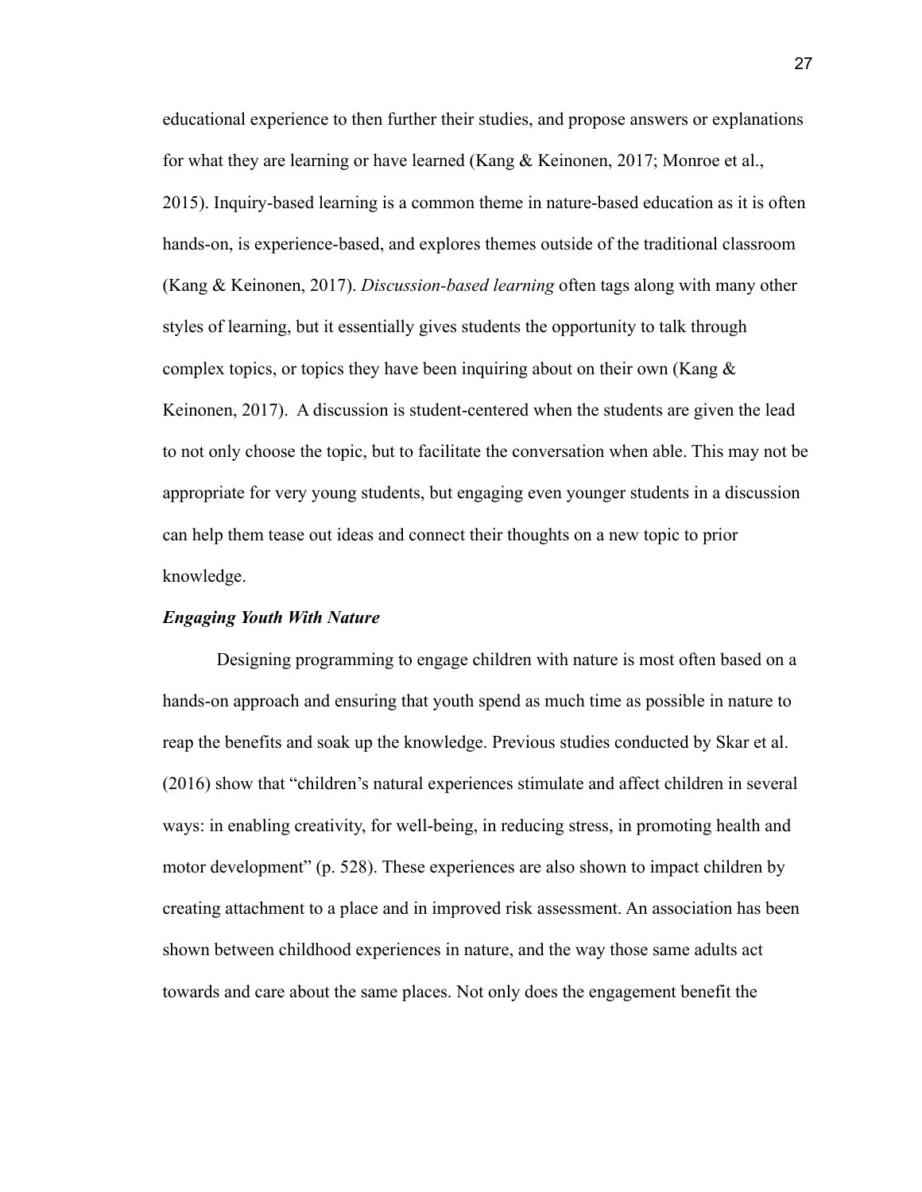educational experience to then further their studies, and propose answers or explanations for what they are learning or have learned (Kang & Keinonen, 2017; Monroe et al., 2015). Inquiry-based learning is a common theme in nature-based education as it is often hands-on, is experience-based, and explores themes outside of the traditional classroom (Kang & Keinonen, 2017). *Discussion-based learning* often tags along with many other styles of learning, but it essentially gives students the opportunity to talk through complex topics, or topics they have been inquiring about on their own (Kang & Keinonen, 2017). A discussion is student-centered when the students are given the lead to not only choose the topic, but to facilitate the conversation when able. This may not be appropriate for very young students, but engaging even younger students in a discussion can help them tease out ideas and connect their thoughts on a new topic to prior knowledge.

### *Engaging Youth With Nature*

Designing programming to engage children with nature is most often based on a hands-on approach and ensuring that youth spend as much time as possible in nature to reap the benefits and soak up the knowledge. Previous studies conducted by Skar et al. (2016) show that "children's natural experiences stimulate and affect children in several ways: in enabling creativity, for well-being, in reducing stress, in promoting health and motor development" (p. 528). These experiences are also shown to impact children by creating attachment to a place and in improved risk assessment. An association has been shown between childhood experiences in nature, and the way those same adults act towards and care about the same places. Not only does the engagement benefit the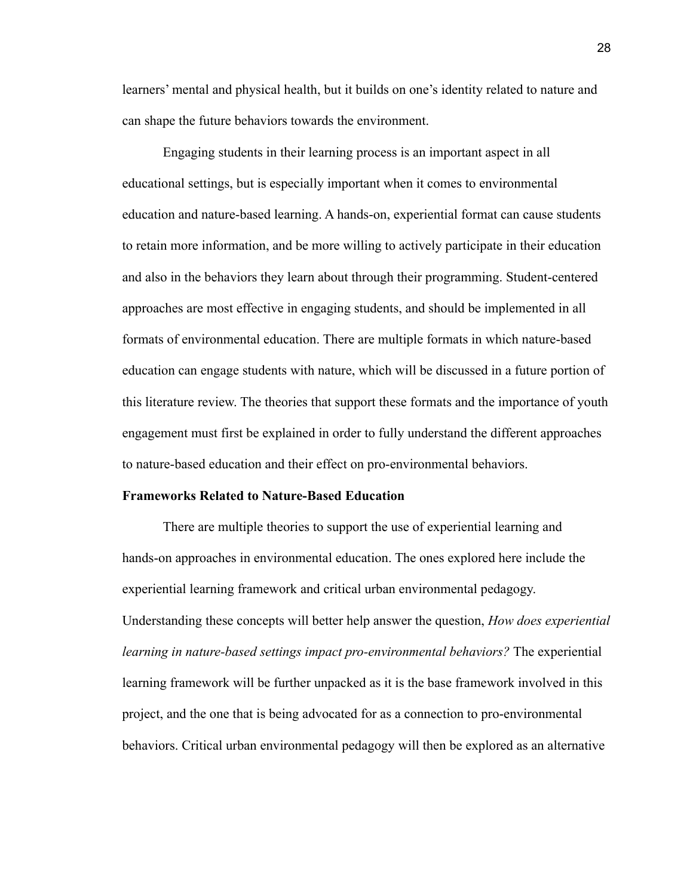learners' mental and physical health, but it builds on one's identity related to nature and can shape the future behaviors towards the environment.

Engaging students in their learning process is an important aspect in all educational settings, but is especially important when it comes to environmental education and nature-based learning. A hands-on, experiential format can cause students to retain more information, and be more willing to actively participate in their education and also in the behaviors they learn about through their programming. Student-centered approaches are most effective in engaging students, and should be implemented in all formats of environmental education. There are multiple formats in which nature-based education can engage students with nature, which will be discussed in a future portion of this literature review. The theories that support these formats and the importance of youth engagement must first be explained in order to fully understand the different approaches to nature-based education and their effect on pro-environmental behaviors.

**Frameworks Related to Nature-Based Education**

There are multiple theories to support the use of experiential learning and hands-on approaches in environmental education. The ones explored here include the experiential learning framework and critical urban environmental pedagogy. Understanding these concepts will better help answer the question, *How does experiential learning in nature-based settings impact pro-environmental behaviors?* The experiential learning framework will be further unpacked as it is the base framework involved in this project, and the one that is being advocated for as a connection to pro-environmental behaviors. Critical urban environmental pedagogy will then be explored as an alternative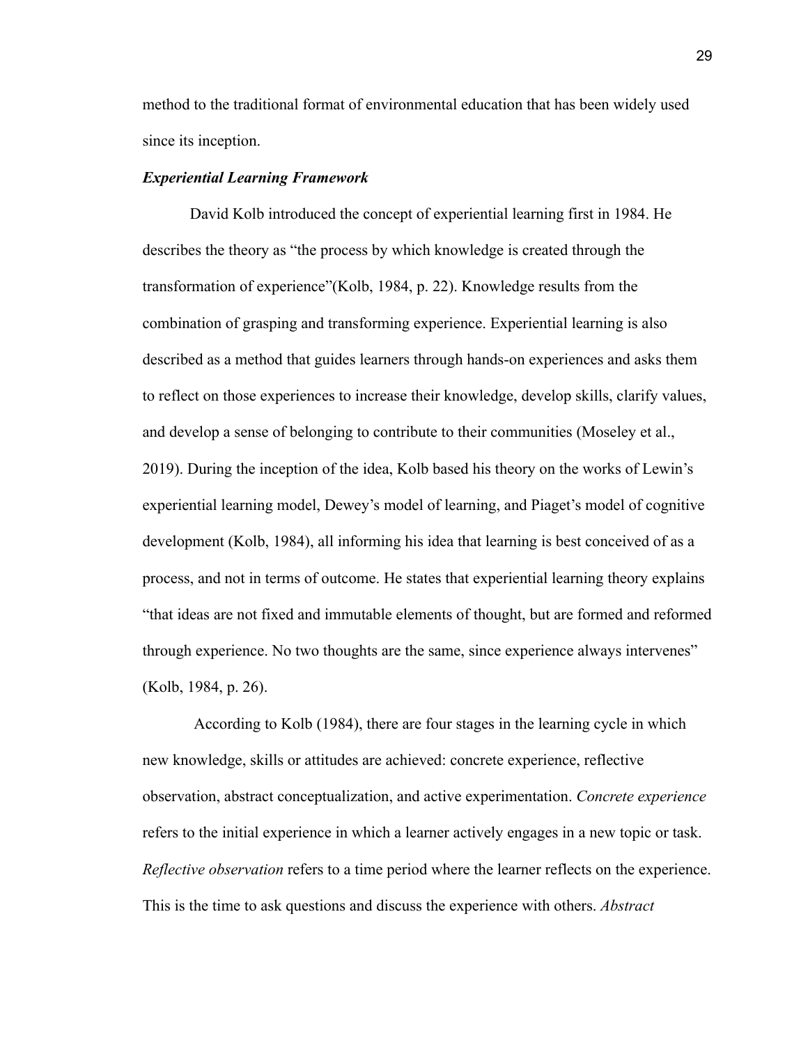method to the traditional format of environmental education that has been widely used since its inception.

### ***Experiential Learning Framework***

David Kolb introduced the concept of experiential learning first in 1984. He describes the theory as "the process by which knowledge is created through the transformation of experience"(Kolb, 1984, p. 22). Knowledge results from the combination of grasping and transforming experience. Experiential learning is also described as a method that guides learners through hands-on experiences and asks them to reflect on those experiences to increase their knowledge, develop skills, clarify values, and develop a sense of belonging to contribute to their communities (Moseley et al., 2019). During the inception of the idea, Kolb based his theory on the works of Lewin's experiential learning model, Dewey's model of learning, and Piaget's model of cognitive development (Kolb, 1984), all informing his idea that learning is best conceived of as a process, and not in terms of outcome. He states that experiential learning theory explains "that ideas are not fixed and immutable elements of thought, but are formed and reformed through experience. No two thoughts are the same, since experience always intervenes" (Kolb, 1984, p. 26).

According to Kolb (1984), there are four stages in the learning cycle in which new knowledge, skills or attitudes are achieved: concrete experience, reflective observation, abstract conceptualization, and active experimentation. *Concrete experience* refers to the initial experience in which a learner actively engages in a new topic or task. *Reflective observation* refers to a time period where the learner reflects on the experience. This is the time to ask questions and discuss the experience with others. *Abstract*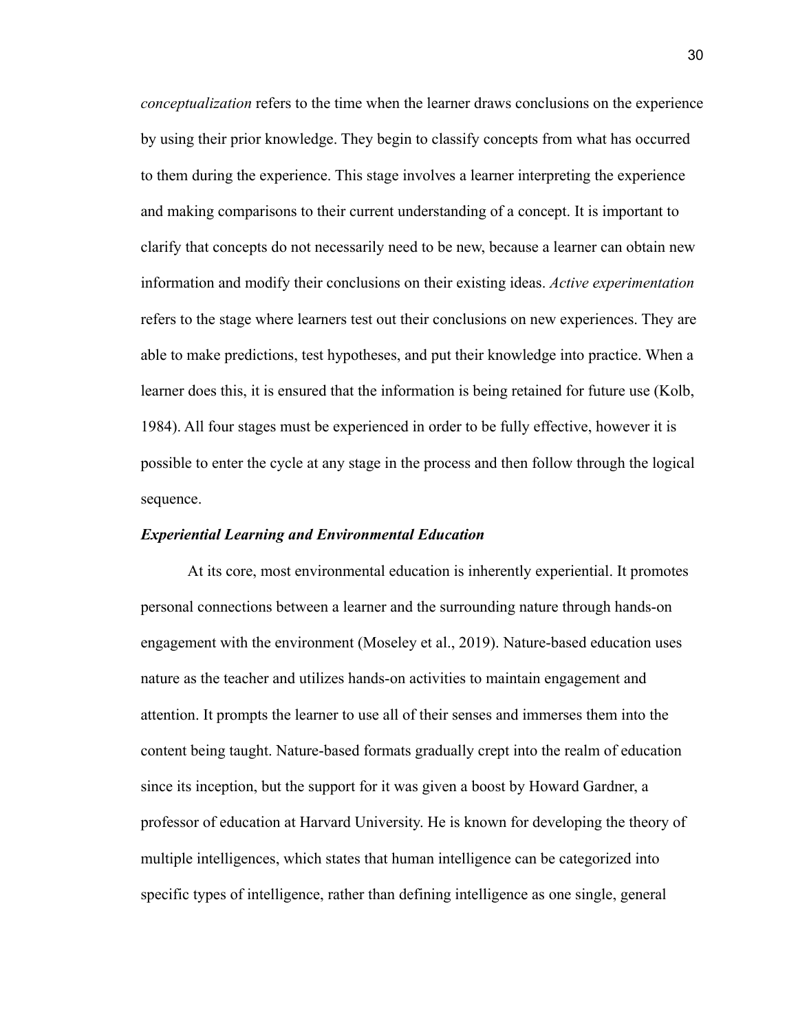*conceptualization* refers to the time when the learner draws conclusions on the experience by using their prior knowledge. They begin to classify concepts from what has occurred to them during the experience. This stage involves a learner interpreting the experience and making comparisons to their current understanding of a concept. It is important to clarify that concepts do not necessarily need to be new, because a learner can obtain new information and modify their conclusions on their existing ideas. *Active experimentation* refers to the stage where learners test out their conclusions on new experiences. They are able to make predictions, test hypotheses, and put their knowledge into practice. When a learner does this, it is ensured that the information is being retained for future use (Kolb, 1984). All four stages must be experienced in order to be fully effective, however it is possible to enter the cycle at any stage in the process and then follow through the logical sequence.

### ***Experiential Learning and Environmental Education***

At its core, most environmental education is inherently experiential. It promotes personal connections between a learner and the surrounding nature through hands-on engagement with the environment (Moseley et al., 2019). Nature-based education uses nature as the teacher and utilizes hands-on activities to maintain engagement and attention. It prompts the learner to use all of their senses and immerses them into the content being taught. Nature-based formats gradually crept into the realm of education since its inception, but the support for it was given a boost by Howard Gardner, a professor of education at Harvard University. He is known for developing the theory of multiple intelligences, which states that human intelligence can be categorized into specific types of intelligence, rather than defining intelligence as one single, general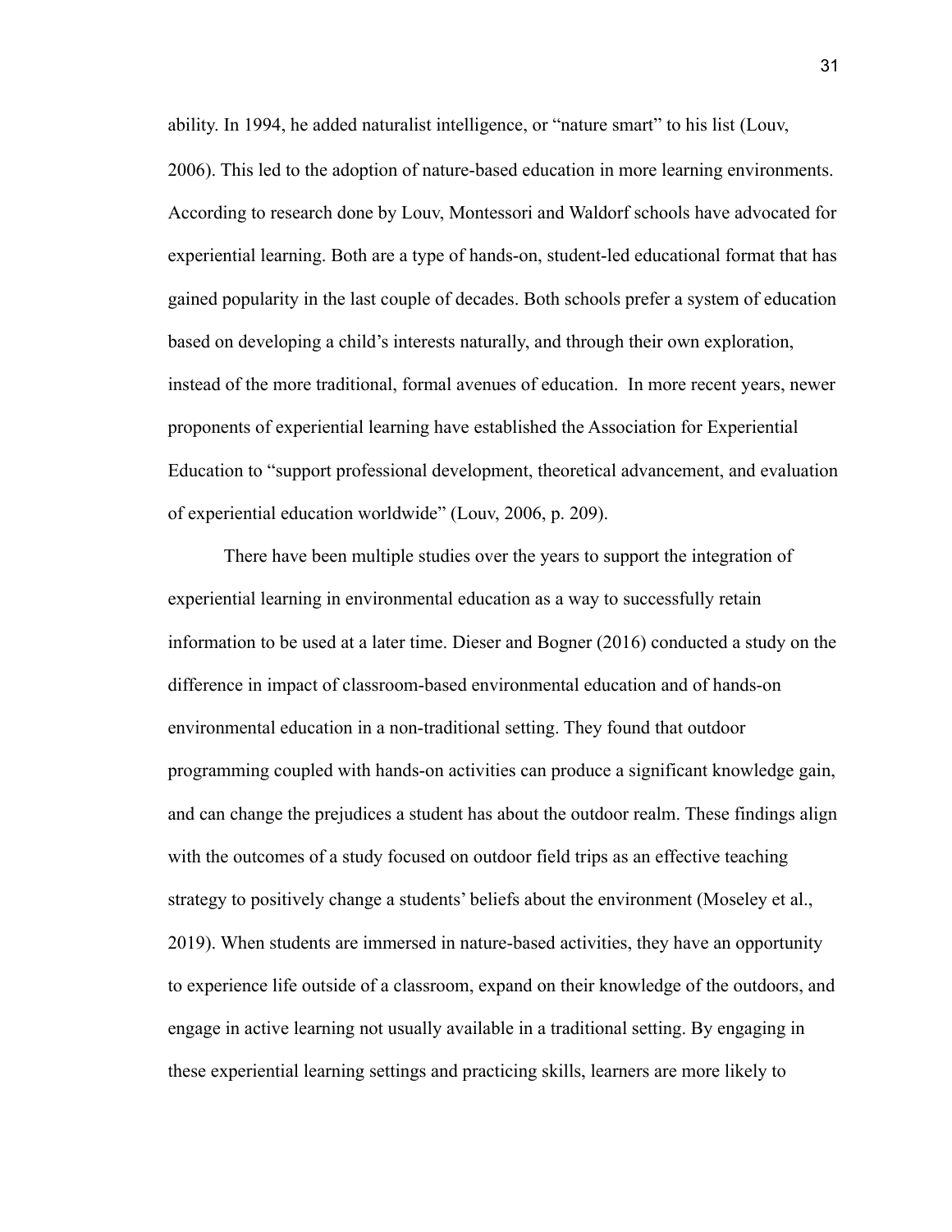ability. In 1994, he added naturalist intelligence, or "nature smart" to his list (Louv, 2006). This led to the adoption of nature-based education in more learning environments. According to research done by Louv, Montessori and Waldorf schools have advocated for experiential learning. Both are a type of hands-on, student-led educational format that has gained popularity in the last couple of decades. Both schools prefer a system of education based on developing a child's interests naturally, and through their own exploration, instead of the more traditional, formal avenues of education. In more recent years, newer proponents of experiential learning have established the Association for Experiential Education to "support professional development, theoretical advancement, and evaluation of experiential education worldwide" (Louv, 2006, p. 209).

There have been multiple studies over the years to support the integration of experiential learning in environmental education as a way to successfully retain information to be used at a later time. Dieser and Bogner (2016) conducted a study on the difference in impact of classroom-based environmental education and of hands-on environmental education in a non-traditional setting. They found that outdoor programming coupled with hands-on activities can produce a significant knowledge gain, and can change the prejudices a student has about the outdoor realm. These findings align with the outcomes of a study focused on outdoor field trips as an effective teaching strategy to positively change a students' beliefs about the environment (Moseley et al., 2019). When students are immersed in nature-based activities, they have an opportunity to experience life outside of a classroom, expand on their knowledge of the outdoors, and engage in active learning not usually available in a traditional setting. By engaging in these experiential learning settings and practicing skills, learners are more likely to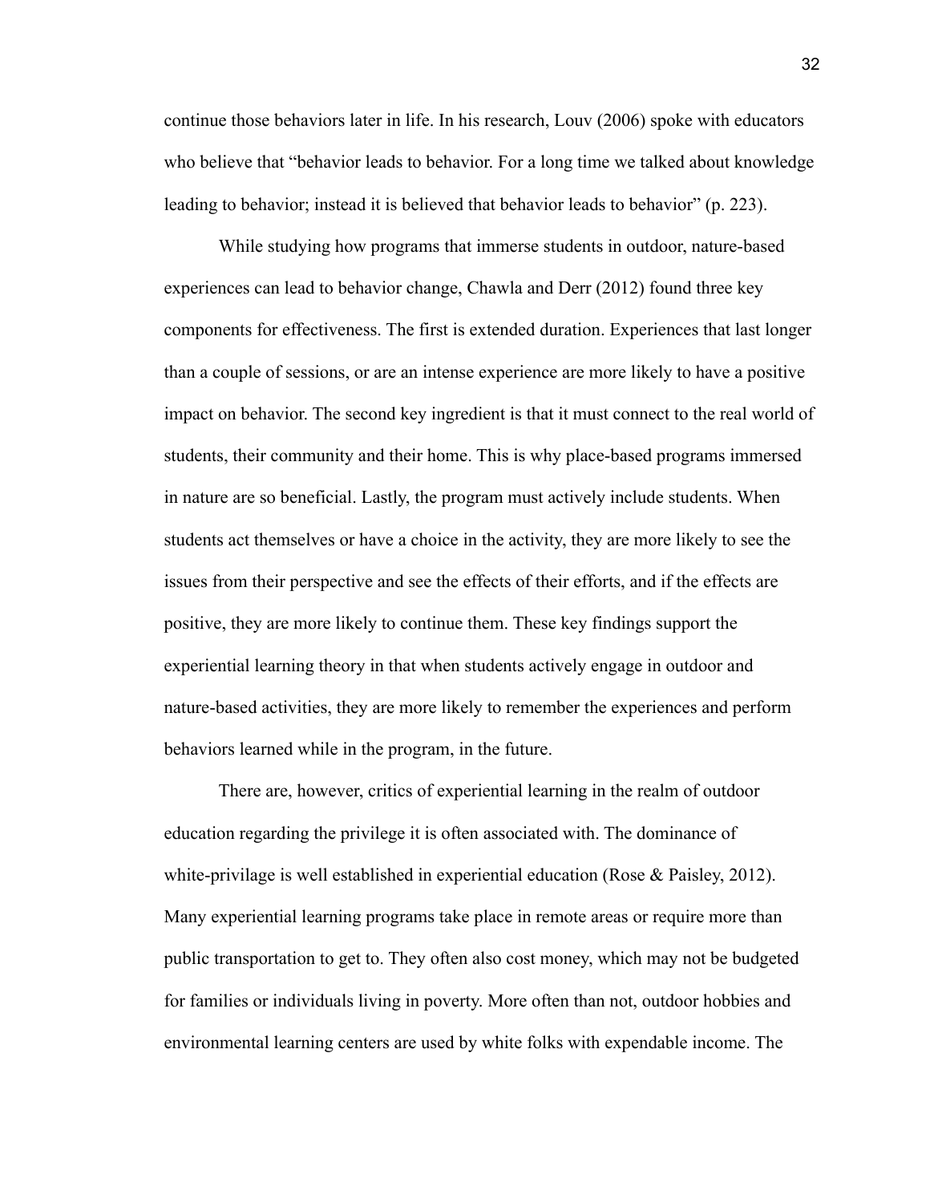continue those behaviors later in life. In his research, Louv (2006) spoke with educators who believe that "behavior leads to behavior. For a long time we talked about knowledge leading to behavior; instead it is believed that behavior leads to behavior" (p. 223).

While studying how programs that immerse students in outdoor, nature-based experiences can lead to behavior change, Chawla and Derr (2012) found three key components for effectiveness. The first is extended duration. Experiences that last longer than a couple of sessions, or are an intense experience are more likely to have a positive impact on behavior. The second key ingredient is that it must connect to the real world of students, their community and their home. This is why place-based programs immersed in nature are so beneficial. Lastly, the program must actively include students. When students act themselves or have a choice in the activity, they are more likely to see the issues from their perspective and see the effects of their efforts, and if the effects are positive, they are more likely to continue them. These key findings support the experiential learning theory in that when students actively engage in outdoor and nature-based activities, they are more likely to remember the experiences and perform behaviors learned while in the program, in the future.

There are, however, critics of experiential learning in the realm of outdoor education regarding the privilege it is often associated with. The dominance of white-privilage is well established in experiential education (Rose & Paisley, 2012). Many experiential learning programs take place in remote areas or require more than public transportation to get to. They often also cost money, which may not be budgeted for families or individuals living in poverty. More often than not, outdoor hobbies and environmental learning centers are used by white folks with expendable income. The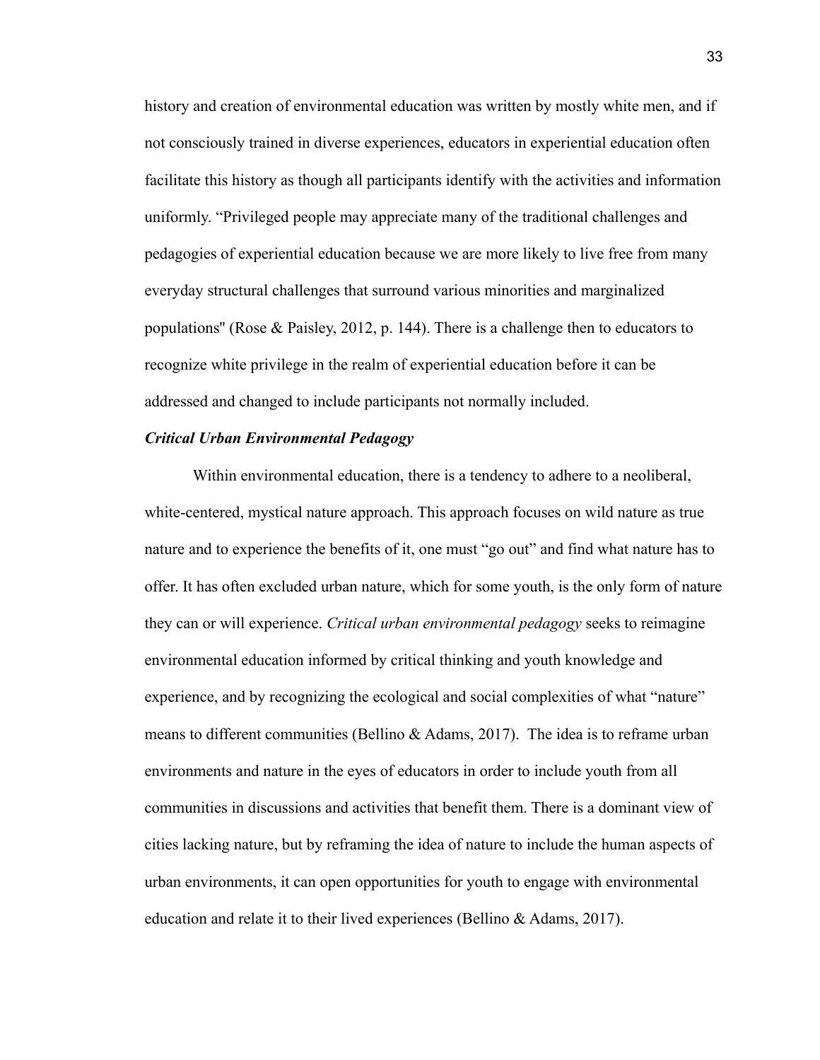history and creation of environmental education was written by mostly white men, and if not consciously trained in diverse experiences, educators in experiential education often facilitate this history as though all participants identify with the activities and information uniformly. “Privileged people may appreciate many of the traditional challenges and pedagogies of experiential education because we are more likely to live free from many everyday structural challenges that surround various minorities and marginalized populations'' (Rose & Paisley, 2012, p. 144). There is a challenge then to educators to recognize white privilege in the realm of experiential education before it can be addressed and changed to include participants not normally included.

### *Critical Urban Environmental Pedagogy*

Within environmental education, there is a tendency to adhere to a neoliberal, white-centered, mystical nature approach. This approach focuses on wild nature as true nature and to experience the benefits of it, one must “go out” and find what nature has to offer. It has often excluded urban nature, which for some youth, is the only form of nature they can or will experience. *Critical urban environmental pedagogy* seeks to reimagine environmental education informed by critical thinking and youth knowledge and experience, and by recognizing the ecological and social complexities of what “nature” means to different communities (Bellino & Adams, 2017). The idea is to reframe urban environments and nature in the eyes of educators in order to include youth from all communities in discussions and activities that benefit them. There is a dominant view of cities lacking nature, but by reframing the idea of nature to include the human aspects of urban environments, it can open opportunities for youth to engage with environmental education and relate it to their lived experiences (Bellino & Adams, 2017).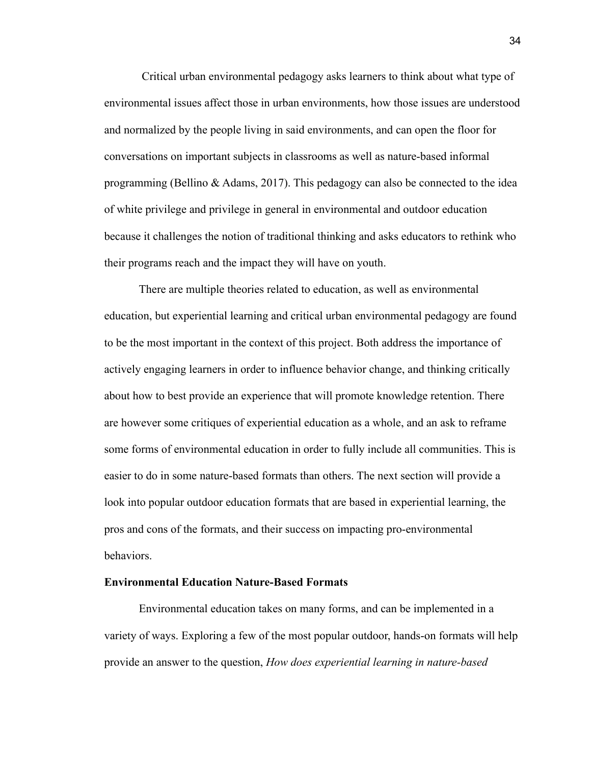Critical urban environmental pedagogy asks learners to think about what type of environmental issues affect those in urban environments, how those issues are understood and normalized by the people living in said environments, and can open the floor for conversations on important subjects in classrooms as well as nature-based informal programming (Bellino & Adams, 2017). This pedagogy can also be connected to the idea of white privilege and privilege in general in environmental and outdoor education because it challenges the notion of traditional thinking and asks educators to rethink who their programs reach and the impact they will have on youth.

There are multiple theories related to education, as well as environmental education, but experiential learning and critical urban environmental pedagogy are found to be the most important in the context of this project. Both address the importance of actively engaging learners in order to influence behavior change, and thinking critically about how to best provide an experience that will promote knowledge retention. There are however some critiques of experiential education as a whole, and an ask to reframe some forms of environmental education in order to fully include all communities. This is easier to do in some nature-based formats than others. The next section will provide a look into popular outdoor education formats that are based in experiential learning, the pros and cons of the formats, and their success on impacting pro-environmental behaviors.

**Environmental Education Nature-Based Formats**

Environmental education takes on many forms, and can be implemented in a variety of ways. Exploring a few of the most popular outdoor, hands-on formats will help provide an answer to the question, *How does experiential learning in nature-based*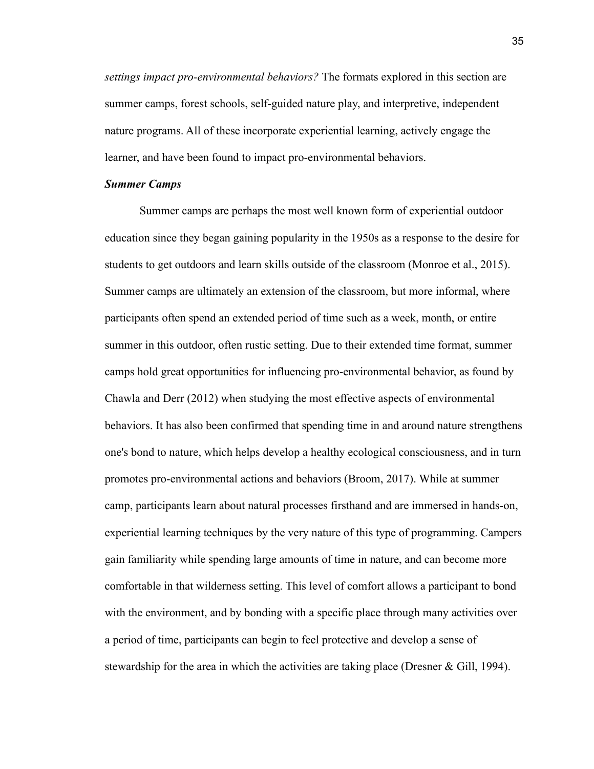*settings impact pro-environmental behaviors?* The formats explored in this section are summer camps, forest schools, self-guided nature play, and interpretive, independent nature programs. All of these incorporate experiential learning, actively engage the learner, and have been found to impact pro-environmental behaviors.

***Summer Camps***

Summer camps are perhaps the most well known form of experiential outdoor education since they began gaining popularity in the 1950s as a response to the desire for students to get outdoors and learn skills outside of the classroom (Monroe et al., 2015). Summer camps are ultimately an extension of the classroom, but more informal, where participants often spend an extended period of time such as a week, month, or entire summer in this outdoor, often rustic setting. Due to their extended time format, summer camps hold great opportunities for influencing pro-environmental behavior, as found by Chawla and Derr (2012) when studying the most effective aspects of environmental behaviors. It has also been confirmed that spending time in and around nature strengthens one's bond to nature, which helps develop a healthy ecological consciousness, and in turn promotes pro-environmental actions and behaviors (Broom, 2017). While at summer camp, participants learn about natural processes firsthand and are immersed in hands-on, experiential learning techniques by the very nature of this type of programming. Campers gain familiarity while spending large amounts of time in nature, and can become more comfortable in that wilderness setting. This level of comfort allows a participant to bond with the environment, and by bonding with a specific place through many activities over a period of time, participants can begin to feel protective and develop a sense of stewardship for the area in which the activities are taking place (Dresner & Gill, 1994).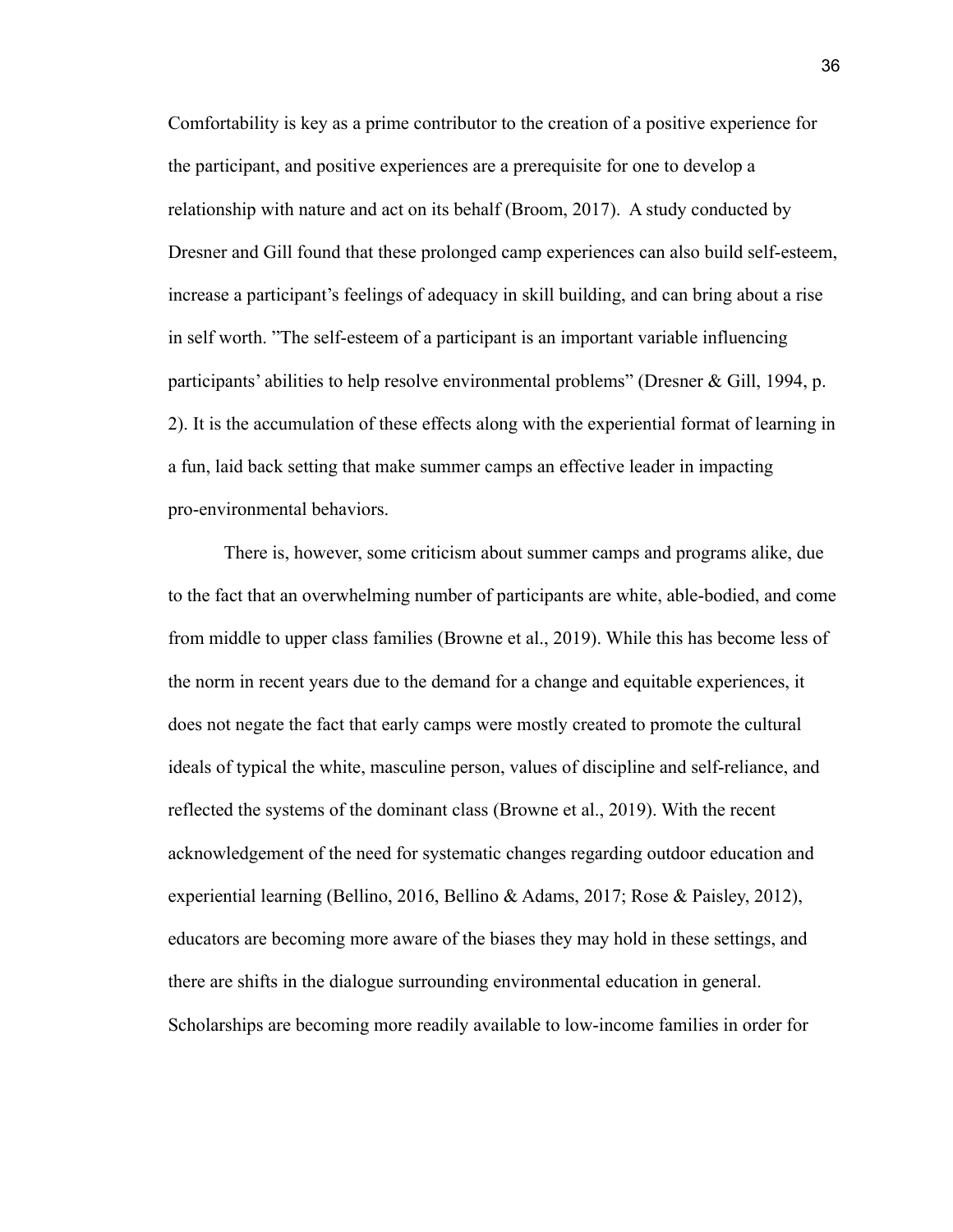Comfortability is key as a prime contributor to the creation of a positive experience for the participant, and positive experiences are a prerequisite for one to develop a relationship with nature and act on its behalf (Broom, 2017).  A study conducted by Dresner and Gill found that these prolonged camp experiences can also build self-esteem, increase a participant's feelings of adequacy in skill building, and can bring about a rise in self worth. "The self-esteem of a participant is an important variable influencing participants' abilities to help resolve environmental problems" (Dresner & Gill, 1994, p. 2). It is the accumulation of these effects along with the experiential format of learning in a fun, laid back setting that make summer camps an effective leader in impacting pro-environmental behaviors.

There is, however, some criticism about summer camps and programs alike, due to the fact that an overwhelming number of participants are white, able-bodied, and come from middle to upper class families (Browne et al., 2019). While this has become less of the norm in recent years due to the demand for a change and equitable experiences, it does not negate the fact that early camps were mostly created to promote the cultural ideals of typical the white, masculine person, values of discipline and self-reliance, and reflected the systems of the dominant class (Browne et al., 2019). With the recent acknowledgement of the need for systematic changes regarding outdoor education and experiential learning (Bellino, 2016, Bellino & Adams, 2017; Rose & Paisley, 2012), educators are becoming more aware of the biases they may hold in these settings, and there are shifts in the dialogue surrounding environmental education in general. Scholarships are becoming more readily available to low-income families in order for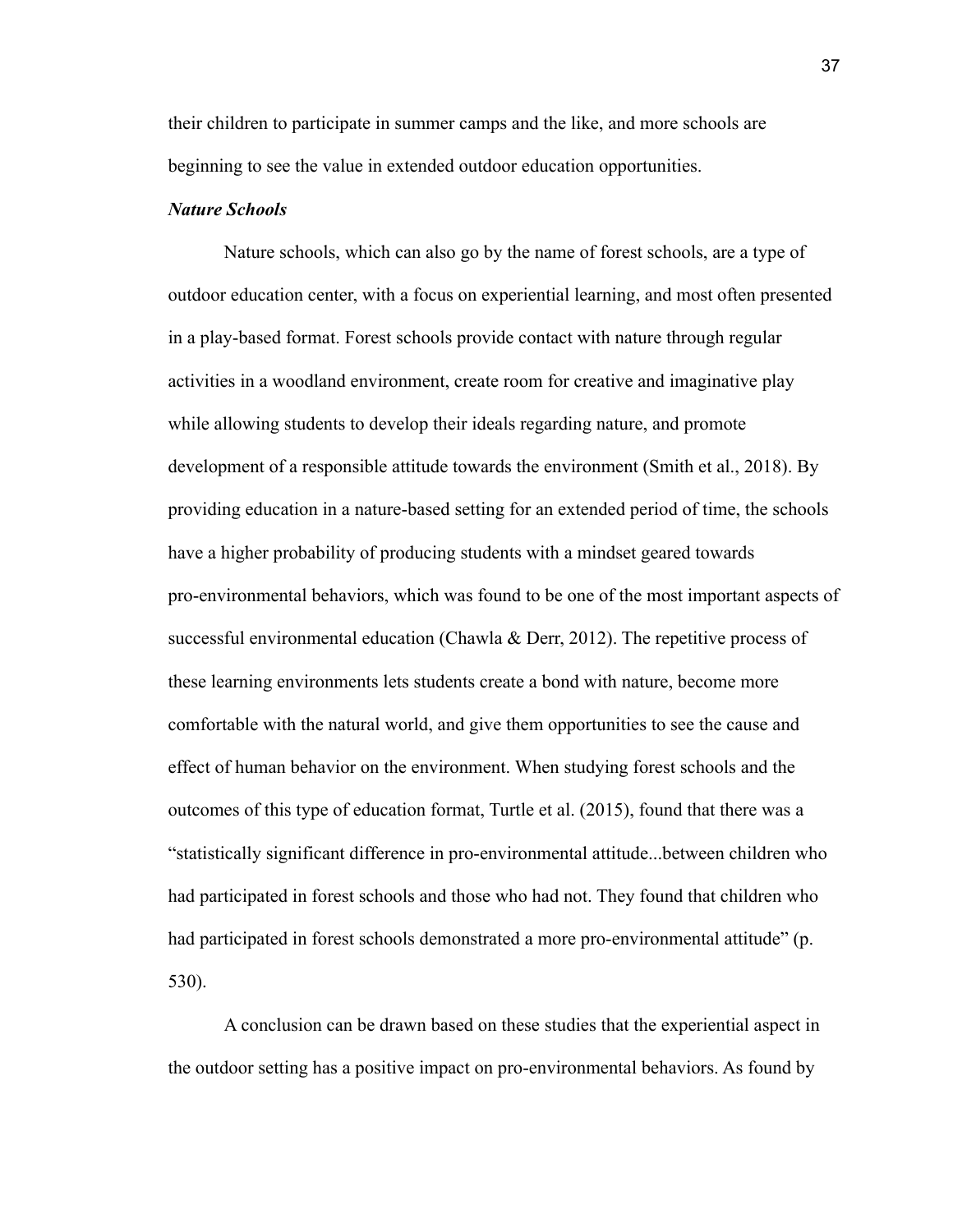their children to participate in summer camps and the like, and more schools are beginning to see the value in extended outdoor education opportunities.

***Nature Schools***

Nature schools, which can also go by the name of forest schools, are a type of outdoor education center, with a focus on experiential learning, and most often presented in a play-based format. Forest schools provide contact with nature through regular activities in a woodland environment, create room for creative and imaginative play while allowing students to develop their ideals regarding nature, and promote development of a responsible attitude towards the environment (Smith et al., 2018). By providing education in a nature-based setting for an extended period of time, the schools have a higher probability of producing students with a mindset geared towards pro-environmental behaviors, which was found to be one of the most important aspects of successful environmental education (Chawla & Derr, 2012). The repetitive process of these learning environments lets students create a bond with nature, become more comfortable with the natural world, and give them opportunities to see the cause and effect of human behavior on the environment. When studying forest schools and the outcomes of this type of education format, Turtle et al. (2015), found that there was a "statistically significant difference in pro-environmental attitude...between children who had participated in forest schools and those who had not. They found that children who had participated in forest schools demonstrated a more pro-environmental attitude" (p. 530).

A conclusion can be drawn based on these studies that the experiential aspect in the outdoor setting has a positive impact on pro-environmental behaviors. As found by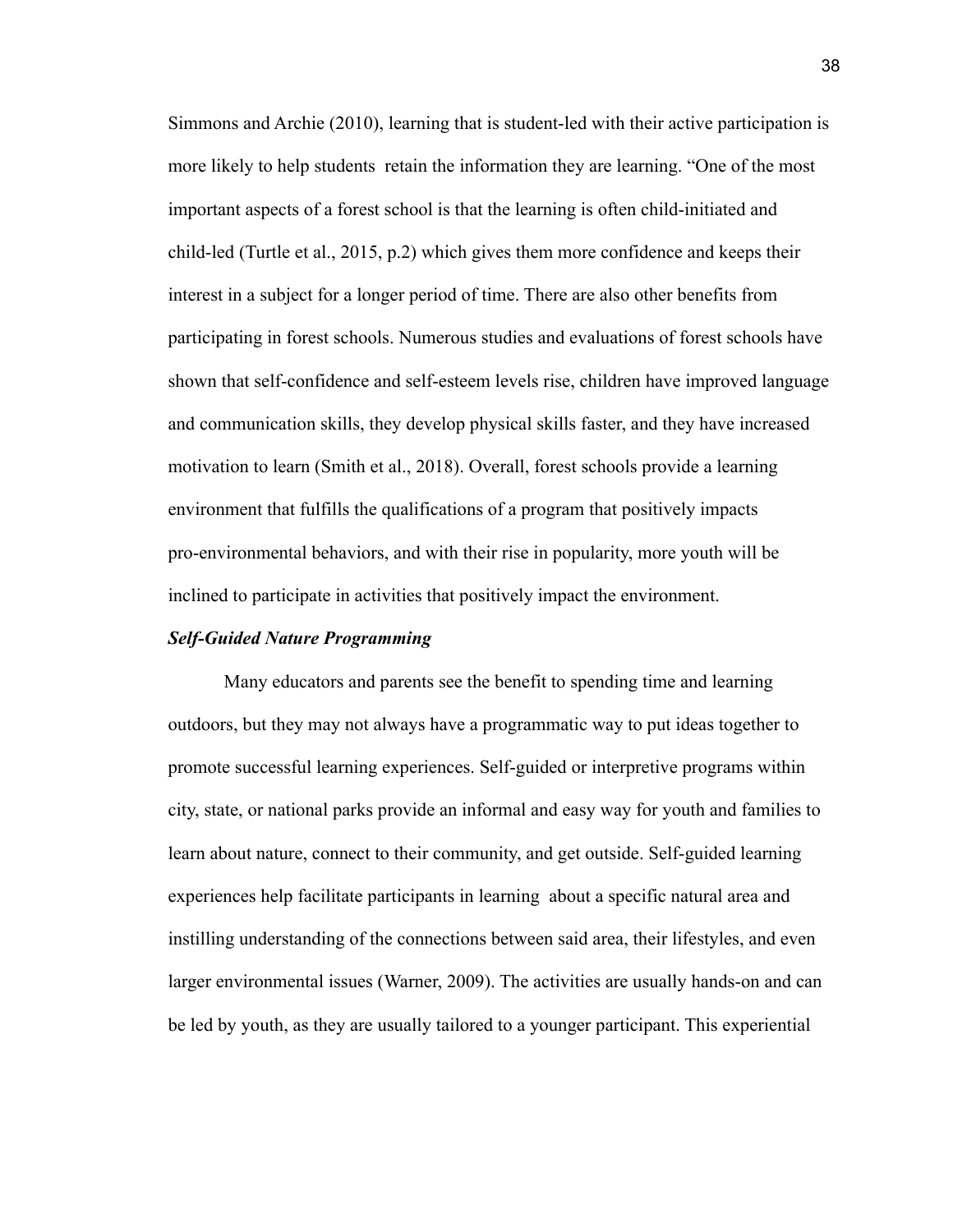Simmons and Archie (2010), learning that is student-led with their active participation is more likely to help students retain the information they are learning. “One of the most important aspects of a forest school is that the learning is often child-initiated and child-led (Turtle et al., 2015, p.2) which gives them more confidence and keeps their interest in a subject for a longer period of time. There are also other benefits from participating in forest schools. Numerous studies and evaluations of forest schools have shown that self-confidence and self-esteem levels rise, children have improved language and communication skills, they develop physical skills faster, and they have increased motivation to learn (Smith et al., 2018). Overall, forest schools provide a learning environment that fulfills the qualifications of a program that positively impacts pro-environmental behaviors, and with their rise in popularity, more youth will be inclined to participate in activities that positively impact the environment.

***Self-Guided Nature Programming***

Many educators and parents see the benefit to spending time and learning outdoors, but they may not always have a programmatic way to put ideas together to promote successful learning experiences. Self-guided or interpretive programs within city, state, or national parks provide an informal and easy way for youth and families to learn about nature, connect to their community, and get outside. Self-guided learning experiences help facilitate participants in learning about a specific natural area and instilling understanding of the connections between said area, their lifestyles, and even larger environmental issues (Warner, 2009). The activities are usually hands-on and can be led by youth, as they are usually tailored to a younger participant. This experiential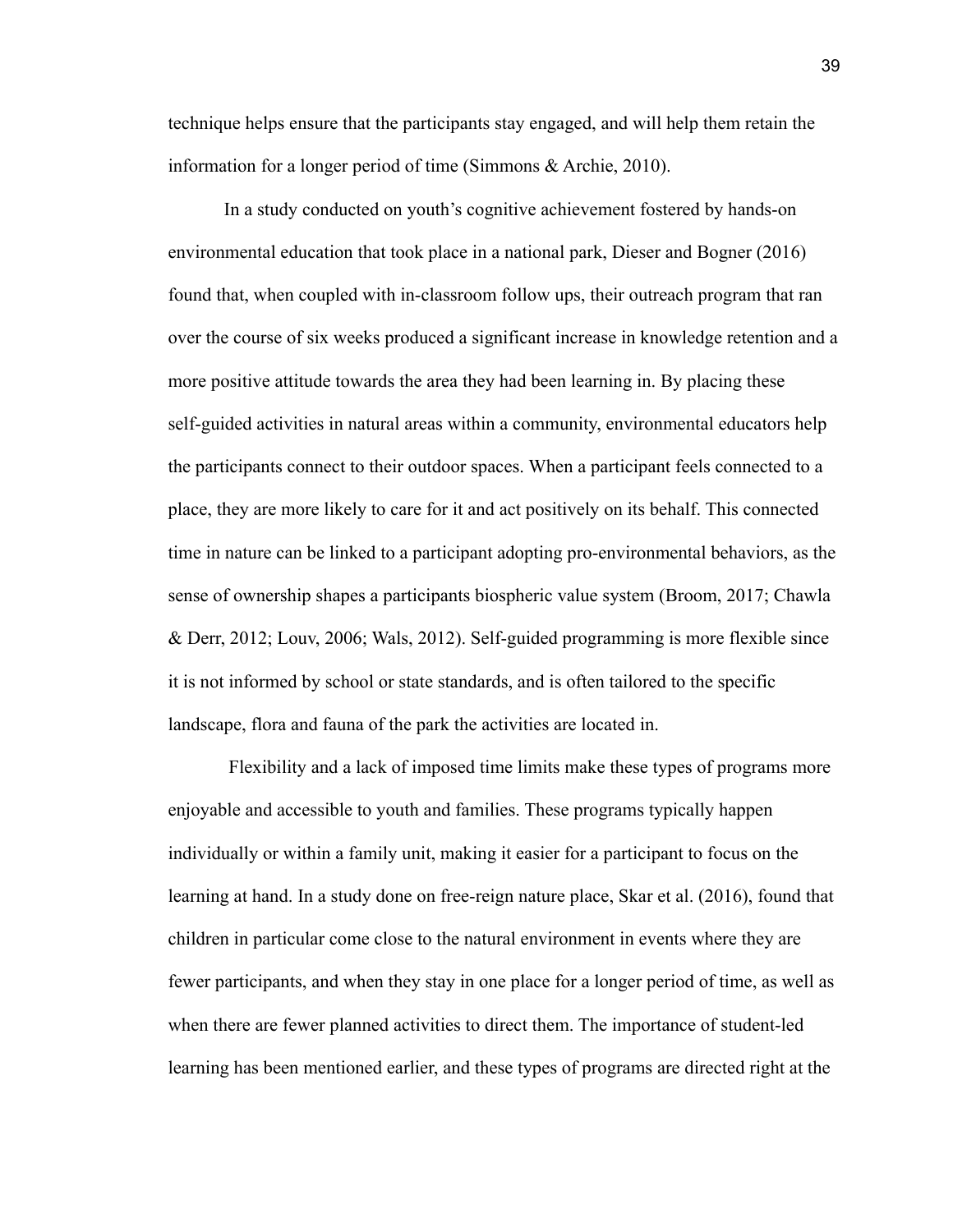technique helps ensure that the participants stay engaged, and will help them retain the information for a longer period of time (Simmons & Archie, 2010).

In a study conducted on youth's cognitive achievement fostered by hands-on environmental education that took place in a national park, Dieser and Bogner (2016) found that, when coupled with in-classroom follow ups, their outreach program that ran over the course of six weeks produced a significant increase in knowledge retention and a more positive attitude towards the area they had been learning in. By placing these self-guided activities in natural areas within a community, environmental educators help the participants connect to their outdoor spaces. When a participant feels connected to a place, they are more likely to care for it and act positively on its behalf. This connected time in nature can be linked to a participant adopting pro-environmental behaviors, as the sense of ownership shapes a participants biospheric value system (Broom, 2017; Chawla & Derr, 2012; Louv, 2006; Wals, 2012). Self-guided programming is more flexible since it is not informed by school or state standards, and is often tailored to the specific landscape, flora and fauna of the park the activities are located in.

Flexibility and a lack of imposed time limits make these types of programs more enjoyable and accessible to youth and families. These programs typically happen individually or within a family unit, making it easier for a participant to focus on the learning at hand. In a study done on free-reign nature place, Skar et al. (2016), found that children in particular come close to the natural environment in events where they are fewer participants, and when they stay in one place for a longer period of time, as well as when there are fewer planned activities to direct them. The importance of student-led learning has been mentioned earlier, and these types of programs are directed right at the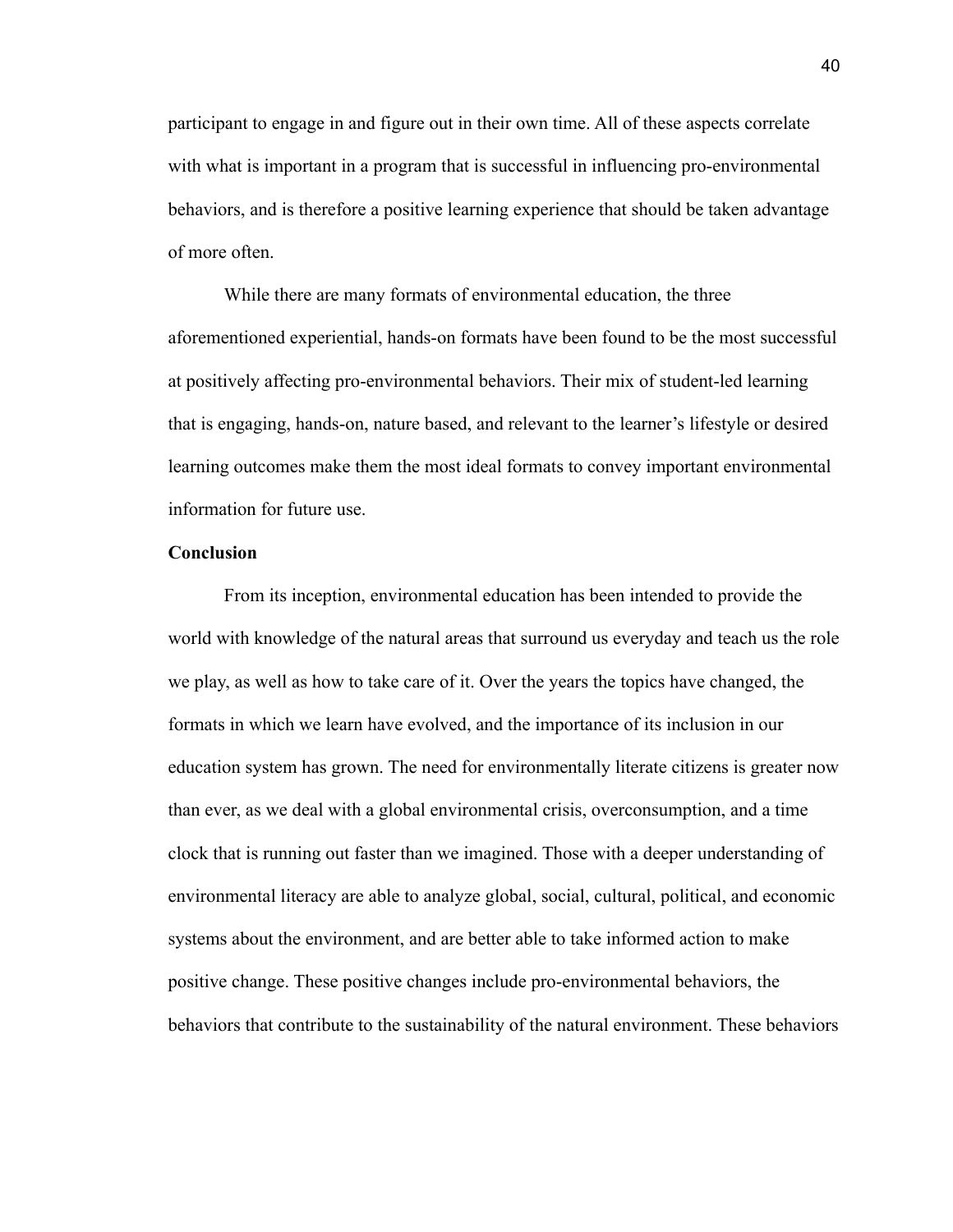participant to engage in and figure out in their own time. All of these aspects correlate with what is important in a program that is successful in influencing pro-environmental behaviors, and is therefore a positive learning experience that should be taken advantage of more often.

While there are many formats of environmental education, the three aforementioned experiential, hands-on formats have been found to be the most successful at positively affecting pro-environmental behaviors. Their mix of student-led learning that is engaging, hands-on, nature based, and relevant to the learner's lifestyle or desired learning outcomes make them the most ideal formats to convey important environmental information for future use.

**Conclusion**

From its inception, environmental education has been intended to provide the world with knowledge of the natural areas that surround us everyday and teach us the role we play, as well as how to take care of it. Over the years the topics have changed, the formats in which we learn have evolved, and the importance of its inclusion in our education system has grown. The need for environmentally literate citizens is greater now than ever, as we deal with a global environmental crisis, overconsumption, and a time clock that is running out faster than we imagined. Those with a deeper understanding of environmental literacy are able to analyze global, social, cultural, political, and economic systems about the environment, and are better able to take informed action to make positive change. These positive changes include pro-environmental behaviors, the behaviors that contribute to the sustainability of the natural environment. These behaviors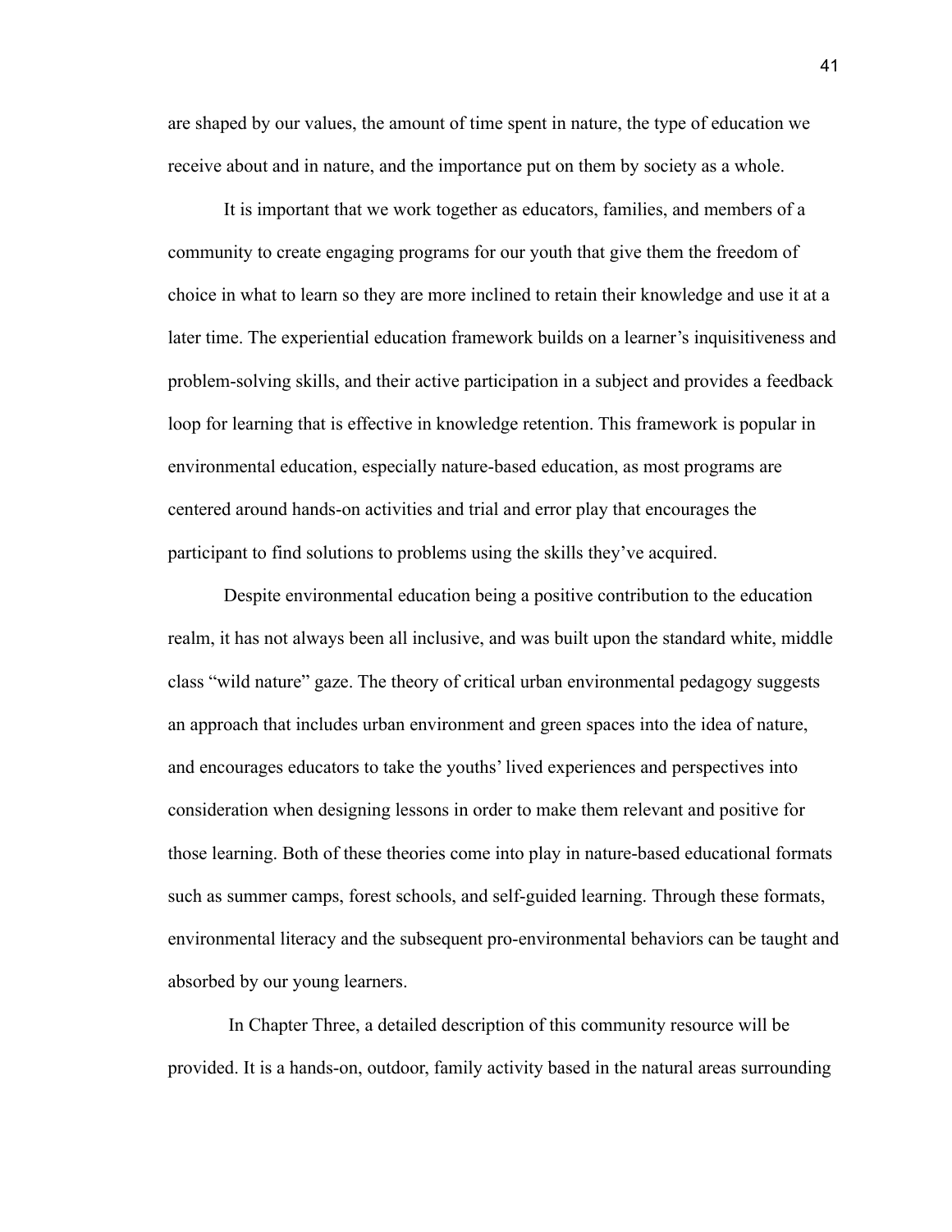are shaped by our values, the amount of time spent in nature, the type of education we receive about and in nature, and the importance put on them by society as a whole.

It is important that we work together as educators, families, and members of a community to create engaging programs for our youth that give them the freedom of choice in what to learn so they are more inclined to retain their knowledge and use it at a later time. The experiential education framework builds on a learner's inquisitiveness and problem-solving skills, and their active participation in a subject and provides a feedback loop for learning that is effective in knowledge retention. This framework is popular in environmental education, especially nature-based education, as most programs are centered around hands-on activities and trial and error play that encourages the participant to find solutions to problems using the skills they've acquired.

Despite environmental education being a positive contribution to the education realm, it has not always been all inclusive, and was built upon the standard white, middle class "wild nature" gaze. The theory of critical urban environmental pedagogy suggests an approach that includes urban environment and green spaces into the idea of nature, and encourages educators to take the youths' lived experiences and perspectives into consideration when designing lessons in order to make them relevant and positive for those learning. Both of these theories come into play in nature-based educational formats such as summer camps, forest schools, and self-guided learning. Through these formats, environmental literacy and the subsequent pro-environmental behaviors can be taught and absorbed by our young learners.

In Chapter Three, a detailed description of this community resource will be provided. It is a hands-on, outdoor, family activity based in the natural areas surrounding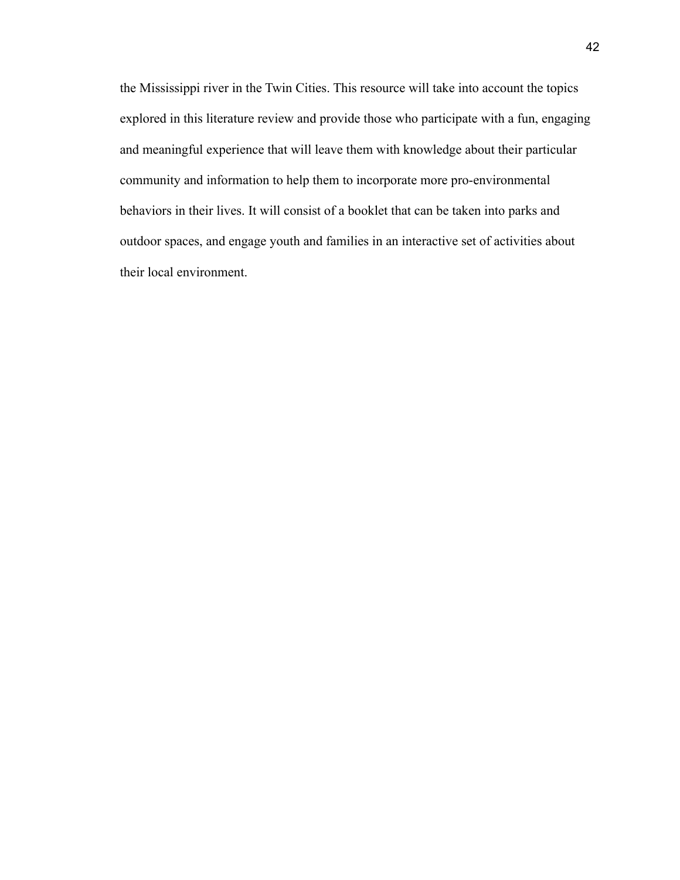the Mississippi river in the Twin Cities. This resource will take into account the topics explored in this literature review and provide those who participate with a fun, engaging and meaningful experience that will leave them with knowledge about their particular community and information to help them to incorporate more pro-environmental behaviors in their lives. It will consist of a booklet that can be taken into parks and outdoor spaces, and engage youth and families in an interactive set of activities about their local environment.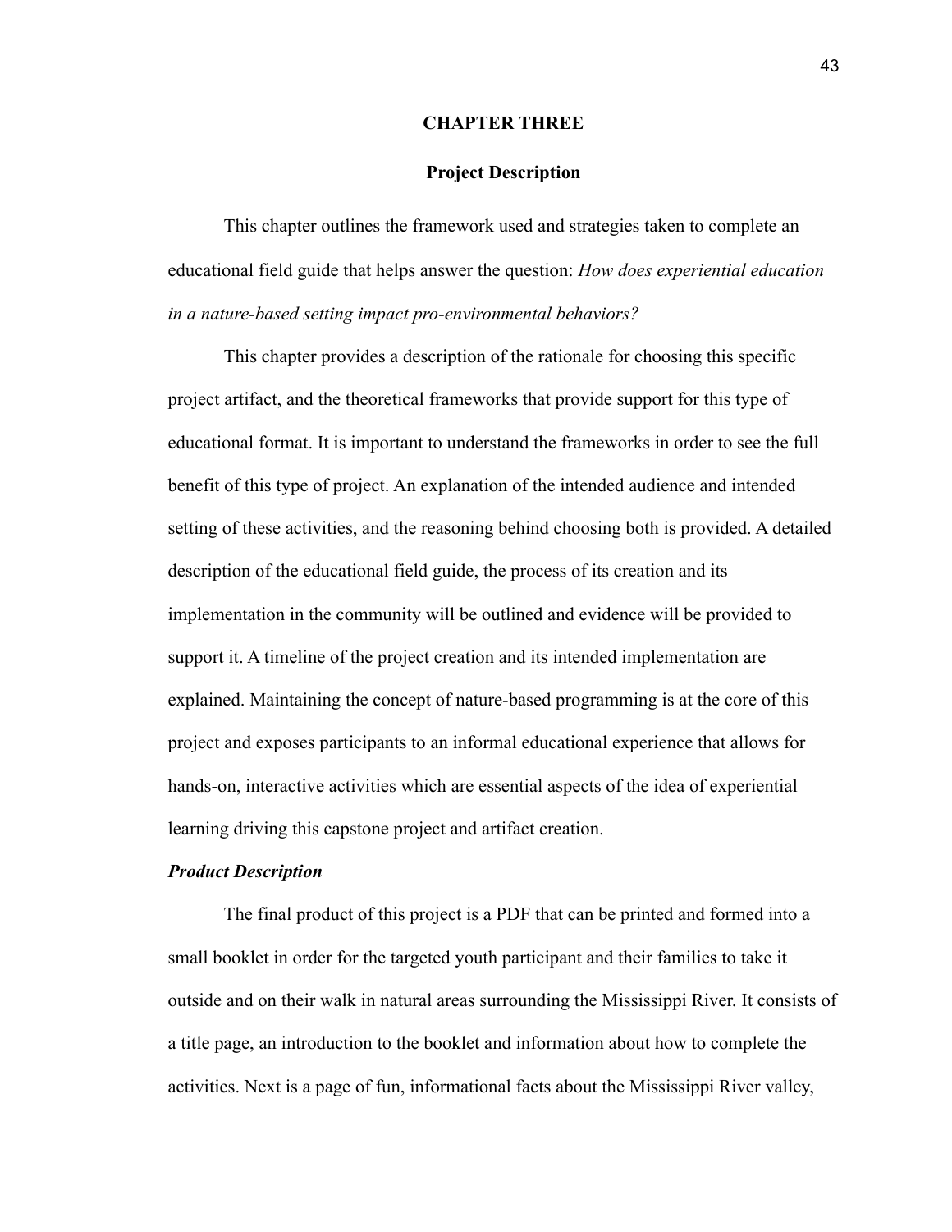# CHAPTER THREE

## Project Description

This chapter outlines the framework used and strategies taken to complete an educational field guide that helps answer the question: *How does experiential education in a nature-based setting impact pro-environmental behaviors?*

This chapter provides a description of the rationale for choosing this specific project artifact, and the theoretical frameworks that provide support for this type of educational format. It is important to understand the frameworks in order to see the full benefit of this type of project. An explanation of the intended audience and intended setting of these activities, and the reasoning behind choosing both is provided. A detailed description of the educational field guide, the process of its creation and its implementation in the community will be outlined and evidence will be provided to support it. A timeline of the project creation and its intended implementation are explained. Maintaining the concept of nature-based programming is at the core of this project and exposes participants to an informal educational experience that allows for hands-on, interactive activities which are essential aspects of the idea of experiential learning driving this capstone project and artifact creation.

### *Product Description*

The final product of this project is a PDF that can be printed and formed into a small booklet in order for the targeted youth participant and their families to take it outside and on their walk in natural areas surrounding the Mississippi River. It consists of a title page, an introduction to the booklet and information about how to complete the activities. Next is a page of fun, informational facts about the Mississippi River valley,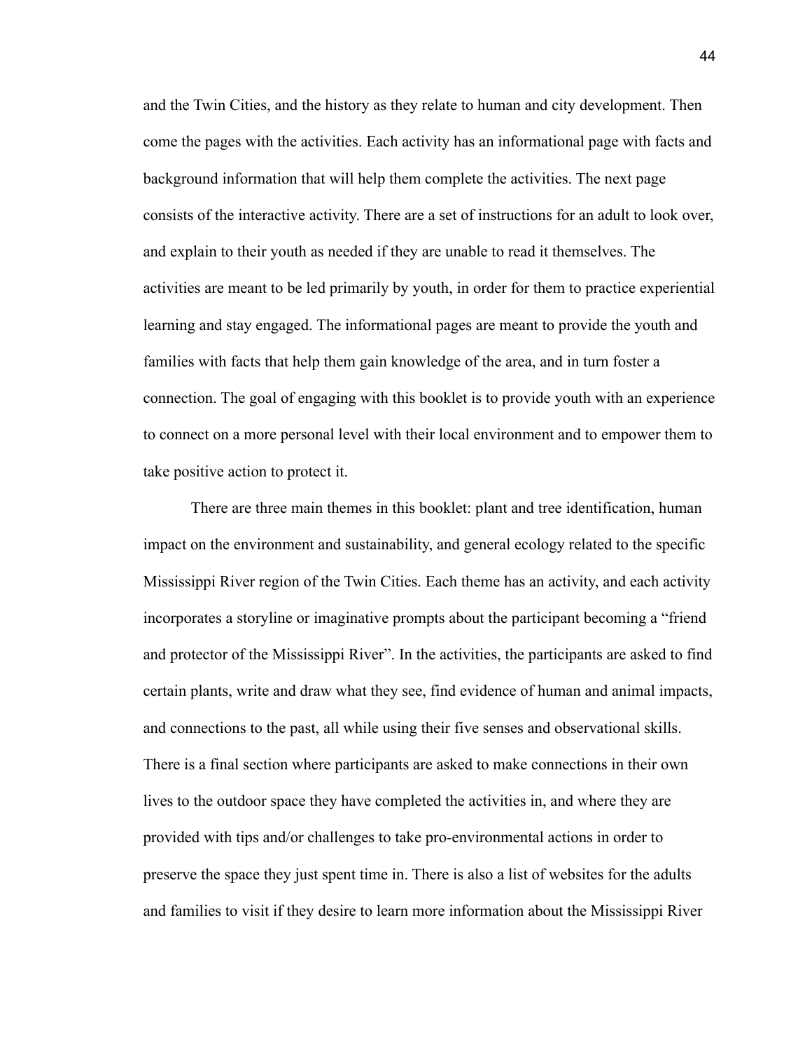and the Twin Cities, and the history as they relate to human and city development. Then come the pages with the activities. Each activity has an informational page with facts and background information that will help them complete the activities. The next page consists of the interactive activity. There are a set of instructions for an adult to look over, and explain to their youth as needed if they are unable to read it themselves. The activities are meant to be led primarily by youth, in order for them to practice experiential learning and stay engaged. The informational pages are meant to provide the youth and families with facts that help them gain knowledge of the area, and in turn foster a connection. The goal of engaging with this booklet is to provide youth with an experience to connect on a more personal level with their local environment and to empower them to take positive action to protect it.

There are three main themes in this booklet: plant and tree identification, human impact on the environment and sustainability, and general ecology related to the specific Mississippi River region of the Twin Cities. Each theme has an activity, and each activity incorporates a storyline or imaginative prompts about the participant becoming a "friend and protector of the Mississippi River". In the activities, the participants are asked to find certain plants, write and draw what they see, find evidence of human and animal impacts, and connections to the past, all while using their five senses and observational skills. There is a final section where participants are asked to make connections in their own lives to the outdoor space they have completed the activities in, and where they are provided with tips and/or challenges to take pro-environmental actions in order to preserve the space they just spent time in. There is also a list of websites for the adults and families to visit if they desire to learn more information about the Mississippi River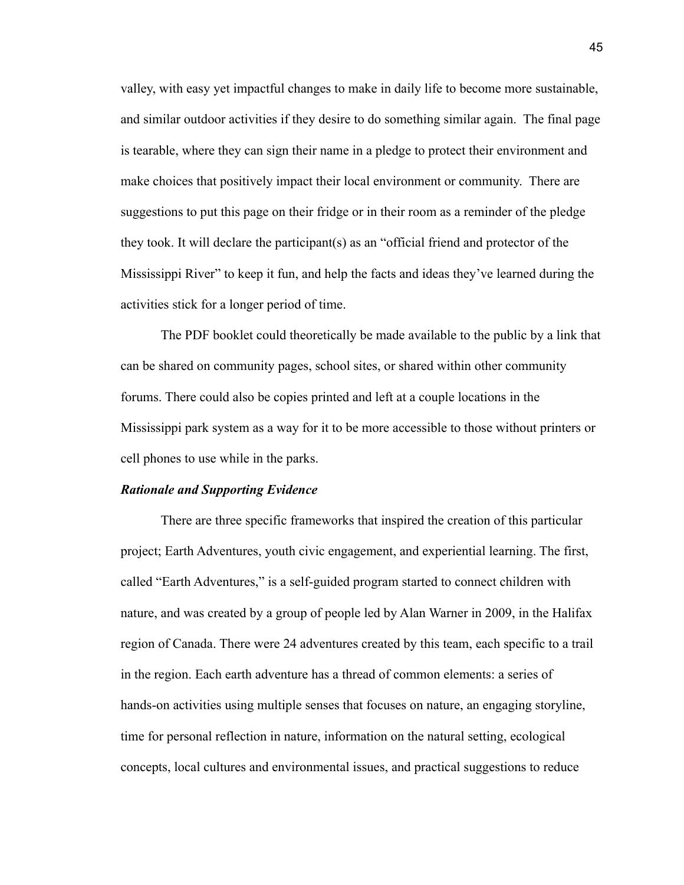valley, with easy yet impactful changes to make in daily life to become more sustainable, and similar outdoor activities if they desire to do something similar again. The final page is tearable, where they can sign their name in a pledge to protect their environment and make choices that positively impact their local environment or community. There are suggestions to put this page on their fridge or in their room as a reminder of the pledge they took. It will declare the participant(s) as an "official friend and protector of the Mississippi River" to keep it fun, and help the facts and ideas they've learned during the activities stick for a longer period of time.

The PDF booklet could theoretically be made available to the public by a link that can be shared on community pages, school sites, or shared within other community forums. There could also be copies printed and left at a couple locations in the Mississippi park system as a way for it to be more accessible to those without printers or cell phones to use while in the parks.

***Rationale and Supporting Evidence***

There are three specific frameworks that inspired the creation of this particular project; Earth Adventures, youth civic engagement, and experiential learning. The first, called "Earth Adventures," is a self-guided program started to connect children with nature, and was created by a group of people led by Alan Warner in 2009, in the Halifax region of Canada. There were 24 adventures created by this team, each specific to a trail in the region. Each earth adventure has a thread of common elements: a series of hands-on activities using multiple senses that focuses on nature, an engaging storyline, time for personal reflection in nature, information on the natural setting, ecological concepts, local cultures and environmental issues, and practical suggestions to reduce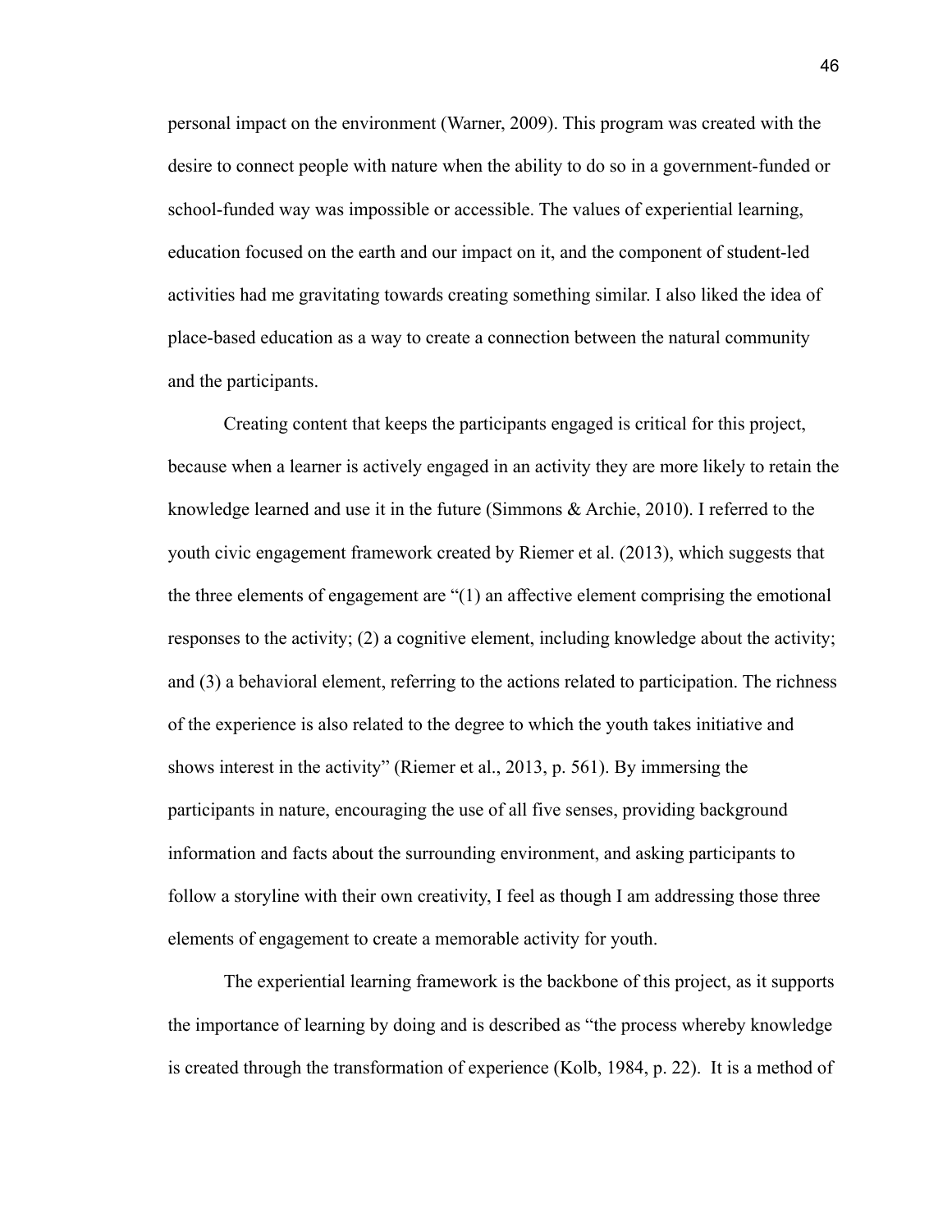personal impact on the environment (Warner, 2009). This program was created with the desire to connect people with nature when the ability to do so in a government-funded or school-funded way was impossible or accessible. The values of experiential learning, education focused on the earth and our impact on it, and the component of student-led activities had me gravitating towards creating something similar. I also liked the idea of place-based education as a way to create a connection between the natural community and the participants.

Creating content that keeps the participants engaged is critical for this project, because when a learner is actively engaged in an activity they are more likely to retain the knowledge learned and use it in the future (Simmons & Archie, 2010). I referred to the youth civic engagement framework created by Riemer et al. (2013), which suggests that the three elements of engagement are "(1) an affective element comprising the emotional responses to the activity; (2) a cognitive element, including knowledge about the activity; and (3) a behavioral element, referring to the actions related to participation. The richness of the experience is also related to the degree to which the youth takes initiative and shows interest in the activity" (Riemer et al., 2013, p. 561). By immersing the participants in nature, encouraging the use of all five senses, providing background information and facts about the surrounding environment, and asking participants to follow a storyline with their own creativity, I feel as though I am addressing those three elements of engagement to create a memorable activity for youth.

The experiential learning framework is the backbone of this project, as it supports the importance of learning by doing and is described as "the process whereby knowledge is created through the transformation of experience (Kolb, 1984, p. 22). It is a method of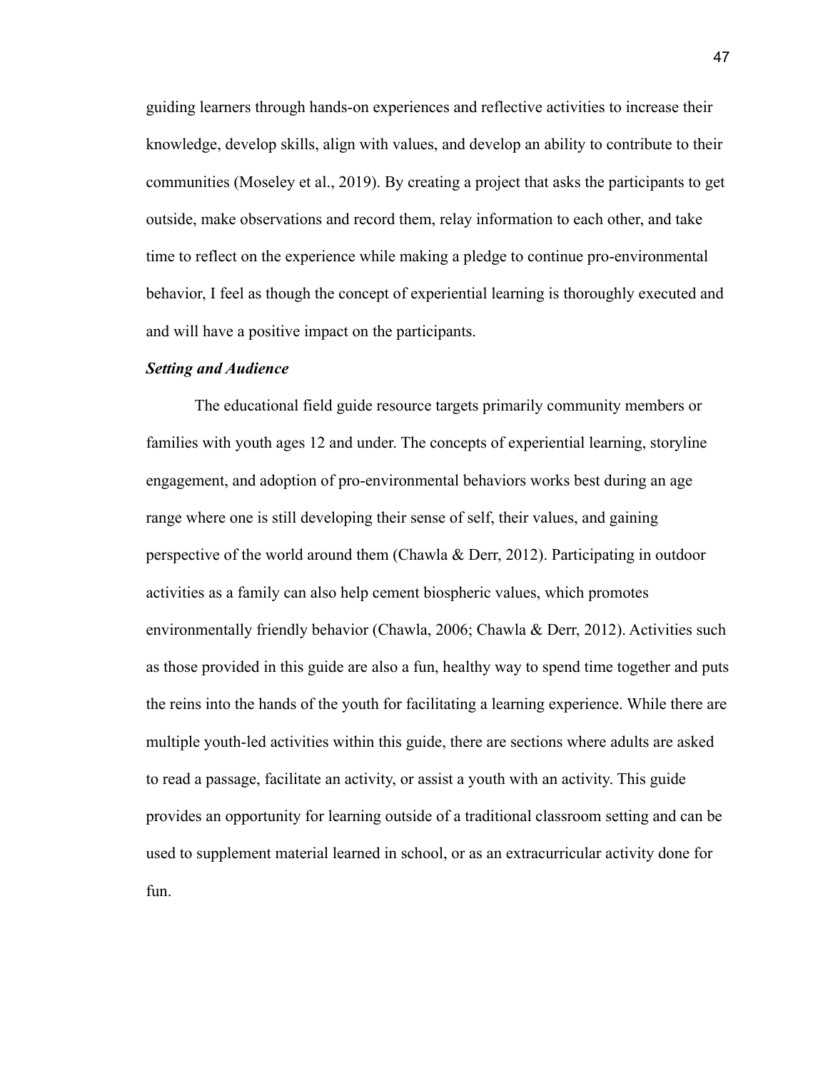guiding learners through hands-on experiences and reflective activities to increase their knowledge, develop skills, align with values, and develop an ability to contribute to their communities (Moseley et al., 2019). By creating a project that asks the participants to get outside, make observations and record them, relay information to each other, and take time to reflect on the experience while making a pledge to continue pro-environmental behavior, I feel as though the concept of experiential learning is thoroughly executed and and will have a positive impact on the participants.

***Setting and Audience***

The educational field guide resource targets primarily community members or families with youth ages 12 and under. The concepts of experiential learning, storyline engagement, and adoption of pro-environmental behaviors works best during an age range where one is still developing their sense of self, their values, and gaining perspective of the world around them (Chawla & Derr, 2012). Participating in outdoor activities as a family can also help cement biospheric values, which promotes environmentally friendly behavior (Chawla, 2006; Chawla & Derr, 2012). Activities such as those provided in this guide are also a fun, healthy way to spend time together and puts the reins into the hands of the youth for facilitating a learning experience. While there are multiple youth-led activities within this guide, there are sections where adults are asked to read a passage, facilitate an activity, or assist a youth with an activity. This guide provides an opportunity for learning outside of a traditional classroom setting and can be used to supplement material learned in school, or as an extracurricular activity done for fun.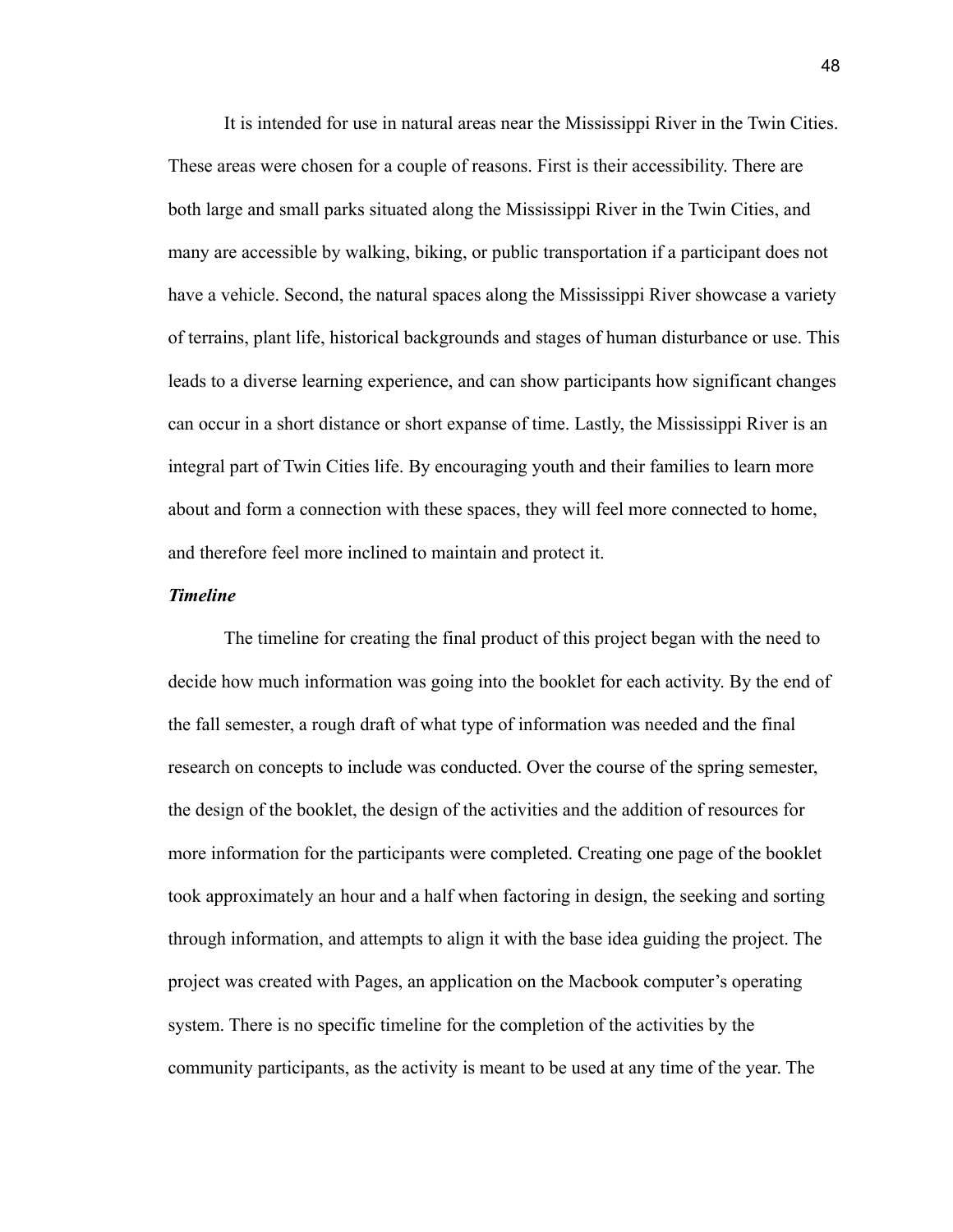It is intended for use in natural areas near the Mississippi River in the Twin Cities. These areas were chosen for a couple of reasons. First is their accessibility. There are both large and small parks situated along the Mississippi River in the Twin Cities, and many are accessible by walking, biking, or public transportation if a participant does not have a vehicle. Second, the natural spaces along the Mississippi River showcase a variety of terrains, plant life, historical backgrounds and stages of human disturbance or use. This leads to a diverse learning experience, and can show participants how significant changes can occur in a short distance or short expanse of time. Lastly, the Mississippi River is an integral part of Twin Cities life. By encouraging youth and their families to learn more about and form a connection with these spaces, they will feel more connected to home, and therefore feel more inclined to maintain and protect it.

***Timeline***

The timeline for creating the final product of this project began with the need to decide how much information was going into the booklet for each activity. By the end of the fall semester, a rough draft of what type of information was needed and the final research on concepts to include was conducted. Over the course of the spring semester, the design of the booklet, the design of the activities and the addition of resources for more information for the participants were completed. Creating one page of the booklet took approximately an hour and a half when factoring in design, the seeking and sorting through information, and attempts to align it with the base idea guiding the project. The project was created with Pages, an application on the Macbook computer's operating system. There is no specific timeline for the completion of the activities by the community participants, as the activity is meant to be used at any time of the year. The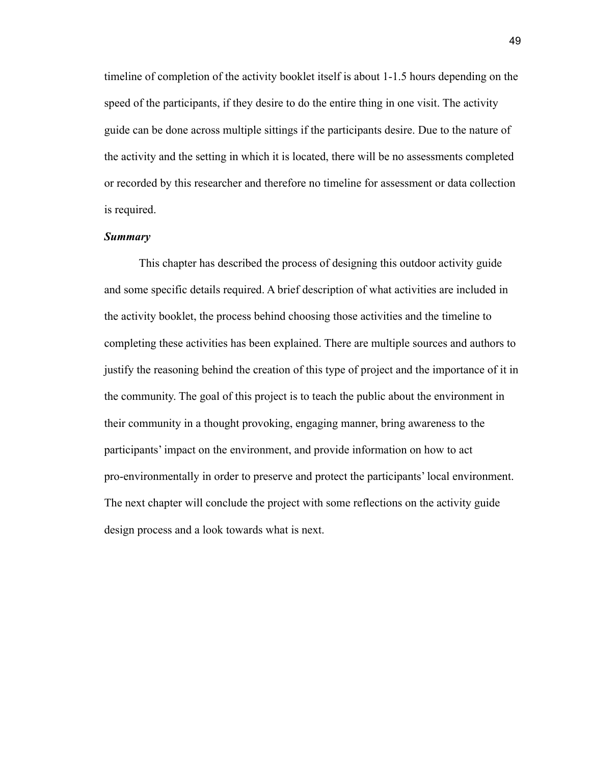timeline of completion of the activity booklet itself is about 1-1.5 hours depending on the speed of the participants, if they desire to do the entire thing in one visit. The activity guide can be done across multiple sittings if the participants desire. Due to the nature of the activity and the setting in which it is located, there will be no assessments completed or recorded by this researcher and therefore no timeline for assessment or data collection is required.

***Summary***

This chapter has described the process of designing this outdoor activity guide and some specific details required. A brief description of what activities are included in the activity booklet, the process behind choosing those activities and the timeline to completing these activities has been explained. There are multiple sources and authors to justify the reasoning behind the creation of this type of project and the importance of it in the community. The goal of this project is to teach the public about the environment in their community in a thought provoking, engaging manner, bring awareness to the participants' impact on the environment, and provide information on how to act pro-environmentally in order to preserve and protect the participants' local environment. The next chapter will conclude the project with some reflections on the activity guide design process and a look towards what is next.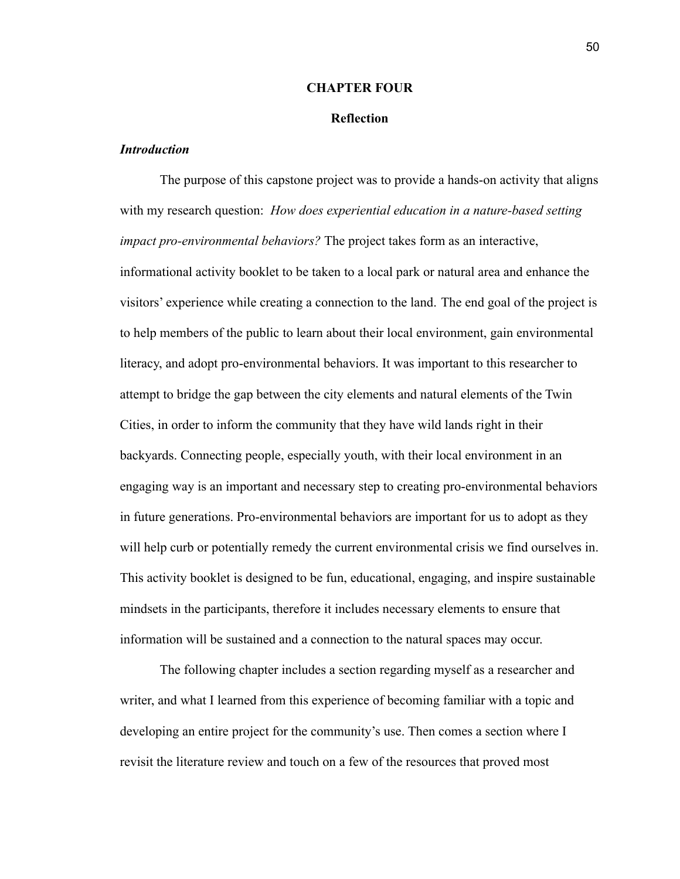# CHAPTER FOUR

## Reflection

### *Introduction*

The purpose of this capstone project was to provide a hands-on activity that aligns with my research question: *How does experiential education in a nature-based setting impact pro-environmental behaviors?* The project takes form as an interactive, informational activity booklet to be taken to a local park or natural area and enhance the visitors' experience while creating a connection to the land. The end goal of the project is to help members of the public to learn about their local environment, gain environmental literacy, and adopt pro-environmental behaviors. It was important to this researcher to attempt to bridge the gap between the city elements and natural elements of the Twin Cities, in order to inform the community that they have wild lands right in their backyards. Connecting people, especially youth, with their local environment in an engaging way is an important and necessary step to creating pro-environmental behaviors in future generations. Pro-environmental behaviors are important for us to adopt as they will help curb or potentially remedy the current environmental crisis we find ourselves in. This activity booklet is designed to be fun, educational, engaging, and inspire sustainable mindsets in the participants, therefore it includes necessary elements to ensure that information will be sustained and a connection to the natural spaces may occur.

The following chapter includes a section regarding myself as a researcher and writer, and what I learned from this experience of becoming familiar with a topic and developing an entire project for the community's use. Then comes a section where I revisit the literature review and touch on a few of the resources that proved most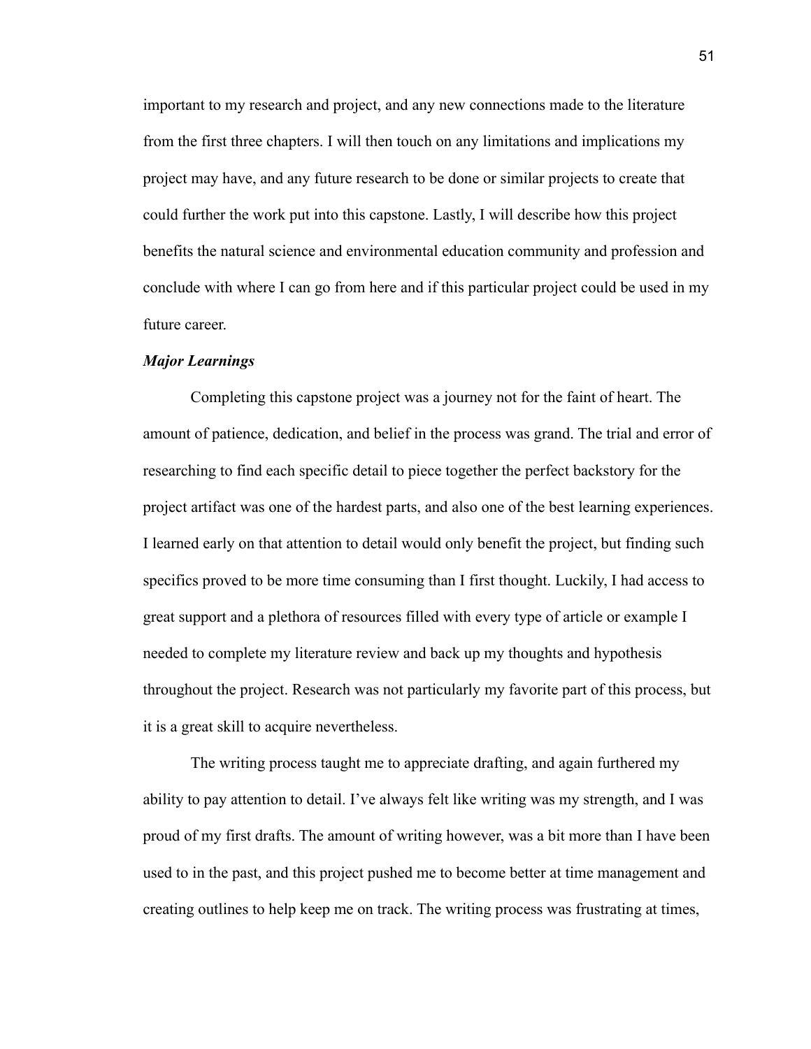important to my research and project, and any new connections made to the literature from the first three chapters. I will then touch on any limitations and implications my project may have, and any future research to be done or similar projects to create that could further the work put into this capstone. Lastly, I will describe how this project benefits the natural science and environmental education community and profession and conclude with where I can go from here and if this particular project could be used in my future career.

### ***Major Learnings***

Completing this capstone project was a journey not for the faint of heart. The amount of patience, dedication, and belief in the process was grand. The trial and error of researching to find each specific detail to piece together the perfect backstory for the project artifact was one of the hardest parts, and also one of the best learning experiences. I learned early on that attention to detail would only benefit the project, but finding such specifics proved to be more time consuming than I first thought. Luckily, I had access to great support and a plethora of resources filled with every type of article or example I needed to complete my literature review and back up my thoughts and hypothesis throughout the project. Research was not particularly my favorite part of this process, but it is a great skill to acquire nevertheless.

The writing process taught me to appreciate drafting, and again furthered my ability to pay attention to detail. I've always felt like writing was my strength, and I was proud of my first drafts. The amount of writing however, was a bit more than I have been used to in the past, and this project pushed me to become better at time management and creating outlines to help keep me on track. The writing process was frustrating at times,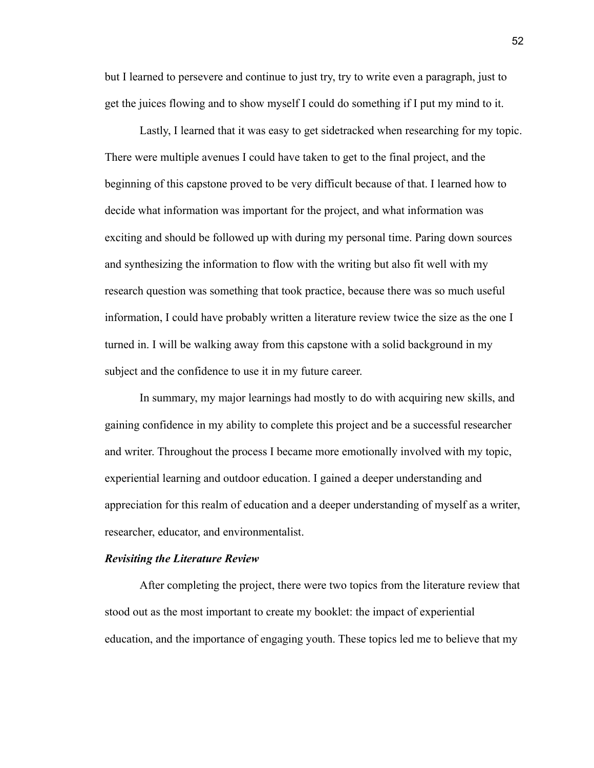but I learned to persevere and continue to just try, try to write even a paragraph, just to get the juices flowing and to show myself I could do something if I put my mind to it.

Lastly, I learned that it was easy to get sidetracked when researching for my topic. There were multiple avenues I could have taken to get to the final project, and the beginning of this capstone proved to be very difficult because of that. I learned how to decide what information was important for the project, and what information was exciting and should be followed up with during my personal time. Paring down sources and synthesizing the information to flow with the writing but also fit well with my research question was something that took practice, because there was so much useful information, I could have probably written a literature review twice the size as the one I turned in. I will be walking away from this capstone with a solid background in my subject and the confidence to use it in my future career.

In summary, my major learnings had mostly to do with acquiring new skills, and gaining confidence in my ability to complete this project and be a successful researcher and writer. Throughout the process I became more emotionally involved with my topic, experiential learning and outdoor education. I gained a deeper understanding and appreciation for this realm of education and a deeper understanding of myself as a writer, researcher, educator, and environmentalist.

### *Revisiting the Literature Review*

After completing the project, there were two topics from the literature review that stood out as the most important to create my booklet: the impact of experiential education, and the importance of engaging youth. These topics led me to believe that my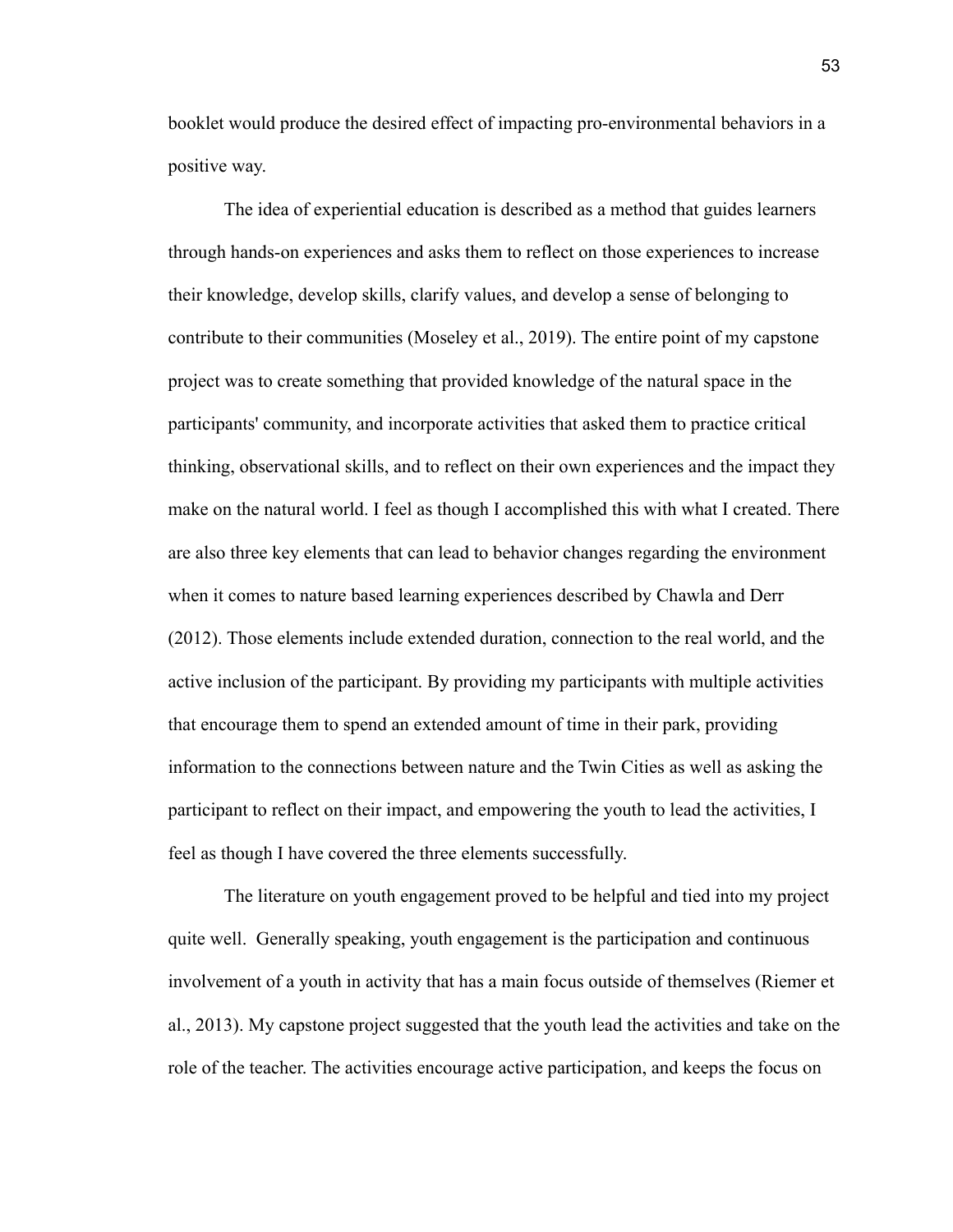booklet would produce the desired effect of impacting pro-environmental behaviors in a positive way.

The idea of experiential education is described as a method that guides learners through hands-on experiences and asks them to reflect on those experiences to increase their knowledge, develop skills, clarify values, and develop a sense of belonging to contribute to their communities (Moseley et al., 2019). The entire point of my capstone project was to create something that provided knowledge of the natural space in the participants' community, and incorporate activities that asked them to practice critical thinking, observational skills, and to reflect on their own experiences and the impact they make on the natural world. I feel as though I accomplished this with what I created. There are also three key elements that can lead to behavior changes regarding the environment when it comes to nature based learning experiences described by Chawla and Derr (2012). Those elements include extended duration, connection to the real world, and the active inclusion of the participant. By providing my participants with multiple activities that encourage them to spend an extended amount of time in their park, providing information to the connections between nature and the Twin Cities as well as asking the participant to reflect on their impact, and empowering the youth to lead the activities, I feel as though I have covered the three elements successfully.

The literature on youth engagement proved to be helpful and tied into my project quite well. Generally speaking, youth engagement is the participation and continuous involvement of a youth in activity that has a main focus outside of themselves (Riemer et al., 2013). My capstone project suggested that the youth lead the activities and take on the role of the teacher. The activities encourage active participation, and keeps the focus on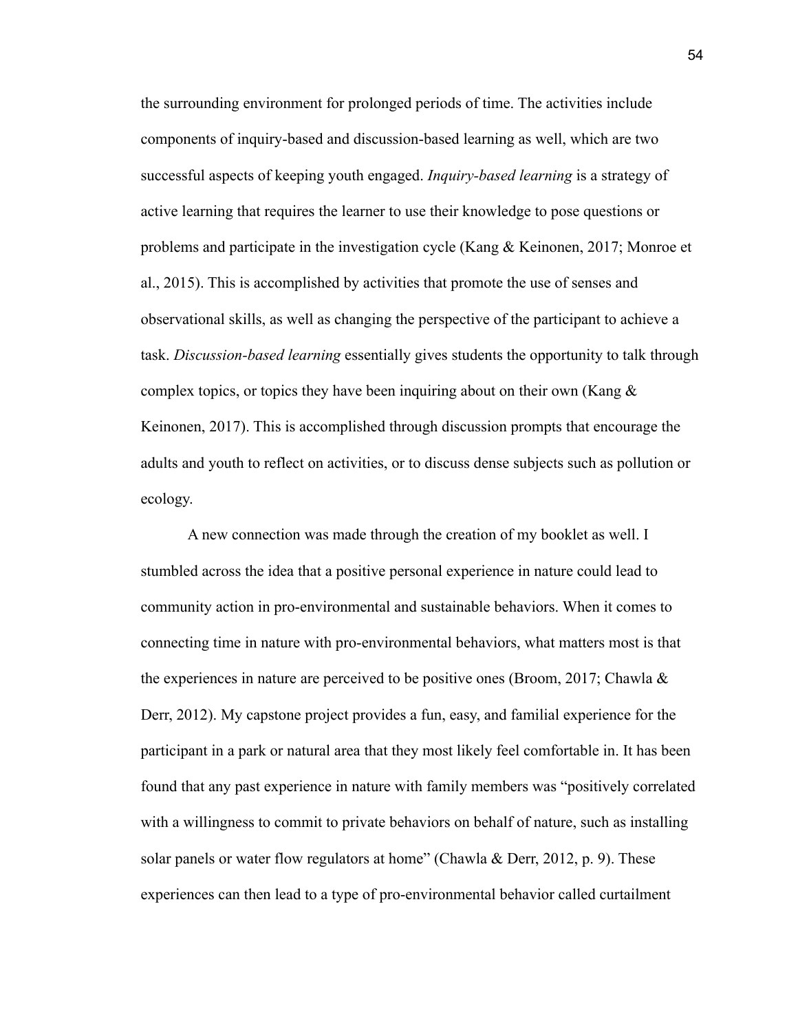the surrounding environment for prolonged periods of time. The activities include components of inquiry-based and discussion-based learning as well, which are two successful aspects of keeping youth engaged. *Inquiry-based learning* is a strategy of active learning that requires the learner to use their knowledge to pose questions or problems and participate in the investigation cycle (Kang & Keinonen, 2017; Monroe et al., 2015). This is accomplished by activities that promote the use of senses and observational skills, as well as changing the perspective of the participant to achieve a task. *Discussion-based learning* essentially gives students the opportunity to talk through complex topics, or topics they have been inquiring about on their own (Kang & Keinonen, 2017). This is accomplished through discussion prompts that encourage the adults and youth to reflect on activities, or to discuss dense subjects such as pollution or ecology.

A new connection was made through the creation of my booklet as well. I stumbled across the idea that a positive personal experience in nature could lead to community action in pro-environmental and sustainable behaviors. When it comes to connecting time in nature with pro-environmental behaviors, what matters most is that the experiences in nature are perceived to be positive ones (Broom, 2017; Chawla & Derr, 2012). My capstone project provides a fun, easy, and familial experience for the participant in a park or natural area that they most likely feel comfortable in. It has been found that any past experience in nature with family members was "positively correlated with a willingness to commit to private behaviors on behalf of nature, such as installing solar panels or water flow regulators at home" (Chawla & Derr, 2012, p. 9). These experiences can then lead to a type of pro-environmental behavior called curtailment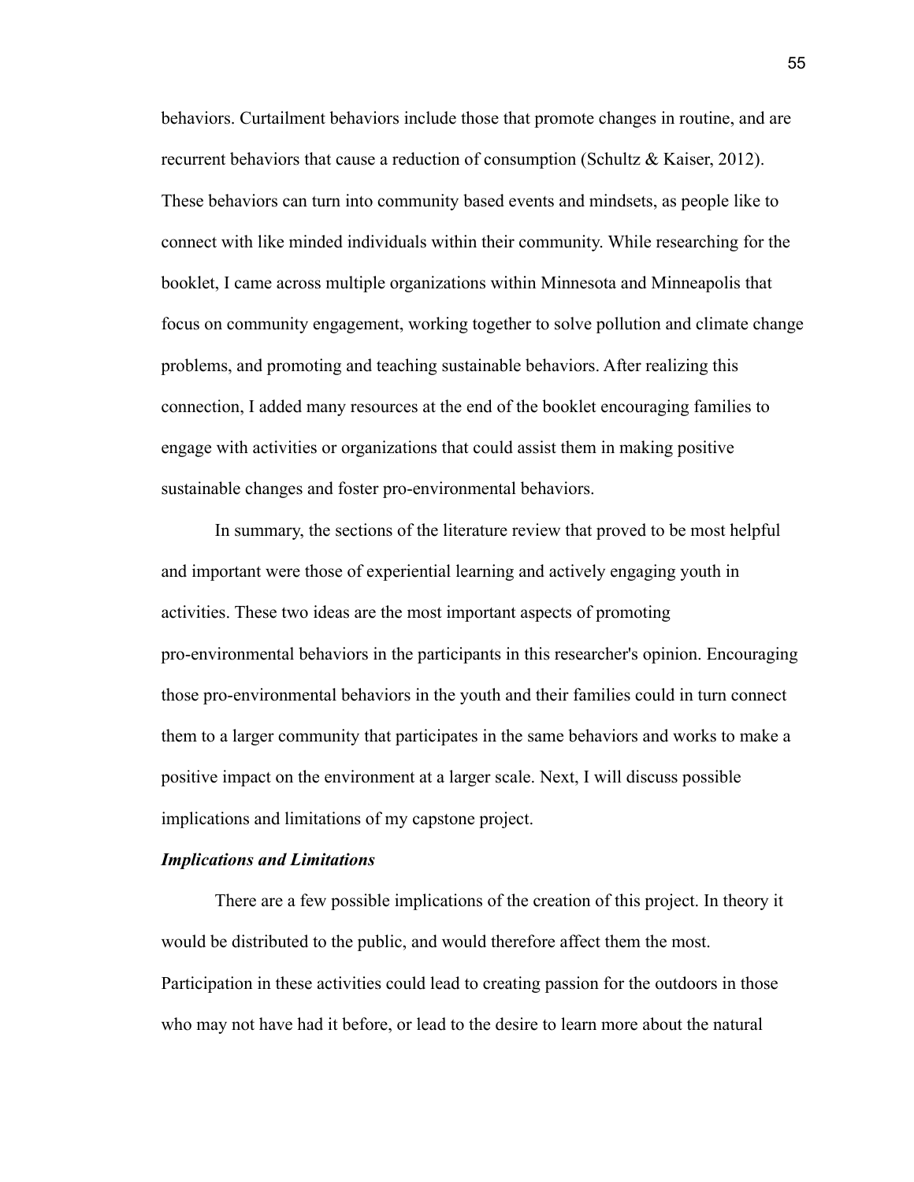behaviors. Curtailment behaviors include those that promote changes in routine, and are recurrent behaviors that cause a reduction of consumption (Schultz & Kaiser, 2012). These behaviors can turn into community based events and mindsets, as people like to connect with like minded individuals within their community. While researching for the booklet, I came across multiple organizations within Minnesota and Minneapolis that focus on community engagement, working together to solve pollution and climate change problems, and promoting and teaching sustainable behaviors. After realizing this connection, I added many resources at the end of the booklet encouraging families to engage with activities or organizations that could assist them in making positive sustainable changes and foster pro-environmental behaviors.

In summary, the sections of the literature review that proved to be most helpful and important were those of experiential learning and actively engaging youth in activities. These two ideas are the most important aspects of promoting pro-environmental behaviors in the participants in this researcher's opinion. Encouraging those pro-environmental behaviors in the youth and their families could in turn connect them to a larger community that participates in the same behaviors and works to make a positive impact on the environment at a larger scale. Next, I will discuss possible implications and limitations of my capstone project.

***Implications and Limitations***

There are a few possible implications of the creation of this project. In theory it would be distributed to the public, and would therefore affect them the most. Participation in these activities could lead to creating passion for the outdoors in those who may not have had it before, or lead to the desire to learn more about the natural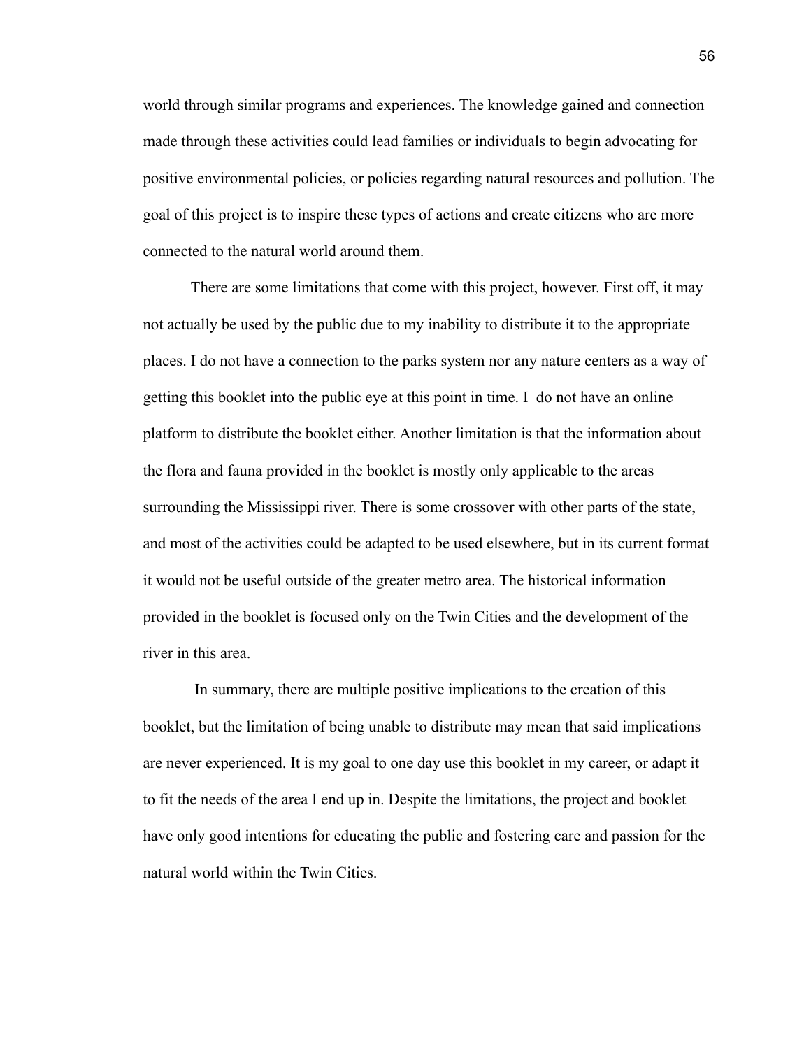world through similar programs and experiences. The knowledge gained and connection made through these activities could lead families or individuals to begin advocating for positive environmental policies, or policies regarding natural resources and pollution. The goal of this project is to inspire these types of actions and create citizens who are more connected to the natural world around them.

There are some limitations that come with this project, however. First off, it may not actually be used by the public due to my inability to distribute it to the appropriate places. I do not have a connection to the parks system nor any nature centers as a way of getting this booklet into the public eye at this point in time. I do not have an online platform to distribute the booklet either. Another limitation is that the information about the flora and fauna provided in the booklet is mostly only applicable to the areas surrounding the Mississippi river. There is some crossover with other parts of the state, and most of the activities could be adapted to be used elsewhere, but in its current format it would not be useful outside of the greater metro area. The historical information provided in the booklet is focused only on the Twin Cities and the development of the river in this area.

In summary, there are multiple positive implications to the creation of this booklet, but the limitation of being unable to distribute may mean that said implications are never experienced. It is my goal to one day use this booklet in my career, or adapt it to fit the needs of the area I end up in. Despite the limitations, the project and booklet have only good intentions for educating the public and fostering care and passion for the natural world within the Twin Cities.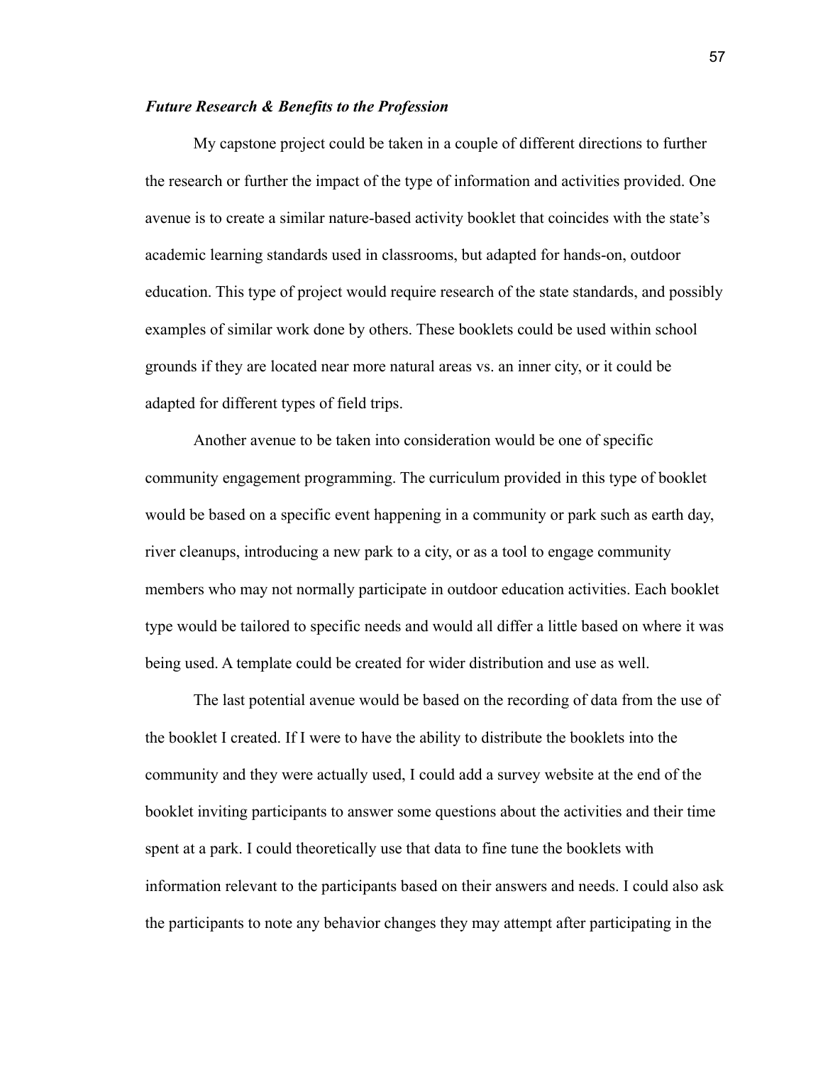### *Future Research & Benefits to the Profession*

My capstone project could be taken in a couple of different directions to further the research or further the impact of the type of information and activities provided. One avenue is to create a similar nature-based activity booklet that coincides with the state's academic learning standards used in classrooms, but adapted for hands-on, outdoor education. This type of project would require research of the state standards, and possibly examples of similar work done by others. These booklets could be used within school grounds if they are located near more natural areas vs. an inner city, or it could be adapted for different types of field trips.

Another avenue to be taken into consideration would be one of specific community engagement programming. The curriculum provided in this type of booklet would be based on a specific event happening in a community or park such as earth day, river cleanups, introducing a new park to a city, or as a tool to engage community members who may not normally participate in outdoor education activities. Each booklet type would be tailored to specific needs and would all differ a little based on where it was being used. A template could be created for wider distribution and use as well.

The last potential avenue would be based on the recording of data from the use of the booklet I created. If I were to have the ability to distribute the booklets into the community and they were actually used, I could add a survey website at the end of the booklet inviting participants to answer some questions about the activities and their time spent at a park. I could theoretically use that data to fine tune the booklets with information relevant to the participants based on their answers and needs. I could also ask the participants to note any behavior changes they may attempt after participating in the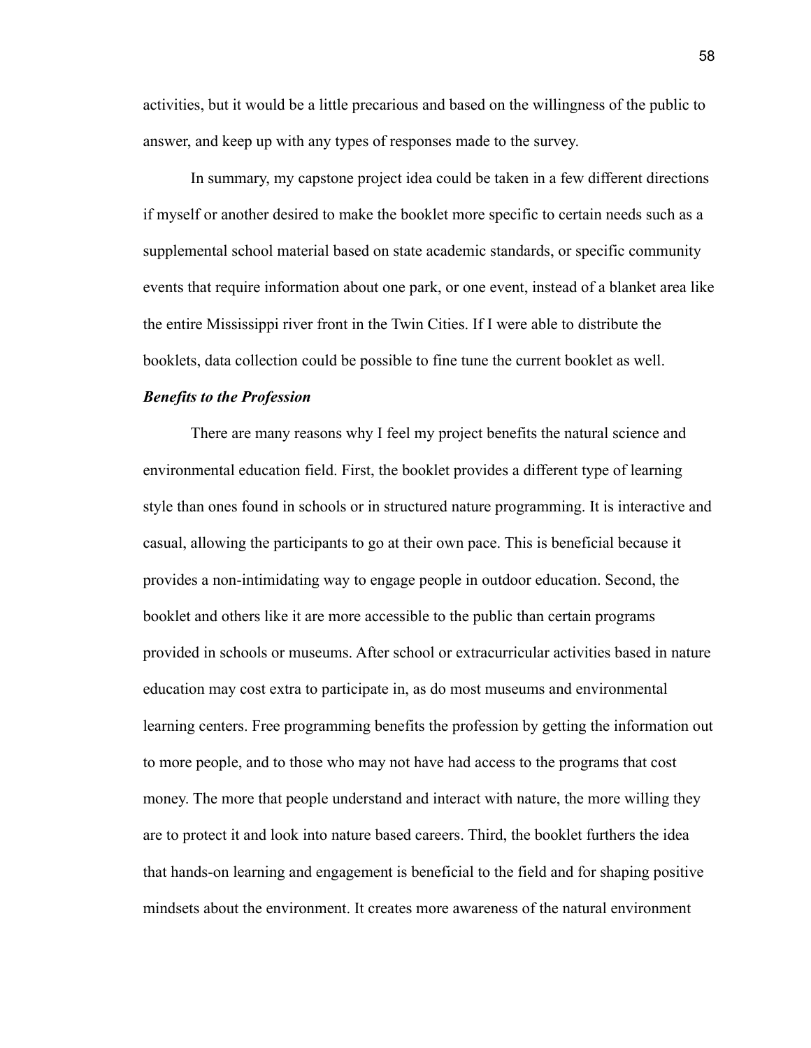activities, but it would be a little precarious and based on the willingness of the public to answer, and keep up with any types of responses made to the survey.

In summary, my capstone project idea could be taken in a few different directions if myself or another desired to make the booklet more specific to certain needs such as a supplemental school material based on state academic standards, or specific community events that require information about one park, or one event, instead of a blanket area like the entire Mississippi river front in the Twin Cities. If I were able to distribute the booklets, data collection could be possible to fine tune the current booklet as well.

### *Benefits to the Profession*

There are many reasons why I feel my project benefits the natural science and environmental education field. First, the booklet provides a different type of learning style than ones found in schools or in structured nature programming. It is interactive and casual, allowing the participants to go at their own pace. This is beneficial because it provides a non-intimidating way to engage people in outdoor education. Second, the booklet and others like it are more accessible to the public than certain programs provided in schools or museums. After school or extracurricular activities based in nature education may cost extra to participate in, as do most museums and environmental learning centers. Free programming benefits the profession by getting the information out to more people, and to those who may not have had access to the programs that cost money. The more that people understand and interact with nature, the more willing they are to protect it and look into nature based careers. Third, the booklet furthers the idea that hands-on learning and engagement is beneficial to the field and for shaping positive mindsets about the environment. It creates more awareness of the natural environment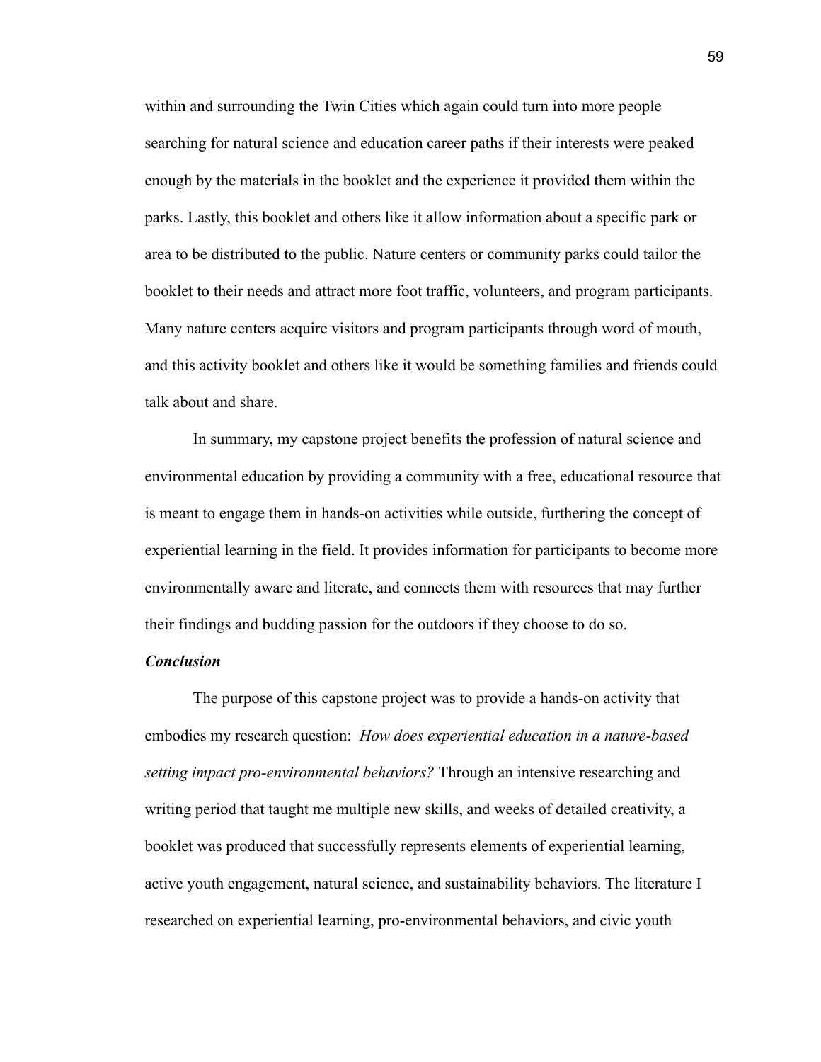within and surrounding the Twin Cities which again could turn into more people searching for natural science and education career paths if their interests were peaked enough by the materials in the booklet and the experience it provided them within the parks. Lastly, this booklet and others like it allow information about a specific park or area to be distributed to the public. Nature centers or community parks could tailor the booklet to their needs and attract more foot traffic, volunteers, and program participants. Many nature centers acquire visitors and program participants through word of mouth, and this activity booklet and others like it would be something families and friends could talk about and share.

In summary, my capstone project benefits the profession of natural science and environmental education by providing a community with a free, educational resource that is meant to engage them in hands-on activities while outside, furthering the concept of experiential learning in the field. It provides information for participants to become more environmentally aware and literate, and connects them with resources that may further their findings and budding passion for the outdoors if they choose to do so.

***Conclusion***

The purpose of this capstone project was to provide a hands-on activity that embodies my research question: *How does experiential education in a nature-based setting impact pro-environmental behaviors?* Through an intensive researching and writing period that taught me multiple new skills, and weeks of detailed creativity, a booklet was produced that successfully represents elements of experiential learning, active youth engagement, natural science, and sustainability behaviors. The literature I researched on experiential learning, pro-environmental behaviors, and civic youth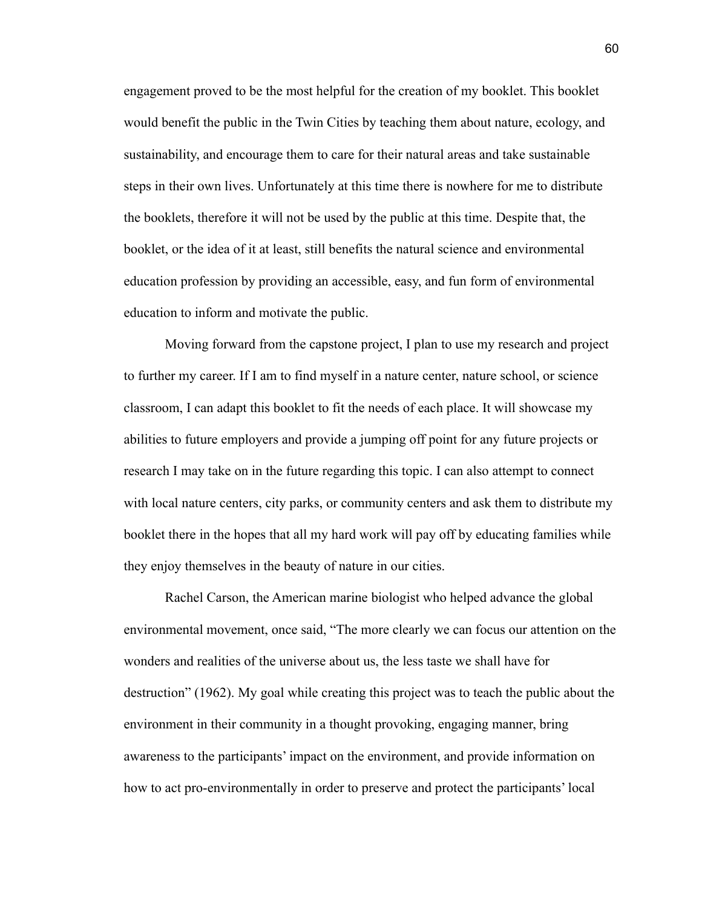engagement proved to be the most helpful for the creation of my booklet. This booklet would benefit the public in the Twin Cities by teaching them about nature, ecology, and sustainability, and encourage them to care for their natural areas and take sustainable steps in their own lives. Unfortunately at this time there is nowhere for me to distribute the booklets, therefore it will not be used by the public at this time. Despite that, the booklet, or the idea of it at least, still benefits the natural science and environmental education profession by providing an accessible, easy, and fun form of environmental education to inform and motivate the public.

Moving forward from the capstone project, I plan to use my research and project to further my career. If I am to find myself in a nature center, nature school, or science classroom, I can adapt this booklet to fit the needs of each place. It will showcase my abilities to future employers and provide a jumping off point for any future projects or research I may take on in the future regarding this topic. I can also attempt to connect with local nature centers, city parks, or community centers and ask them to distribute my booklet there in the hopes that all my hard work will pay off by educating families while they enjoy themselves in the beauty of nature in our cities.

Rachel Carson, the American marine biologist who helped advance the global environmental movement, once said, "The more clearly we can focus our attention on the wonders and realities of the universe about us, the less taste we shall have for destruction" (1962). My goal while creating this project was to teach the public about the environment in their community in a thought provoking, engaging manner, bring awareness to the participants' impact on the environment, and provide information on how to act pro-environmentally in order to preserve and protect the participants' local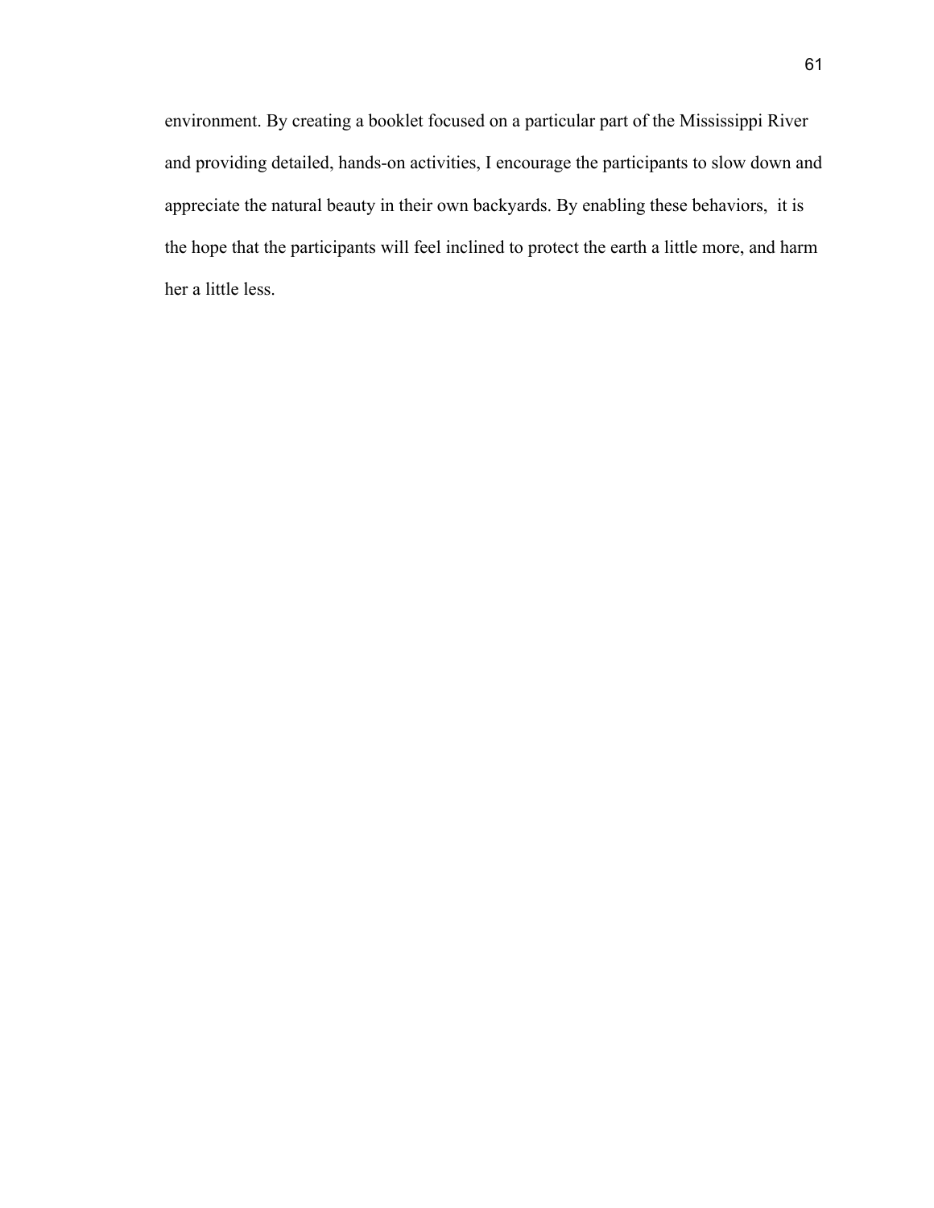environment. By creating a booklet focused on a particular part of the Mississippi River and providing detailed, hands-on activities, I encourage the participants to slow down and appreciate the natural beauty in their own backyards. By enabling these behaviors,  it is the hope that the participants will feel inclined to protect the earth a little more, and harm her a little less.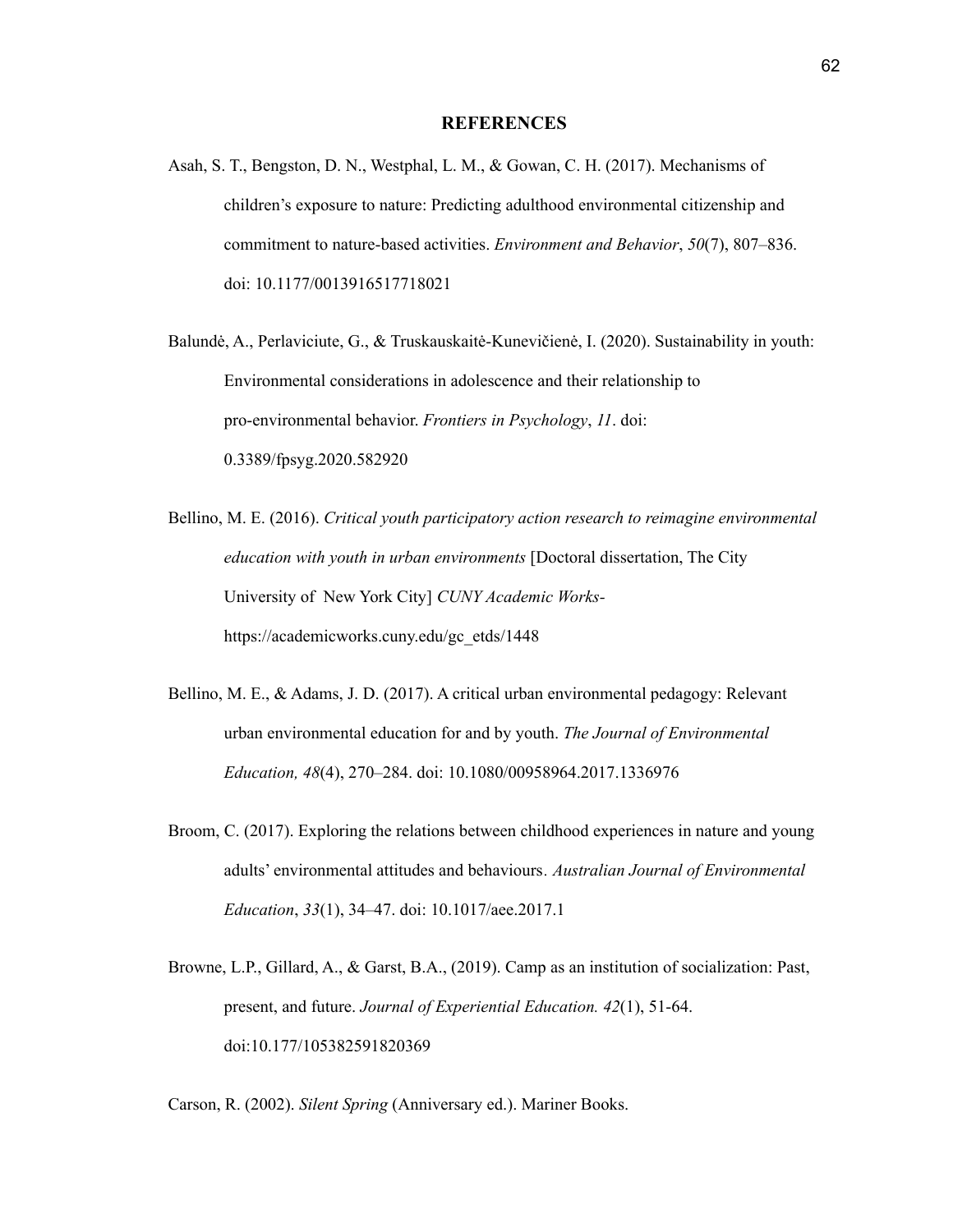# REFERENCES

Asah, S. T., Bengston, D. N., Westphal, L. M., & Gowan, C. H. (2017). Mechanisms of children's exposure to nature: Predicting adulthood environmental citizenship and commitment to nature-based activities. *Environment and Behavior*, *50*(7), 807–836. doi: 10.1177/0013916517718021

Balundė, A., Perlaviciute, G., & Truskauskaitė-Kunevičienė, I. (2020). Sustainability in youth: Environmental considerations in adolescence and their relationship to pro-environmental behavior. *Frontiers in Psychology*, *11*. doi: 0.3389/fpsyg.2020.582920

Bellino, M. E. (2016). *Critical youth participatory action research to reimagine environmental education with youth in urban environments* [Doctoral dissertation, The City University of New York City] *CUNY Academic Works*- https://academicworks.cuny.edu/gc_etds/1448

Bellino, M. E., & Adams, J. D. (2017). A critical urban environmental pedagogy: Relevant urban environmental education for and by youth. *The Journal of Environmental Education, 48*(4), 270–284. doi: 10.1080/00958964.2017.1336976

Broom, C. (2017). Exploring the relations between childhood experiences in nature and young adults' environmental attitudes and behaviours. *Australian Journal of Environmental Education*, *33*(1), 34–47. doi: 10.1017/aee.2017.1

Browne, L.P., Gillard, A., & Garst, B.A., (2019). Camp as an institution of socialization: Past, present, and future. *Journal of Experiential Education. 42*(1), 51-64. doi:10.177/105382591820369

Carson, R. (2002). *Silent Spring* (Anniversary ed.). Mariner Books.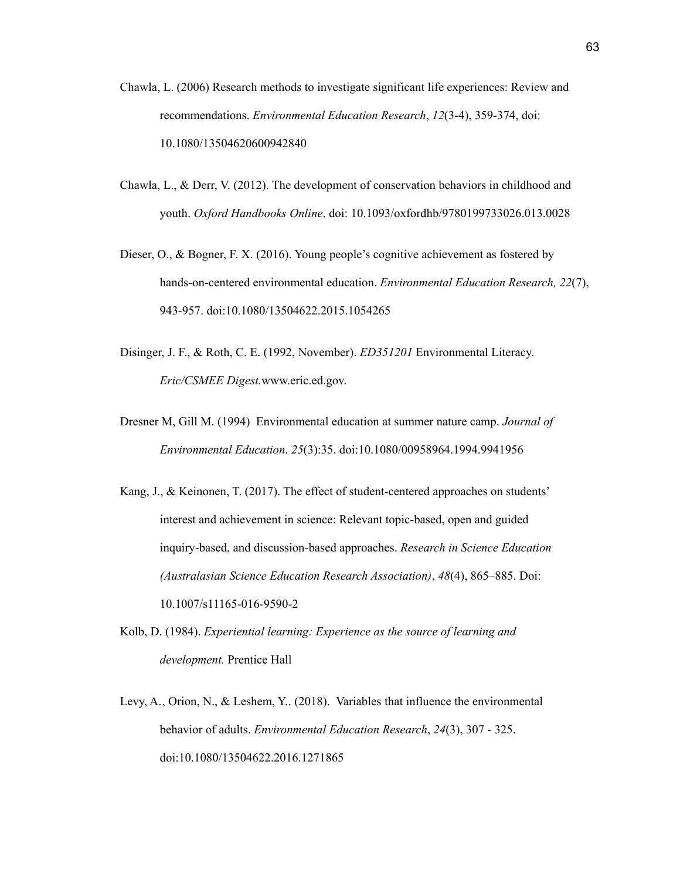Chawla, L. (2006) Research methods to investigate significant life experiences: Review and recommendations. *Environmental Education Research*, *12*(3-4), 359-374, doi: 10.1080/13504620600942840

Chawla, L., & Derr, V. (2012). The development of conservation behaviors in childhood and youth. *Oxford Handbooks Online*. doi: 10.1093/oxfordhb/9780199733026.013.0028

Dieser, O., & Bogner, F. X. (2016). Young people's cognitive achievement as fostered by hands-on-centered environmental education. *Environmental Education Research, 22*(7), 943-957. doi:10.1080/13504622.2015.1054265

Disinger, J. F., & Roth, C. E. (1992, November). *ED351201* Environmental Literacy. *Eric/CSMEE Digest.*www.eric.ed.gov.

Dresner M, Gill M. (1994) Environmental education at summer nature camp. *Journal of Environmental Education*. *25*(3):35. doi:10.1080/00958964.1994.9941956

Kang, J., & Keinonen, T. (2017). The effect of student-centered approaches on students' interest and achievement in science: Relevant topic-based, open and guided inquiry-based, and discussion-based approaches. *Research in Science Education (Australasian Science Education Research Association)*, *48*(4), 865–885. Doi: 10.1007/s11165-016-9590-2

Kolb, D. (1984). *Experiential learning: Experience as the source of learning and development.* Prentice Hall

Levy, A., Orion, N., & Leshem, Y.. (2018). Variables that influence the environmental behavior of adults. *Environmental Education Research*, *24*(3), 307 - 325. doi:10.1080/13504622.2016.1271865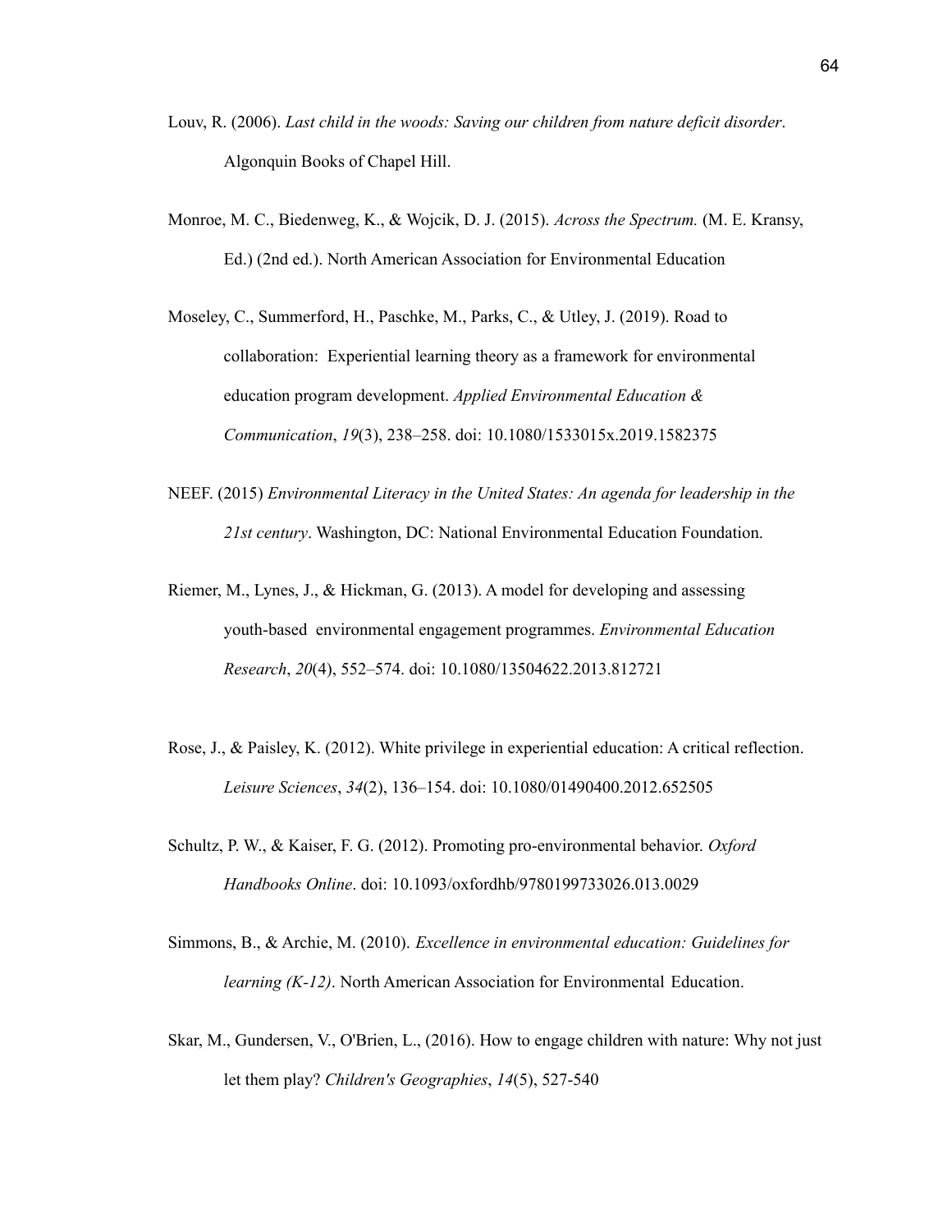Louv, R. (2006). *Last child in the woods: Saving our children from nature deficit disorder*. Algonquin Books of Chapel Hill.

Monroe, M. C., Biedenweg, K., & Wojcik, D. J. (2015). *Across the Spectrum.* (M. E. Kransy, Ed.) (2nd ed.). North American Association for Environmental Education

Moseley, C., Summerford, H., Paschke, M., Parks, C., & Utley, J. (2019). Road to collaboration: Experiential learning theory as a framework for environmental education program development. *Applied Environmental Education & Communication*, *19*(3), 238–258. doi: 10.1080/1533015x.2019.1582375

NEEF. (2015) *Environmental Literacy in the United States: An agenda for leadership in the 21st century*. Washington, DC: National Environmental Education Foundation.

Riemer, M., Lynes, J., & Hickman, G. (2013). A model for developing and assessing youth-based environmental engagement programmes. *Environmental Education Research*, *20*(4), 552–574. doi: 10.1080/13504622.2013.812721

Rose, J., & Paisley, K. (2012). White privilege in experiential education: A critical reflection. *Leisure Sciences*, *34*(2), 136–154. doi: 10.1080/01490400.2012.652505

Schultz, P. W., & Kaiser, F. G. (2012). Promoting pro-environmental behavior. *Oxford Handbooks Online*. doi: 10.1093/oxfordhb/9780199733026.013.0029

Simmons, B., & Archie, M. (2010). *Excellence in environmental education: Guidelines for learning (K-12)*. North American Association for Environmental Education.

Skar, M., Gundersen, V., O'Brien, L., (2016). How to engage children with nature: Why not just let them play? *Children's Geographies*, *14*(5), 527-540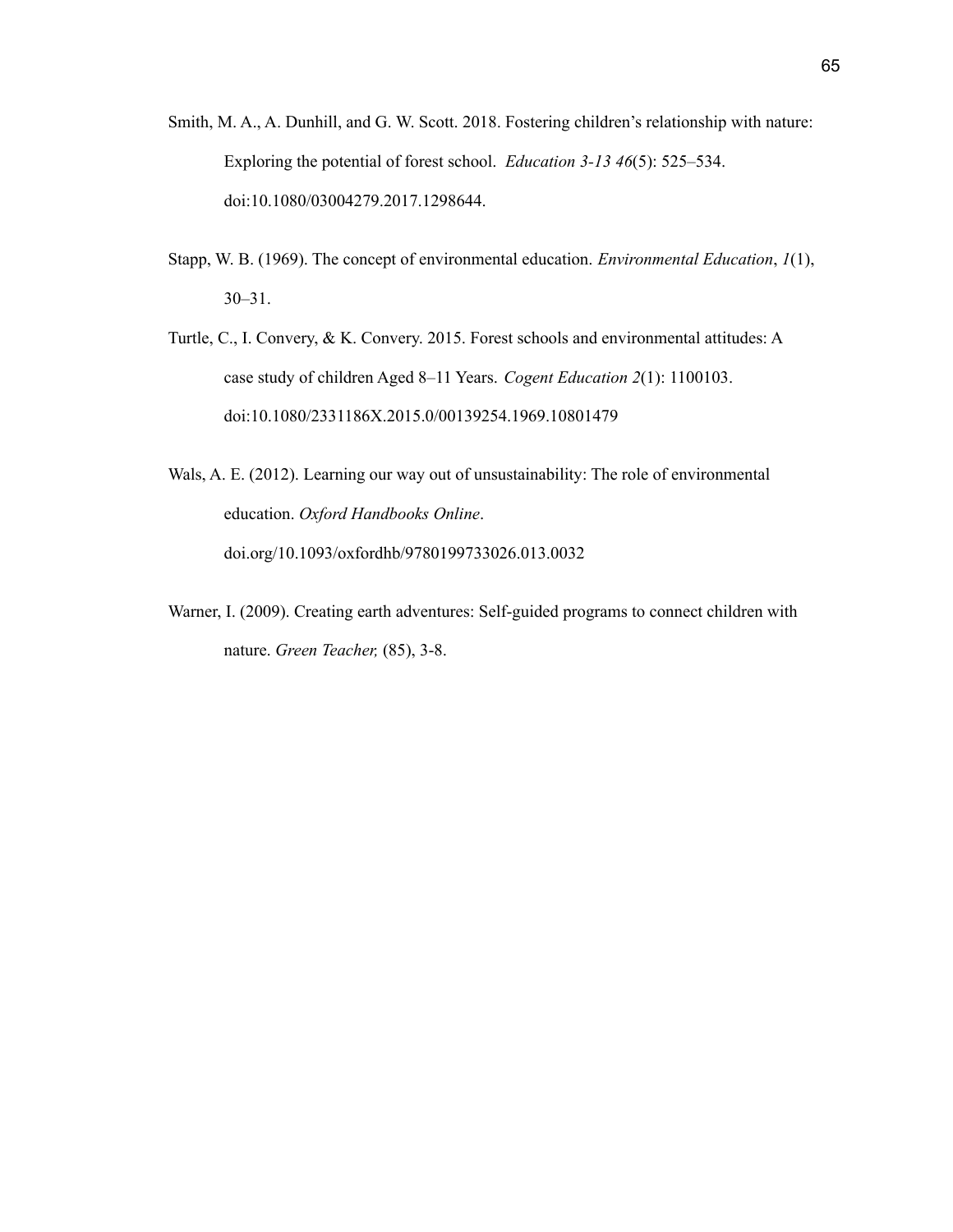Smith, M. A., A. Dunhill, and G. W. Scott. 2018. Fostering children's relationship with nature: Exploring the potential of forest school. *Education 3-13 46*(5): 525–534. doi:10.1080/03004279.2017.1298644.

Stapp, W. B. (1969). The concept of environmental education. *Environmental Education*, *1*(1), 30–31.

Turtle, C., I. Convery, & K. Convery. 2015. Forest schools and environmental attitudes: A case study of children Aged 8–11 Years. *Cogent Education 2*(1): 1100103. doi:10.1080/2331186X.2015.0/00139254.1969.10801479

Wals, A. E. (2012). Learning our way out of unsustainability: The role of environmental education. *Oxford Handbooks Online*. doi.org/10.1093/oxfordhb/9780199733026.013.0032

Warner, I. (2009). Creating earth adventures: Self-guided programs to connect children with nature. *Green Teacher,* (85), 3-8.